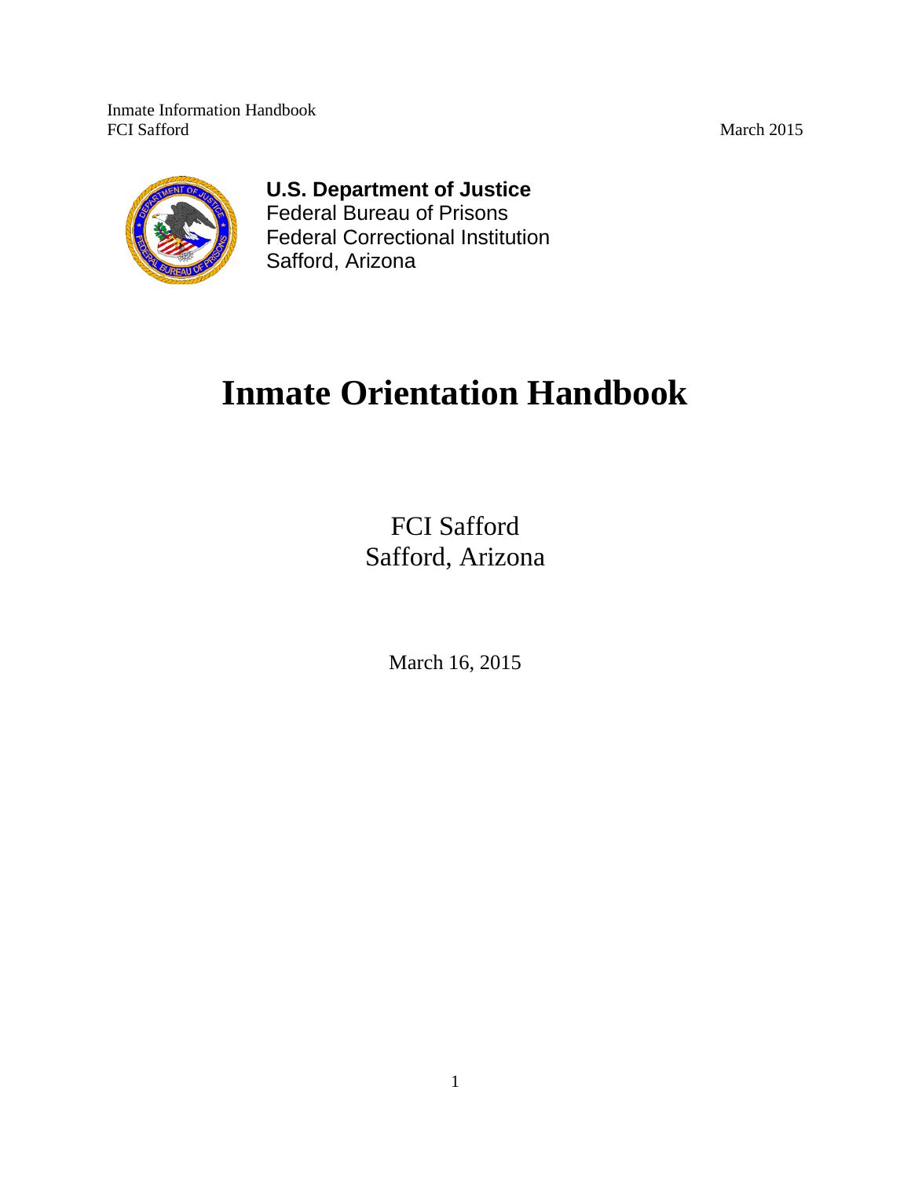**U.S. Department of Justice**
Federal Bureau of Prisons
Federal Correctional Institution
Safford, Arizona

# Inmate Orientation Handbook

FCI Safford
Safford, Arizona

March 16, 2015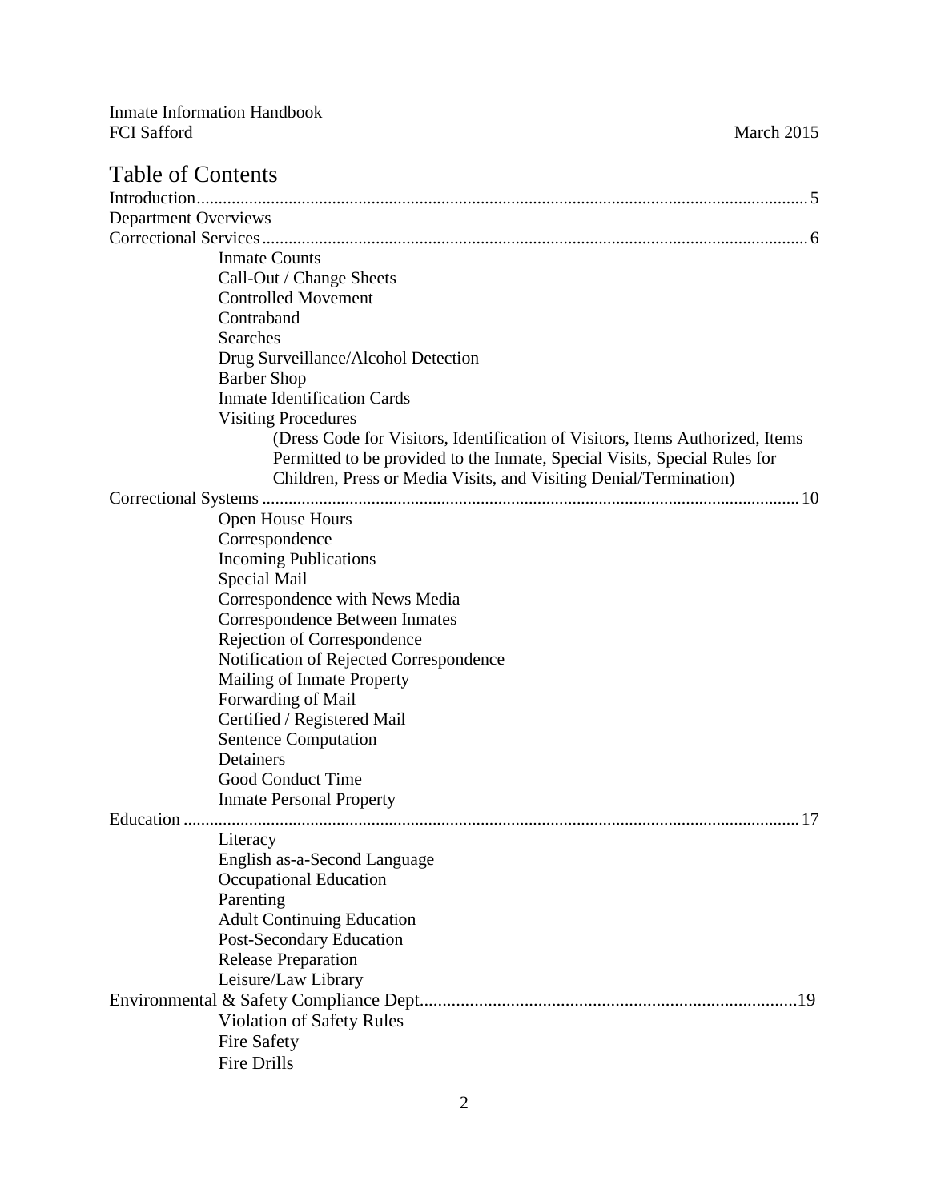Inmate Information Handbook
FCI Safford
March 2015

# Table of Contents

Introduction .......... 5

Department Overviews

Correctional Services .......... 6

- Inmate Counts
- Call-Out / Change Sheets
- Controlled Movement
- Contraband
- Searches
- Drug Surveillance/Alcohol Detection
- Barber Shop
- Inmate Identification Cards
- Visiting Procedures
    - (Dress Code for Visitors, Identification of Visitors, Items Authorized, Items Permitted to be provided to the Inmate, Special Visits, Special Rules for Children, Press or Media Visits, and Visiting Denial/Termination)

Correctional Systems .......... 10

- Open House Hours
- Correspondence
- Incoming Publications
- Special Mail
- Correspondence with News Media
- Correspondence Between Inmates
- Rejection of Correspondence
- Notification of Rejected Correspondence
- Mailing of Inmate Property
- Forwarding of Mail
- Certified / Registered Mail
- Sentence Computation
- Detainers
- Good Conduct Time
- Inmate Personal Property

Education .......... 17

- Literacy
- English as-a-Second Language
- Occupational Education
- Parenting
- Adult Continuing Education
- Post-Secondary Education
- Release Preparation
- Leisure/Law Library

Environmental & Safety Compliance Dept .......... 19

- Violation of Safety Rules
- Fire Safety
- Fire Drills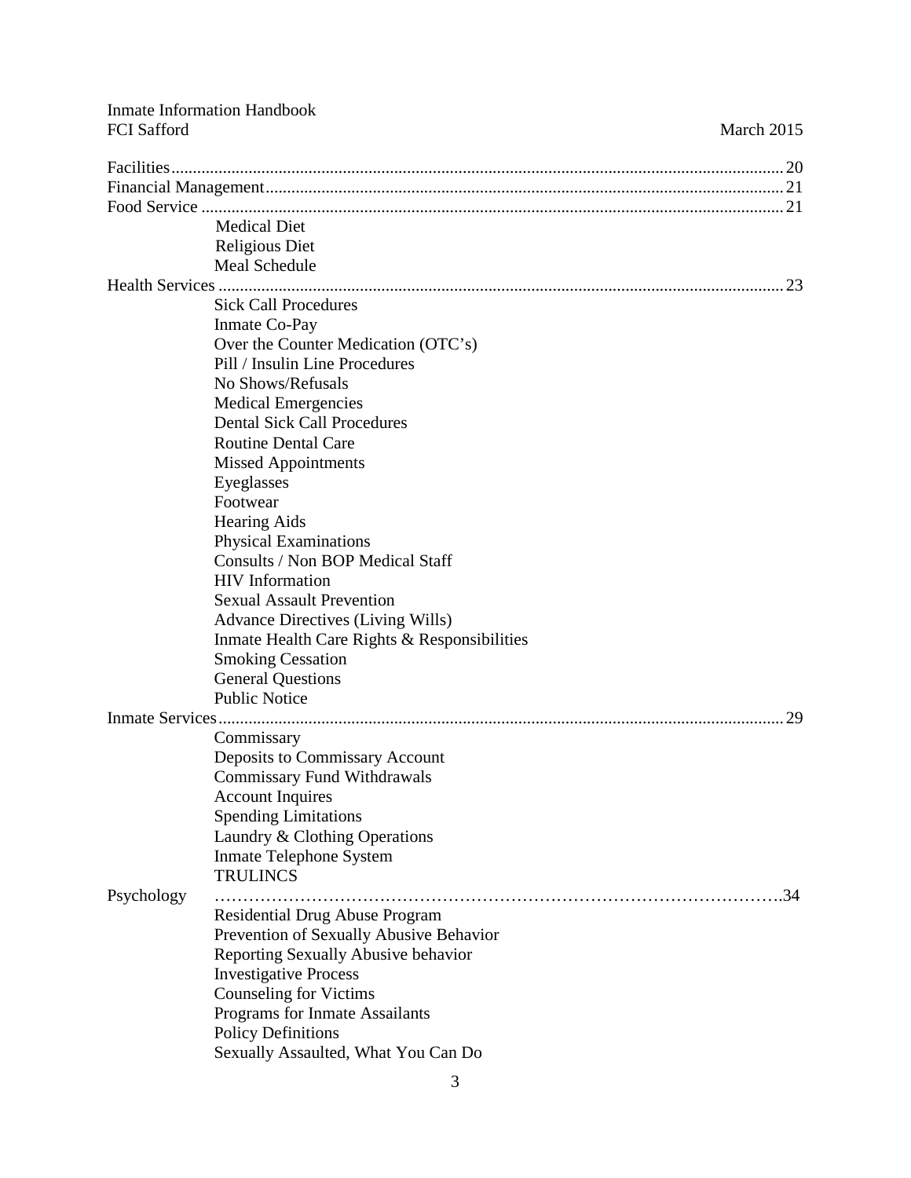Facilities ........................................................................................................................... 20
Financial Management ....................................................................................................... 21
Food Service ....................................................................................................................... 21

- Medical Diet
- Religious Diet
- Meal Schedule

Health Services ................................................................................................................... 23

- Sick Call Procedures
- Inmate Co-Pay
- Over the Counter Medication (OTC's)
- Pill / Insulin Line Procedures
- No Shows/Refusals
- Medical Emergencies
- Dental Sick Call Procedures
- Routine Dental Care
- Missed Appointments
- Eyeglasses
- Footwear
- Hearing Aids
- Physical Examinations
- Consults / Non BOP Medical Staff
- HIV Information
- Sexual Assault Prevention
- Advance Directives (Living Wills)
- Inmate Health Care Rights & Responsibilities
- Smoking Cessation
- General Questions
- Public Notice

Inmate Services .................................................................................................................. 29

- Commissary
- Deposits to Commissary Account
- Commissary Fund Withdrawals
- Account Inquires
- Spending Limitations
- Laundry & Clothing Operations
- Inmate Telephone System
- TRULINCS

Psychology ………………………………………………………………………………….34

- Residential Drug Abuse Program
- Prevention of Sexually Abusive Behavior
- Reporting Sexually Abusive behavior
- Investigative Process
- Counseling for Victims
- Programs for Inmate Assailants
- Policy Definitions
- Sexually Assaulted, What You Can Do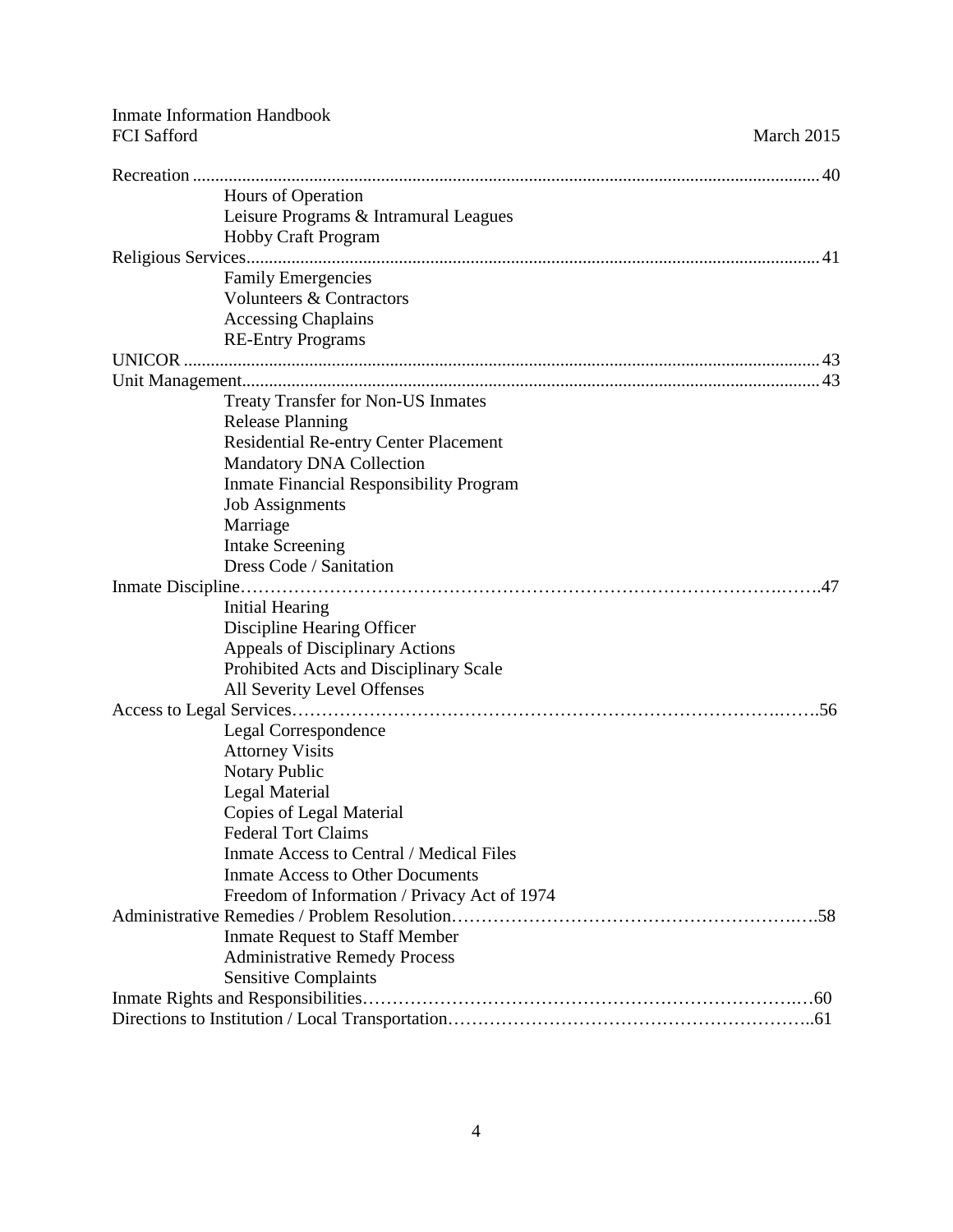Recreation ........................................................................................................................ 40
- Hours of Operation
- Leisure Programs & Intramural Leagues
- Hobby Craft Program

Religious Services............................................................................................................. 41
- Family Emergencies
- Volunteers & Contractors
- Accessing Chaplains
- RE-Entry Programs

UNICOR .......................................................................................................................... 43

Unit Management............................................................................................................. 43
- Treaty Transfer for Non-US Inmates
- Release Planning
- Residential Re-entry Center Placement
- Mandatory DNA Collection
- Inmate Financial Responsibility Program
- Job Assignments
- Marriage
- Intake Screening
- Dress Code / Sanitation

Inmate Discipline……………………………………………………………………….…….47
- Initial Hearing
- Discipline Hearing Officer
- Appeals of Disciplinary Actions
- Prohibited Acts and Disciplinary Scale
- All Severity Level Offenses

Access to Legal Services……………………………………………………………….…….56
- Legal Correspondence
- Attorney Visits
- Notary Public
- Legal Material
- Copies of Legal Material
- Federal Tort Claims
- Inmate Access to Central / Medical Files
- Inmate Access to Other Documents
- Freedom of Information / Privacy Act of 1974

Administrative Remedies / Problem Resolution…………………………………………..…..58
- Inmate Request to Staff Member
- Administrative Remedy Process
- Sensitive Complaints

Inmate Rights and Responsibilities………………………………………………………..…60

Directions to Institution / Local Transportation……………………………………………..61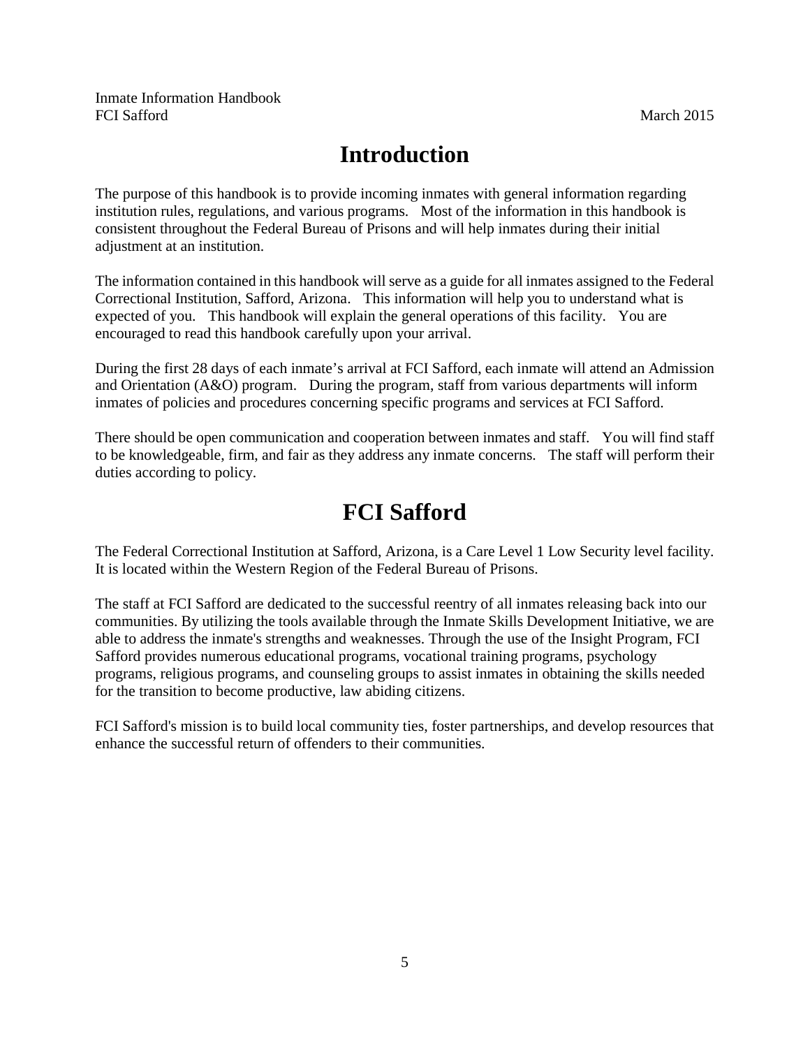# Introduction

The purpose of this handbook is to provide incoming inmates with general information regarding institution rules, regulations, and various programs. Most of the information in this handbook is consistent throughout the Federal Bureau of Prisons and will help inmates during their initial adjustment at an institution.

The information contained in this handbook will serve as a guide for all inmates assigned to the Federal Correctional Institution, Safford, Arizona. This information will help you to understand what is expected of you. This handbook will explain the general operations of this facility. You are encouraged to read this handbook carefully upon your arrival.

During the first 28 days of each inmate's arrival at FCI Safford, each inmate will attend an Admission and Orientation (A&O) program. During the program, staff from various departments will inform inmates of policies and procedures concerning specific programs and services at FCI Safford.

There should be open communication and cooperation between inmates and staff. You will find staff to be knowledgeable, firm, and fair as they address any inmate concerns. The staff will perform their duties according to policy.

# FCI Safford

The Federal Correctional Institution at Safford, Arizona, is a Care Level 1 Low Security level facility. It is located within the Western Region of the Federal Bureau of Prisons.

The staff at FCI Safford are dedicated to the successful reentry of all inmates releasing back into our communities. By utilizing the tools available through the Inmate Skills Development Initiative, we are able to address the inmate's strengths and weaknesses. Through the use of the Insight Program, FCI Safford provides numerous educational programs, vocational training programs, psychology programs, religious programs, and counseling groups to assist inmates in obtaining the skills needed for the transition to become productive, law abiding citizens.

FCI Safford's mission is to build local community ties, foster partnerships, and develop resources that enhance the successful return of offenders to their communities.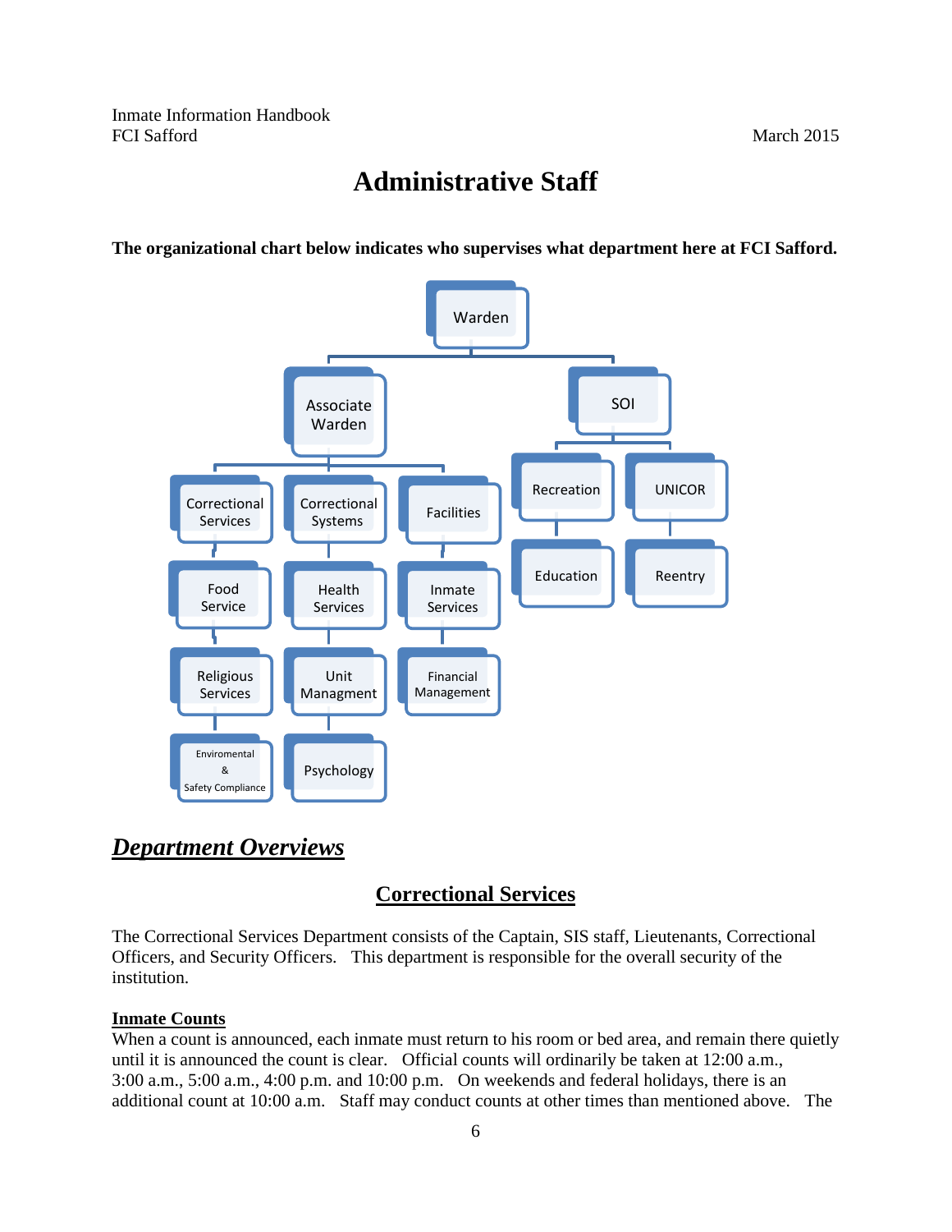# Administrative Staff

**The organizational chart below indicates who supervises what department here at FCI Safford.**

- Warden
  - Associate Warden
    - Correctional Services
      - Food Service
      - Religious Services
      - Enviromental & Safety Compliance
    - Correctional Systems
      - Health Services
      - Unit Managment
      - Psychology
    - Facilities
      - Inmate Services
      - Financial Management
  - SOI
    - Recreation
      - Education
    - UNICOR
      - Reentry

## ***Department Overviews***

### Correctional Services

The Correctional Services Department consists of the Captain, SIS staff, Lieutenants, Correctional Officers, and Security Officers. This department is responsible for the overall security of the institution.

**Inmate Counts**

When a count is announced, each inmate must return to his room or bed area, and remain there quietly until it is announced the count is clear. Official counts will ordinarily be taken at 12:00 a.m., 3:00 a.m., 5:00 a.m., 4:00 p.m. and 10:00 p.m. On weekends and federal holidays, there is an additional count at 10:00 a.m. Staff may conduct counts at other times than mentioned above. The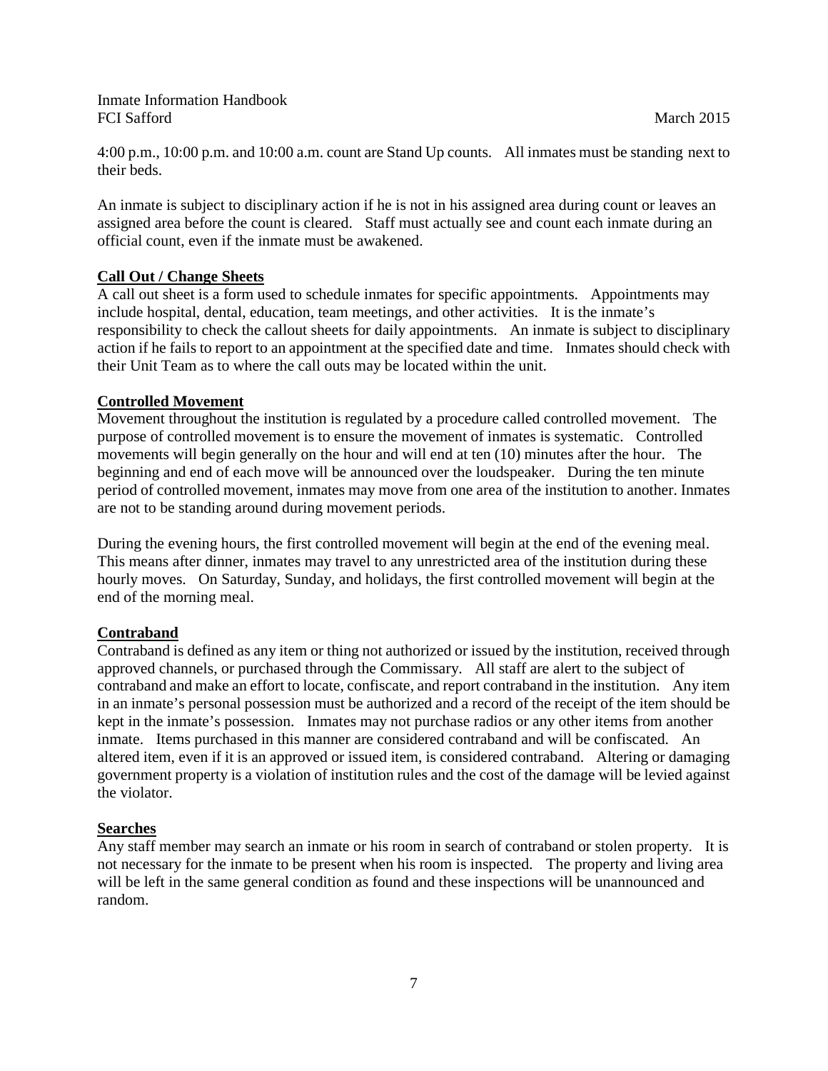4:00 p.m., 10:00 p.m. and 10:00 a.m. count are Stand Up counts. All inmates must be standing next to their beds.

An inmate is subject to disciplinary action if he is not in his assigned area during count or leaves an assigned area before the count is cleared. Staff must actually see and count each inmate during an official count, even if the inmate must be awakened.

**Call Out / Change Sheets**

A call out sheet is a form used to schedule inmates for specific appointments. Appointments may include hospital, dental, education, team meetings, and other activities. It is the inmate's responsibility to check the callout sheets for daily appointments. An inmate is subject to disciplinary action if he fails to report to an appointment at the specified date and time. Inmates should check with their Unit Team as to where the call outs may be located within the unit.

**Controlled Movement**

Movement throughout the institution is regulated by a procedure called controlled movement. The purpose of controlled movement is to ensure the movement of inmates is systematic. Controlled movements will begin generally on the hour and will end at ten (10) minutes after the hour. The beginning and end of each move will be announced over the loudspeaker. During the ten minute period of controlled movement, inmates may move from one area of the institution to another. Inmates are not to be standing around during movement periods.

During the evening hours, the first controlled movement will begin at the end of the evening meal. This means after dinner, inmates may travel to any unrestricted area of the institution during these hourly moves. On Saturday, Sunday, and holidays, the first controlled movement will begin at the end of the morning meal.

**Contraband**

Contraband is defined as any item or thing not authorized or issued by the institution, received through approved channels, or purchased through the Commissary. All staff are alert to the subject of contraband and make an effort to locate, confiscate, and report contraband in the institution. Any item in an inmate's personal possession must be authorized and a record of the receipt of the item should be kept in the inmate's possession. Inmates may not purchase radios or any other items from another inmate. Items purchased in this manner are considered contraband and will be confiscated. An altered item, even if it is an approved or issued item, is considered contraband. Altering or damaging government property is a violation of institution rules and the cost of the damage will be levied against the violator.

**Searches**

Any staff member may search an inmate or his room in search of contraband or stolen property. It is not necessary for the inmate to be present when his room is inspected. The property and living area will be left in the same general condition as found and these inspections will be unannounced and random.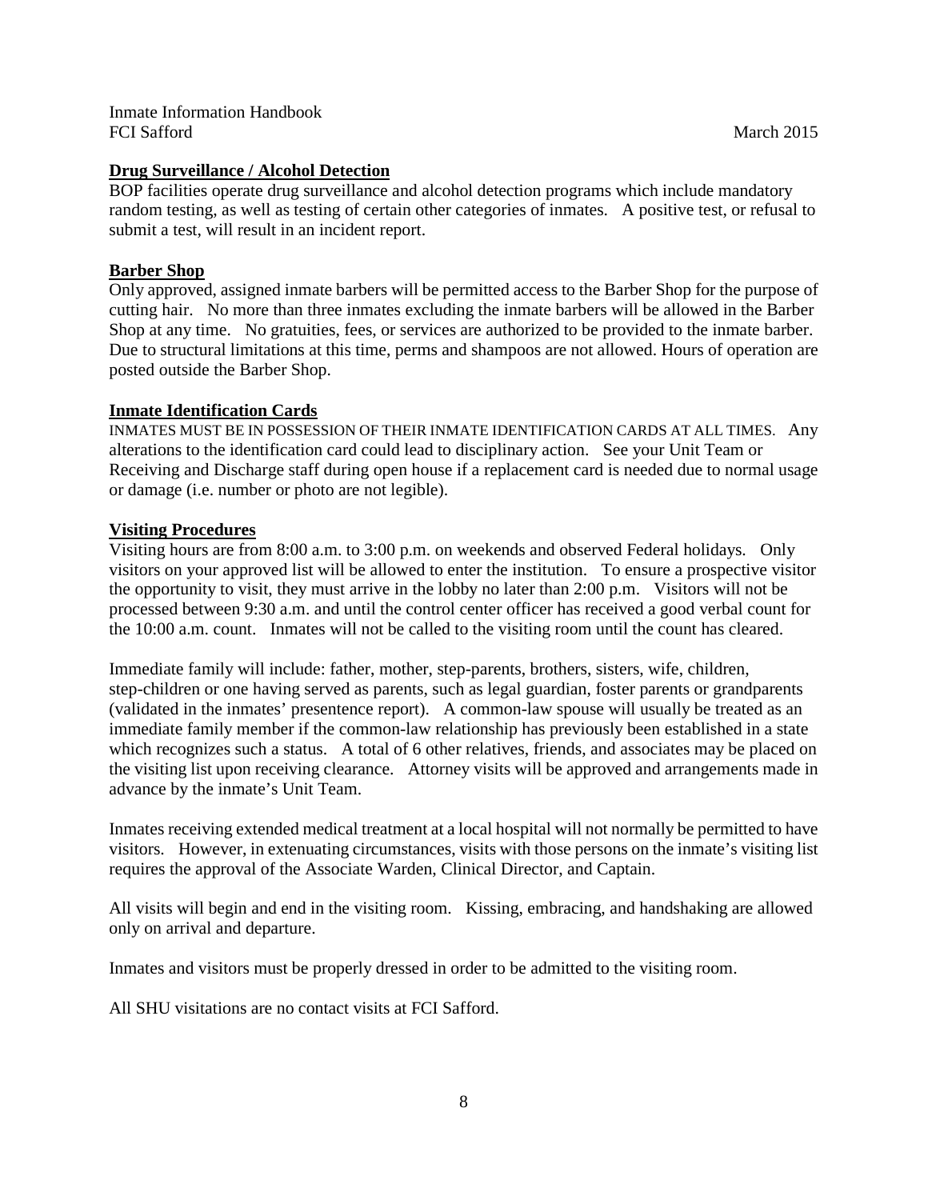**Drug Surveillance / Alcohol Detection**

BOP facilities operate drug surveillance and alcohol detection programs which include mandatory random testing, as well as testing of certain other categories of inmates. A positive test, or refusal to submit a test, will result in an incident report.

**Barber Shop**

Only approved, assigned inmate barbers will be permitted access to the Barber Shop for the purpose of cutting hair. No more than three inmates excluding the inmate barbers will be allowed in the Barber Shop at any time. No gratuities, fees, or services are authorized to be provided to the inmate barber. Due to structural limitations at this time, perms and shampoos are not allowed. Hours of operation are posted outside the Barber Shop.

**Inmate Identification Cards**

INMATES MUST BE IN POSSESSION OF THEIR INMATE IDENTIFICATION CARDS AT ALL TIMES. Any alterations to the identification card could lead to disciplinary action. See your Unit Team or Receiving and Discharge staff during open house if a replacement card is needed due to normal usage or damage (i.e. number or photo are not legible).

**Visiting Procedures**

Visiting hours are from 8:00 a.m. to 3:00 p.m. on weekends and observed Federal holidays. Only visitors on your approved list will be allowed to enter the institution. To ensure a prospective visitor the opportunity to visit, they must arrive in the lobby no later than 2:00 p.m. Visitors will not be processed between 9:30 a.m. and until the control center officer has received a good verbal count for the 10:00 a.m. count. Inmates will not be called to the visiting room until the count has cleared.

Immediate family will include: father, mother, step-parents, brothers, sisters, wife, children, step-children or one having served as parents, such as legal guardian, foster parents or grandparents (validated in the inmates' presentence report). A common-law spouse will usually be treated as an immediate family member if the common-law relationship has previously been established in a state which recognizes such a status. A total of 6 other relatives, friends, and associates may be placed on the visiting list upon receiving clearance. Attorney visits will be approved and arrangements made in advance by the inmate's Unit Team.

Inmates receiving extended medical treatment at a local hospital will not normally be permitted to have visitors. However, in extenuating circumstances, visits with those persons on the inmate's visiting list requires the approval of the Associate Warden, Clinical Director, and Captain.

All visits will begin and end in the visiting room. Kissing, embracing, and handshaking are allowed only on arrival and departure.

Inmates and visitors must be properly dressed in order to be admitted to the visiting room.

All SHU visitations are no contact visits at FCI Safford.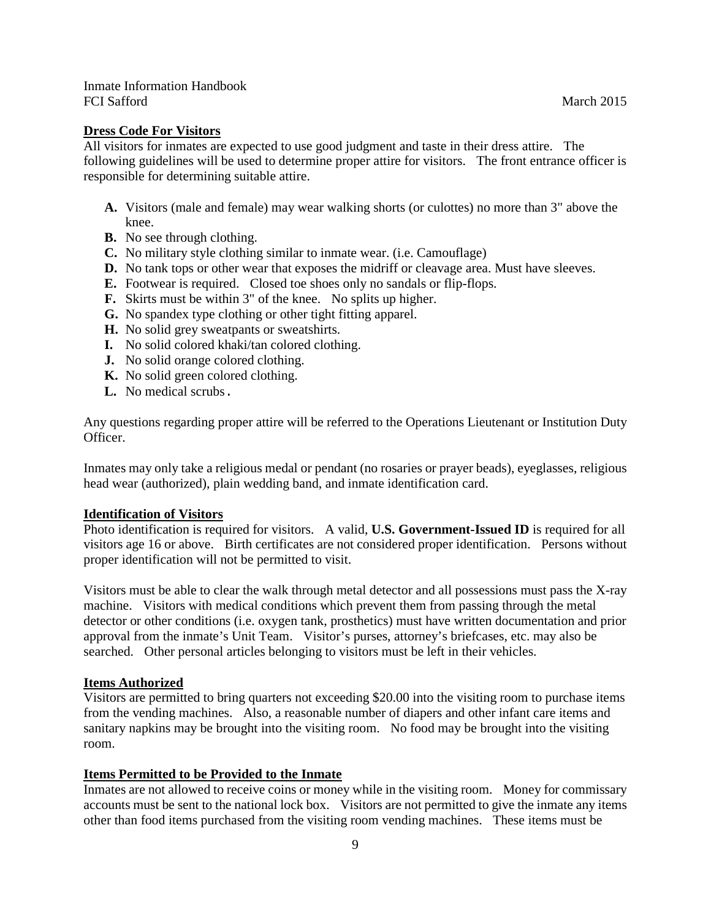## Dress Code For Visitors

All visitors for inmates are expected to use good judgment and taste in their dress attire. The following guidelines will be used to determine proper attire for visitors. The front entrance officer is responsible for determining suitable attire.

- **A.** Visitors (male and female) may wear walking shorts (or culottes) no more than 3" above the knee.
- **B.** No see through clothing.
- **C.** No military style clothing similar to inmate wear. (i.e. Camouflage)
- **D.** No tank tops or other wear that exposes the midriff or cleavage area. Must have sleeves.
- **E.** Footwear is required. Closed toe shoes only no sandals or flip-flops.
- **F.** Skirts must be within 3" of the knee. No splits up higher.
- **G.** No spandex type clothing or other tight fitting apparel.
- **H.** No solid grey sweatpants or sweatshirts.
- **I.** No solid colored khaki/tan colored clothing.
- **J.** No solid orange colored clothing.
- **K.** No solid green colored clothing.
- **L.** No medical scrubs.

Any questions regarding proper attire will be referred to the Operations Lieutenant or Institution Duty Officer.

Inmates may only take a religious medal or pendant (no rosaries or prayer beads), eyeglasses, religious head wear (authorized), plain wedding band, and inmate identification card.

## Identification of Visitors

Photo identification is required for visitors. A valid, **U.S. Government-Issued ID** is required for all visitors age 16 or above. Birth certificates are not considered proper identification. Persons without proper identification will not be permitted to visit.

Visitors must be able to clear the walk through metal detector and all possessions must pass the X-ray machine. Visitors with medical conditions which prevent them from passing through the metal detector or other conditions (i.e. oxygen tank, prosthetics) must have written documentation and prior approval from the inmate's Unit Team. Visitor's purses, attorney's briefcases, etc. may also be searched. Other personal articles belonging to visitors must be left in their vehicles.

## Items Authorized

Visitors are permitted to bring quarters not exceeding $20.00 into the visiting room to purchase items from the vending machines. Also, a reasonable number of diapers and other infant care items and sanitary napkins may be brought into the visiting room. No food may be brought into the visiting room.

## Items Permitted to be Provided to the Inmate

Inmates are not allowed to receive coins or money while in the visiting room. Money for commissary accounts must be sent to the national lock box. Visitors are not permitted to give the inmate any items other than food items purchased from the visiting room vending machines. These items must be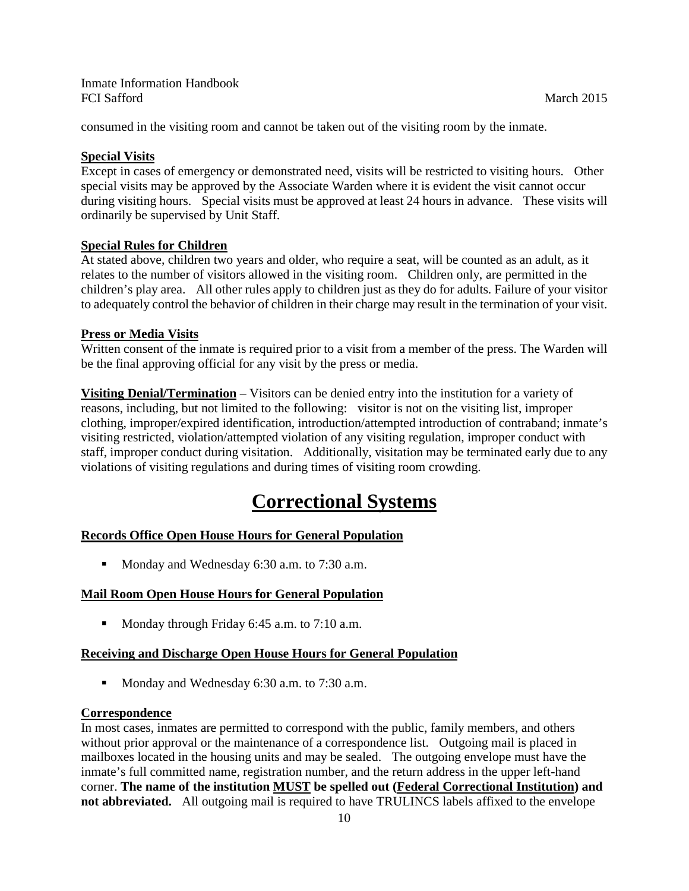consumed in the visiting room and cannot be taken out of the visiting room by the inmate.

**Special Visits**

Except in cases of emergency or demonstrated need, visits will be restricted to visiting hours. Other special visits may be approved by the Associate Warden where it is evident the visit cannot occur during visiting hours. Special visits must be approved at least 24 hours in advance. These visits will ordinarily be supervised by Unit Staff.

**Special Rules for Children**

At stated above, children two years and older, who require a seat, will be counted as an adult, as it relates to the number of visitors allowed in the visiting room. Children only, are permitted in the children's play area. All other rules apply to children just as they do for adults. Failure of your visitor to adequately control the behavior of children in their charge may result in the termination of your visit.

**Press or Media Visits**

Written consent of the inmate is required prior to a visit from a member of the press. The Warden will be the final approving official for any visit by the press or media.

**Visiting Denial/Termination** – Visitors can be denied entry into the institution for a variety of reasons, including, but not limited to the following: visitor is not on the visiting list, improper clothing, improper/expired identification, introduction/attempted introduction of contraband; inmate's visiting restricted, violation/attempted violation of any visiting regulation, improper conduct with staff, improper conduct during visitation. Additionally, visitation may be terminated early due to any violations of visiting regulations and during times of visiting room crowding.

# Correctional Systems

**Records Office Open House Hours for General Population**

- Monday and Wednesday 6:30 a.m. to 7:30 a.m.

**Mail Room Open House Hours for General Population**

- Monday through Friday 6:45 a.m. to 7:10 a.m.

**Receiving and Discharge Open House Hours for General Population**

- Monday and Wednesday 6:30 a.m. to 7:30 a.m.

**Correspondence**

In most cases, inmates are permitted to correspond with the public, family members, and others without prior approval or the maintenance of a correspondence list. Outgoing mail is placed in mailboxes located in the housing units and may be sealed. The outgoing envelope must have the inmate's full committed name, registration number, and the return address in the upper left-hand corner. **The name of the institution MUST be spelled out (Federal Correctional Institution) and not abbreviated.** All outgoing mail is required to have TRULINCS labels affixed to the envelope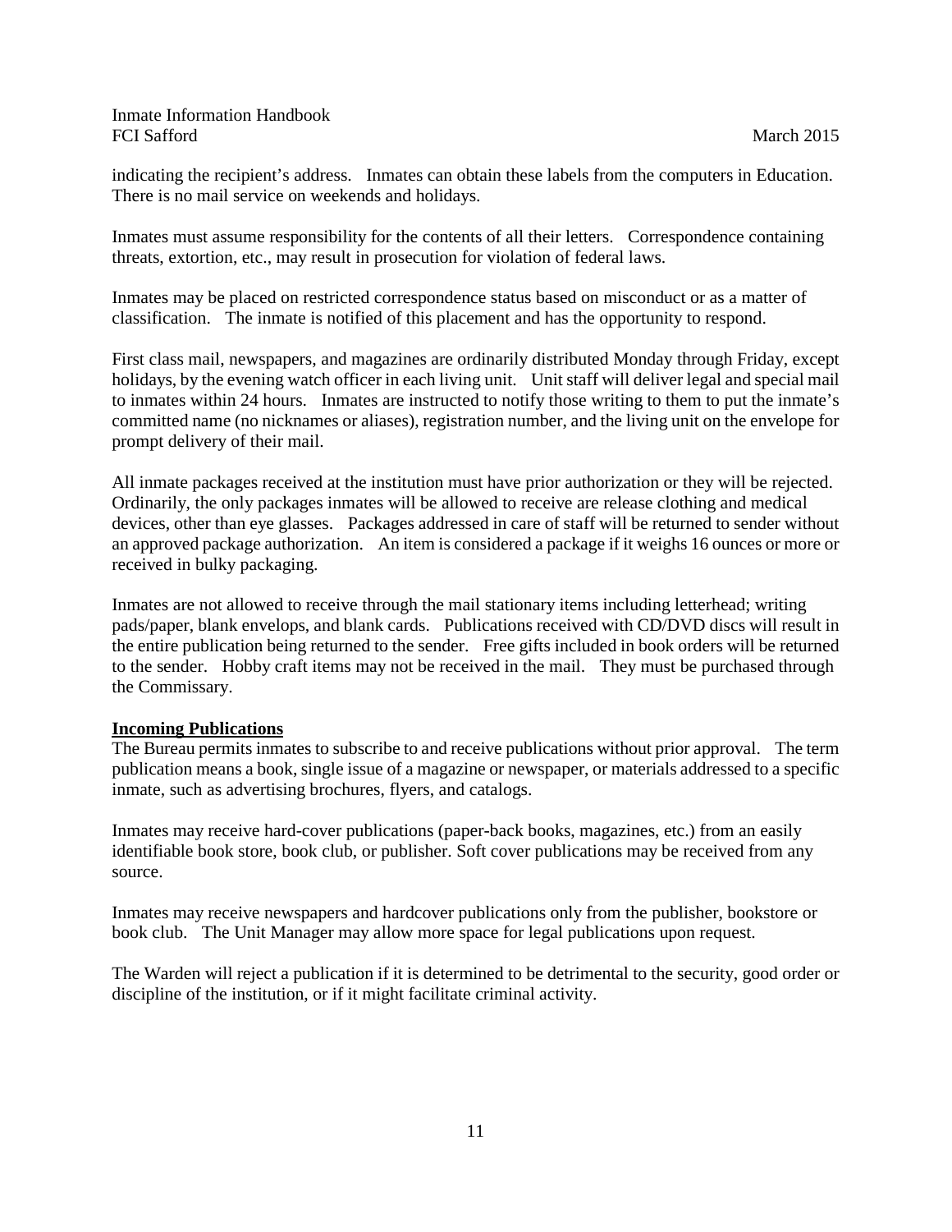indicating the recipient's address. Inmates can obtain these labels from the computers in Education. There is no mail service on weekends and holidays.

Inmates must assume responsibility for the contents of all their letters. Correspondence containing threats, extortion, etc., may result in prosecution for violation of federal laws.

Inmates may be placed on restricted correspondence status based on misconduct or as a matter of classification. The inmate is notified of this placement and has the opportunity to respond.

First class mail, newspapers, and magazines are ordinarily distributed Monday through Friday, except holidays, by the evening watch officer in each living unit. Unit staff will deliver legal and special mail to inmates within 24 hours. Inmates are instructed to notify those writing to them to put the inmate's committed name (no nicknames or aliases), registration number, and the living unit on the envelope for prompt delivery of their mail.

All inmate packages received at the institution must have prior authorization or they will be rejected. Ordinarily, the only packages inmates will be allowed to receive are release clothing and medical devices, other than eye glasses. Packages addressed in care of staff will be returned to sender without an approved package authorization. An item is considered a package if it weighs 16 ounces or more or received in bulky packaging.

Inmates are not allowed to receive through the mail stationary items including letterhead; writing pads/paper, blank envelops, and blank cards. Publications received with CD/DVD discs will result in the entire publication being returned to the sender. Free gifts included in book orders will be returned to the sender. Hobby craft items may not be received in the mail. They must be purchased through the Commissary.

**Incoming Publications**

The Bureau permits inmates to subscribe to and receive publications without prior approval. The term publication means a book, single issue of a magazine or newspaper, or materials addressed to a specific inmate, such as advertising brochures, flyers, and catalogs.

Inmates may receive hard-cover publications (paper-back books, magazines, etc.) from an easily identifiable book store, book club, or publisher. Soft cover publications may be received from any source.

Inmates may receive newspapers and hardcover publications only from the publisher, bookstore or book club. The Unit Manager may allow more space for legal publications upon request.

The Warden will reject a publication if it is determined to be detrimental to the security, good order or discipline of the institution, or if it might facilitate criminal activity.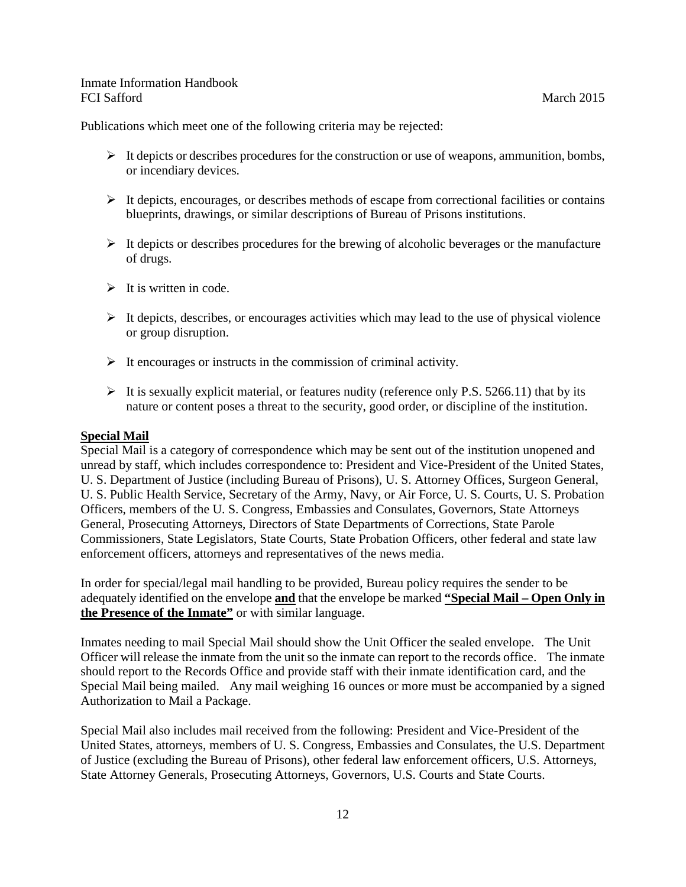Publications which meet one of the following criteria may be rejected:

- It depicts or describes procedures for the construction or use of weapons, ammunition, bombs, or incendiary devices.
- It depicts, encourages, or describes methods of escape from correctional facilities or contains blueprints, drawings, or similar descriptions of Bureau of Prisons institutions.
- It depicts or describes procedures for the brewing of alcoholic beverages or the manufacture of drugs.
- It is written in code.
- It depicts, describes, or encourages activities which may lead to the use of physical violence or group disruption.
- It encourages or instructs in the commission of criminal activity.
- It is sexually explicit material, or features nudity (reference only P.S. 5266.11) that by its nature or content poses a threat to the security, good order, or discipline of the institution.

**Special Mail**

Special Mail is a category of correspondence which may be sent out of the institution unopened and unread by staff, which includes correspondence to: President and Vice-President of the United States, U. S. Department of Justice (including Bureau of Prisons), U. S. Attorney Offices, Surgeon General, U. S. Public Health Service, Secretary of the Army, Navy, or Air Force, U. S. Courts, U. S. Probation Officers, members of the U. S. Congress, Embassies and Consulates, Governors, State Attorneys General, Prosecuting Attorneys, Directors of State Departments of Corrections, State Parole Commissioners, State Legislators, State Courts, State Probation Officers, other federal and state law enforcement officers, attorneys and representatives of the news media.

In order for special/legal mail handling to be provided, Bureau policy requires the sender to be adequately identified on the envelope **and** that the envelope be marked **"Special Mail – Open Only in the Presence of the Inmate"** or with similar language.

Inmates needing to mail Special Mail should show the Unit Officer the sealed envelope. The Unit Officer will release the inmate from the unit so the inmate can report to the records office. The inmate should report to the Records Office and provide staff with their inmate identification card, and the Special Mail being mailed. Any mail weighing 16 ounces or more must be accompanied by a signed Authorization to Mail a Package.

Special Mail also includes mail received from the following: President and Vice-President of the United States, attorneys, members of U. S. Congress, Embassies and Consulates, the U.S. Department of Justice (excluding the Bureau of Prisons), other federal law enforcement officers, U.S. Attorneys, State Attorney Generals, Prosecuting Attorneys, Governors, U.S. Courts and State Courts.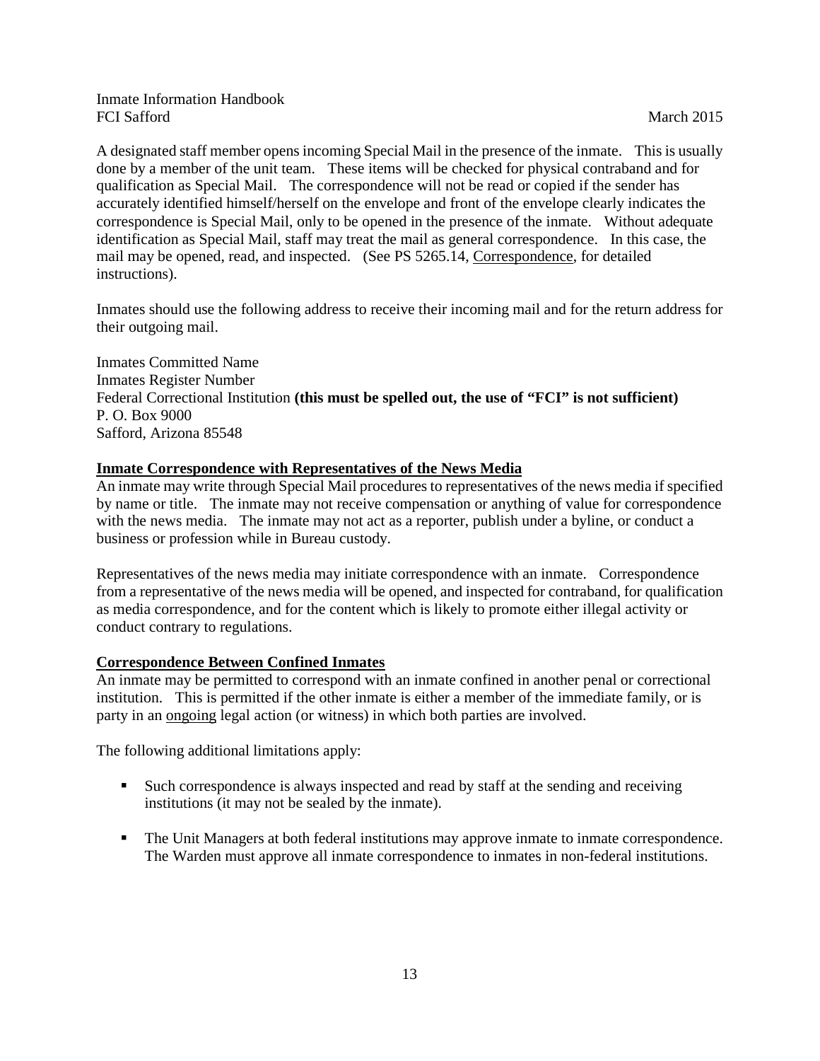A designated staff member opens incoming Special Mail in the presence of the inmate. This is usually done by a member of the unit team. These items will be checked for physical contraband and for qualification as Special Mail. The correspondence will not be read or copied if the sender has accurately identified himself/herself on the envelope and front of the envelope clearly indicates the correspondence is Special Mail, only to be opened in the presence of the inmate. Without adequate identification as Special Mail, staff may treat the mail as general correspondence. In this case, the mail may be opened, read, and inspected. (See PS 5265.14, <u>Correspondence</u>, for detailed instructions).

Inmates should use the following address to receive their incoming mail and for the return address for their outgoing mail.

Inmates Committed Name
Inmates Register Number
Federal Correctional Institution **(this must be spelled out, the use of "FCI" is not sufficient)**
P. O. Box 9000
Safford, Arizona 85548

**<u>Inmate Correspondence with Representatives of the News Media</u>**

An inmate may write through Special Mail procedures to representatives of the news media if specified by name or title. The inmate may not receive compensation or anything of value for correspondence with the news media. The inmate may not act as a reporter, publish under a byline, or conduct a business or profession while in Bureau custody.

Representatives of the news media may initiate correspondence with an inmate. Correspondence from a representative of the news media will be opened, and inspected for contraband, for qualification as media correspondence, and for the content which is likely to promote either illegal activity or conduct contrary to regulations.

**<u>Correspondence Between Confined Inmates</u>**

An inmate may be permitted to correspond with an inmate confined in another penal or correctional institution. This is permitted if the other inmate is either a member of the immediate family, or is party in an <u>ongoing</u> legal action (or witness) in which both parties are involved.

The following additional limitations apply:

- Such correspondence is always inspected and read by staff at the sending and receiving institutions (it may not be sealed by the inmate).
- The Unit Managers at both federal institutions may approve inmate to inmate correspondence. The Warden must approve all inmate correspondence to inmates in non-federal institutions.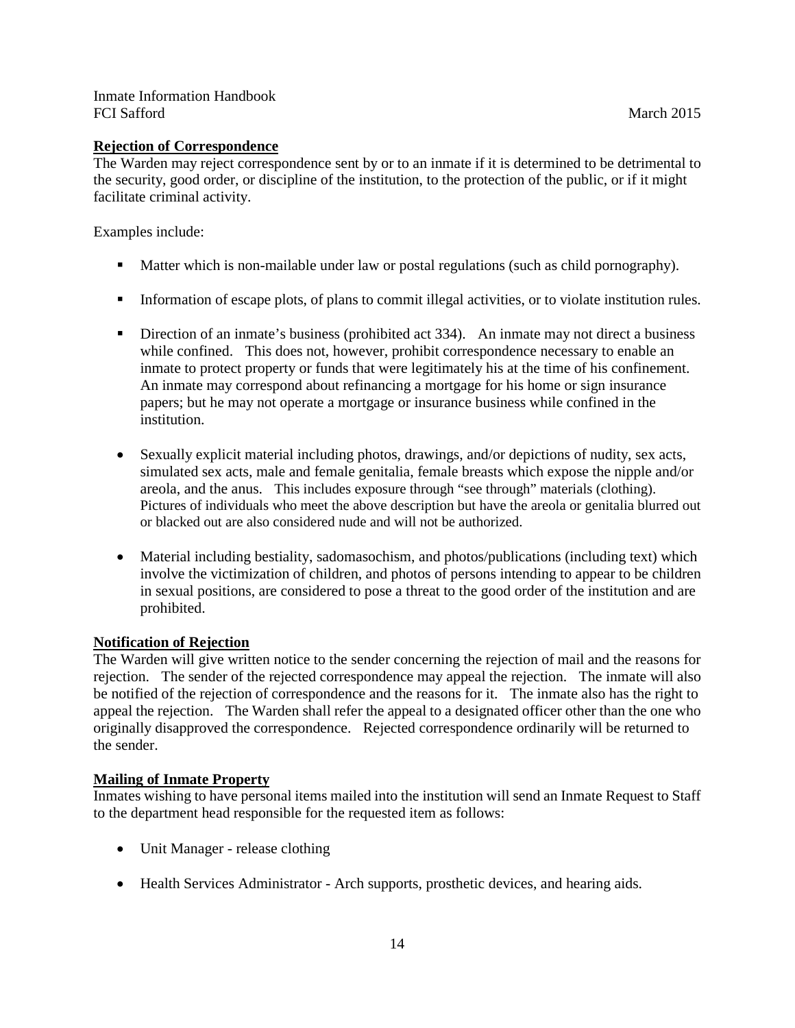**Rejection of Correspondence**

The Warden may reject correspondence sent by or to an inmate if it is determined to be detrimental to the security, good order, or discipline of the institution, to the protection of the public, or if it might facilitate criminal activity.

Examples include:

- Matter which is non-mailable under law or postal regulations (such as child pornography).
- Information of escape plots, of plans to commit illegal activities, or to violate institution rules.
- Direction of an inmate's business (prohibited act 334). An inmate may not direct a business while confined. This does not, however, prohibit correspondence necessary to enable an inmate to protect property or funds that were legitimately his at the time of his confinement. An inmate may correspond about refinancing a mortgage for his home or sign insurance papers; but he may not operate a mortgage or insurance business while confined in the institution.
- Sexually explicit material including photos, drawings, and/or depictions of nudity, sex acts, simulated sex acts, male and female genitalia, female breasts which expose the nipple and/or areola, and the anus. This includes exposure through "see through" materials (clothing). Pictures of individuals who meet the above description but have the areola or genitalia blurred out or blacked out are also considered nude and will not be authorized.
- Material including bestiality, sadomasochism, and photos/publications (including text) which involve the victimization of children, and photos of persons intending to appear to be children in sexual positions, are considered to pose a threat to the good order of the institution and are prohibited.

**Notification of Rejection**

The Warden will give written notice to the sender concerning the rejection of mail and the reasons for rejection. The sender of the rejected correspondence may appeal the rejection. The inmate will also be notified of the rejection of correspondence and the reasons for it. The inmate also has the right to appeal the rejection. The Warden shall refer the appeal to a designated officer other than the one who originally disapproved the correspondence. Rejected correspondence ordinarily will be returned to the sender.

**Mailing of Inmate Property**

Inmates wishing to have personal items mailed into the institution will send an Inmate Request to Staff to the department head responsible for the requested item as follows:

- Unit Manager - release clothing
- Health Services Administrator - Arch supports, prosthetic devices, and hearing aids.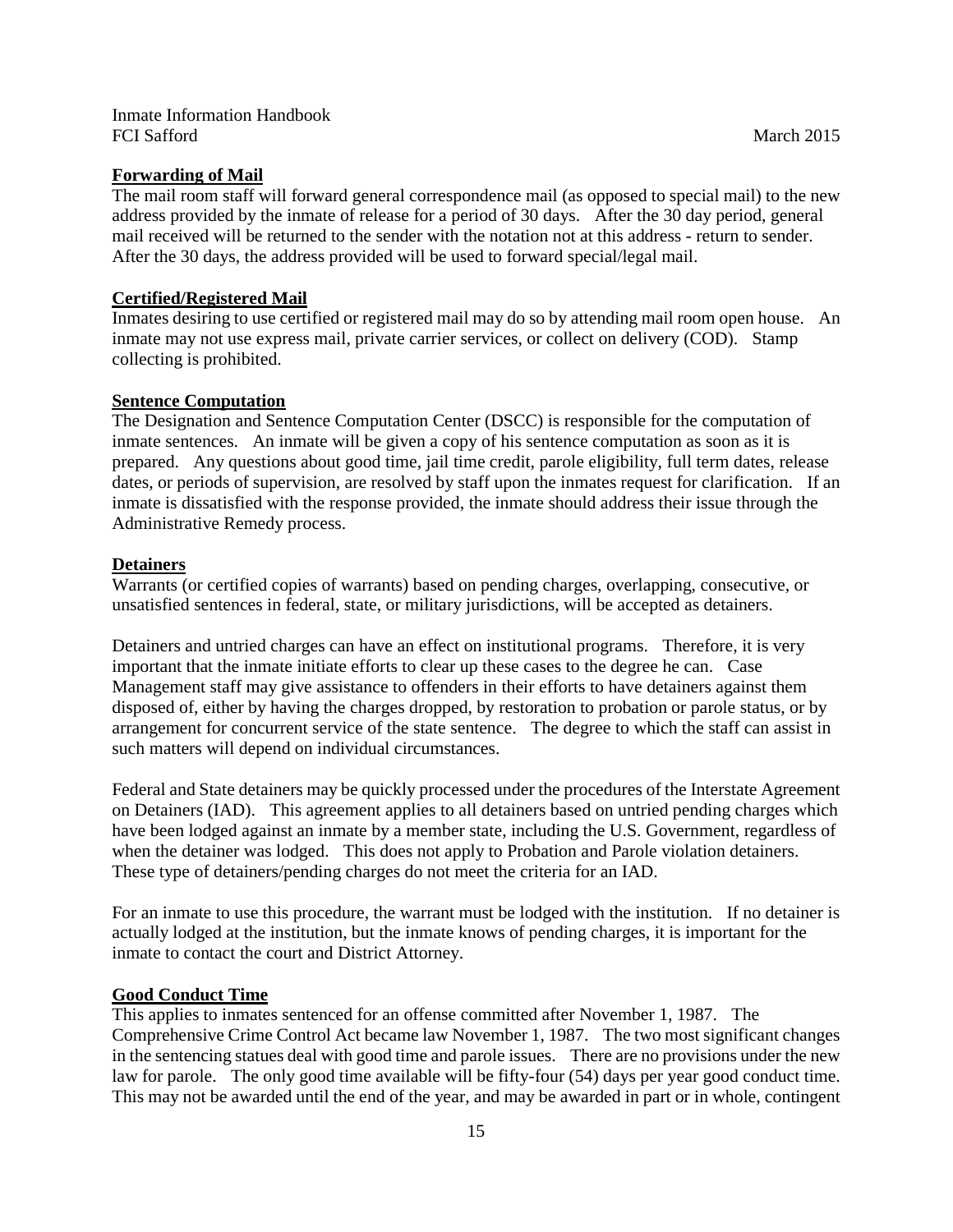## Forwarding of Mail

The mail room staff will forward general correspondence mail (as opposed to special mail) to the new address provided by the inmate of release for a period of 30 days. After the 30 day period, general mail received will be returned to the sender with the notation not at this address - return to sender. After the 30 days, the address provided will be used to forward special/legal mail.

## Certified/Registered Mail

Inmates desiring to use certified or registered mail may do so by attending mail room open house. An inmate may not use express mail, private carrier services, or collect on delivery (COD). Stamp collecting is prohibited.

## Sentence Computation

The Designation and Sentence Computation Center (DSCC) is responsible for the computation of inmate sentences. An inmate will be given a copy of his sentence computation as soon as it is prepared. Any questions about good time, jail time credit, parole eligibility, full term dates, release dates, or periods of supervision, are resolved by staff upon the inmates request for clarification. If an inmate is dissatisfied with the response provided, the inmate should address their issue through the Administrative Remedy process.

## Detainers

Warrants (or certified copies of warrants) based on pending charges, overlapping, consecutive, or unsatisfied sentences in federal, state, or military jurisdictions, will be accepted as detainers.

Detainers and untried charges can have an effect on institutional programs. Therefore, it is very important that the inmate initiate efforts to clear up these cases to the degree he can. Case Management staff may give assistance to offenders in their efforts to have detainers against them disposed of, either by having the charges dropped, by restoration to probation or parole status, or by arrangement for concurrent service of the state sentence. The degree to which the staff can assist in such matters will depend on individual circumstances.

Federal and State detainers may be quickly processed under the procedures of the Interstate Agreement on Detainers (IAD). This agreement applies to all detainers based on untried pending charges which have been lodged against an inmate by a member state, including the U.S. Government, regardless of when the detainer was lodged. This does not apply to Probation and Parole violation detainers. These type of detainers/pending charges do not meet the criteria for an IAD.

For an inmate to use this procedure, the warrant must be lodged with the institution. If no detainer is actually lodged at the institution, but the inmate knows of pending charges, it is important for the inmate to contact the court and District Attorney.

## Good Conduct Time

This applies to inmates sentenced for an offense committed after November 1, 1987. The Comprehensive Crime Control Act became law November 1, 1987. The two most significant changes in the sentencing statues deal with good time and parole issues. There are no provisions under the new law for parole. The only good time available will be fifty-four (54) days per year good conduct time. This may not be awarded until the end of the year, and may be awarded in part or in whole, contingent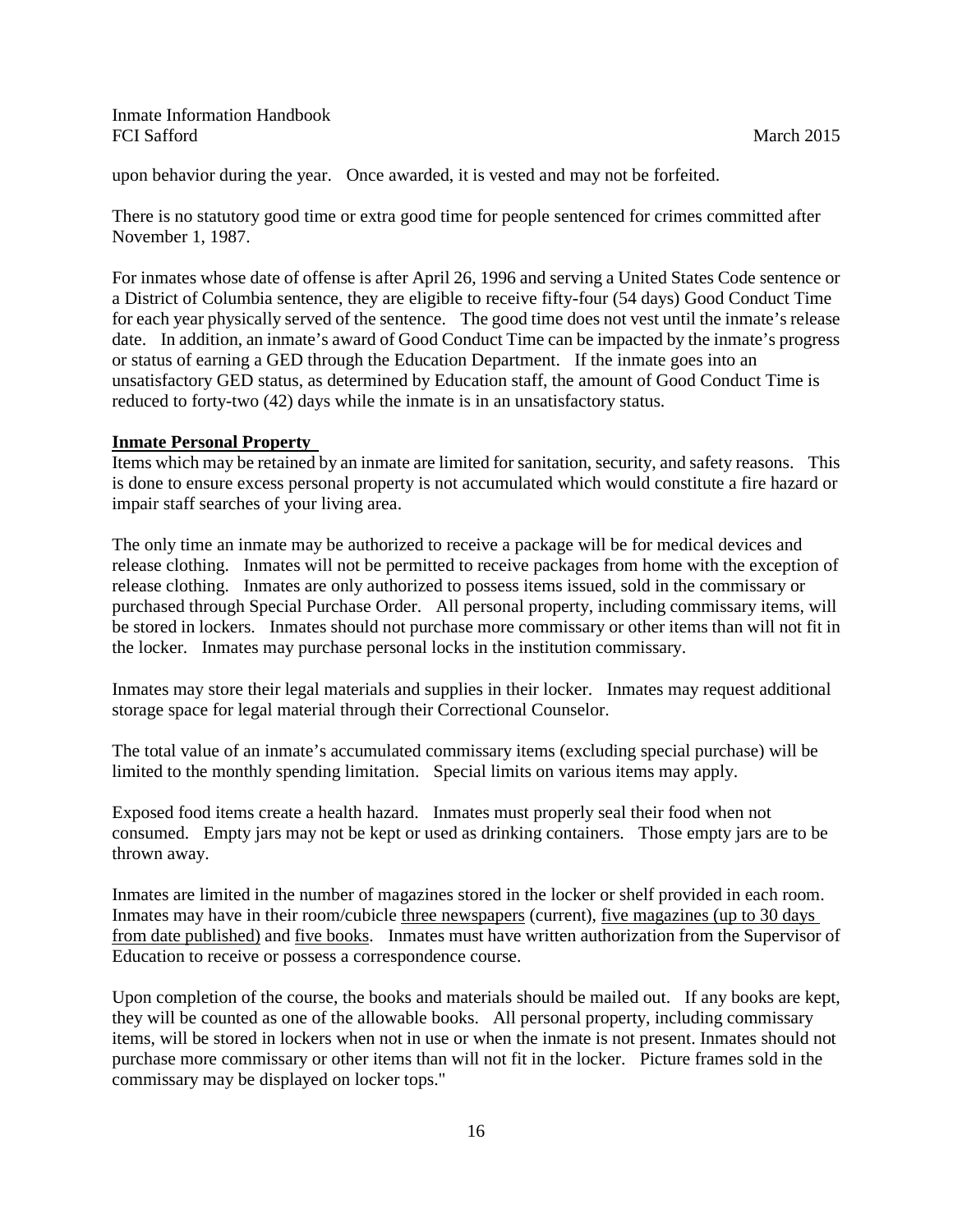upon behavior during the year. Once awarded, it is vested and may not be forfeited.

There is no statutory good time or extra good time for people sentenced for crimes committed after November 1, 1987.

For inmates whose date of offense is after April 26, 1996 and serving a United States Code sentence or a District of Columbia sentence, they are eligible to receive fifty-four (54 days) Good Conduct Time for each year physically served of the sentence. The good time does not vest until the inmate's release date. In addition, an inmate's award of Good Conduct Time can be impacted by the inmate's progress or status of earning a GED through the Education Department. If the inmate goes into an unsatisfactory GED status, as determined by Education staff, the amount of Good Conduct Time is reduced to forty-two (42) days while the inmate is in an unsatisfactory status.

**Inmate Personal Property**

Items which may be retained by an inmate are limited for sanitation, security, and safety reasons. This is done to ensure excess personal property is not accumulated which would constitute a fire hazard or impair staff searches of your living area.

The only time an inmate may be authorized to receive a package will be for medical devices and release clothing. Inmates will not be permitted to receive packages from home with the exception of release clothing. Inmates are only authorized to possess items issued, sold in the commissary or purchased through Special Purchase Order. All personal property, including commissary items, will be stored in lockers. Inmates should not purchase more commissary or other items than will not fit in the locker. Inmates may purchase personal locks in the institution commissary.

Inmates may store their legal materials and supplies in their locker. Inmates may request additional storage space for legal material through their Correctional Counselor.

The total value of an inmate's accumulated commissary items (excluding special purchase) will be limited to the monthly spending limitation. Special limits on various items may apply.

Exposed food items create a health hazard. Inmates must properly seal their food when not consumed. Empty jars may not be kept or used as drinking containers. Those empty jars are to be thrown away.

Inmates are limited in the number of magazines stored in the locker or shelf provided in each room. Inmates may have in their room/cubicle <u>three newspapers</u> (current), <u>five magazines (up to 30 days from date published)</u> and <u>five books</u>. Inmates must have written authorization from the Supervisor of Education to receive or possess a correspondence course.

Upon completion of the course, the books and materials should be mailed out. If any books are kept, they will be counted as one of the allowable books. All personal property, including commissary items, will be stored in lockers when not in use or when the inmate is not present. Inmates should not purchase more commissary or other items than will not fit in the locker. Picture frames sold in the commissary may be displayed on locker tops."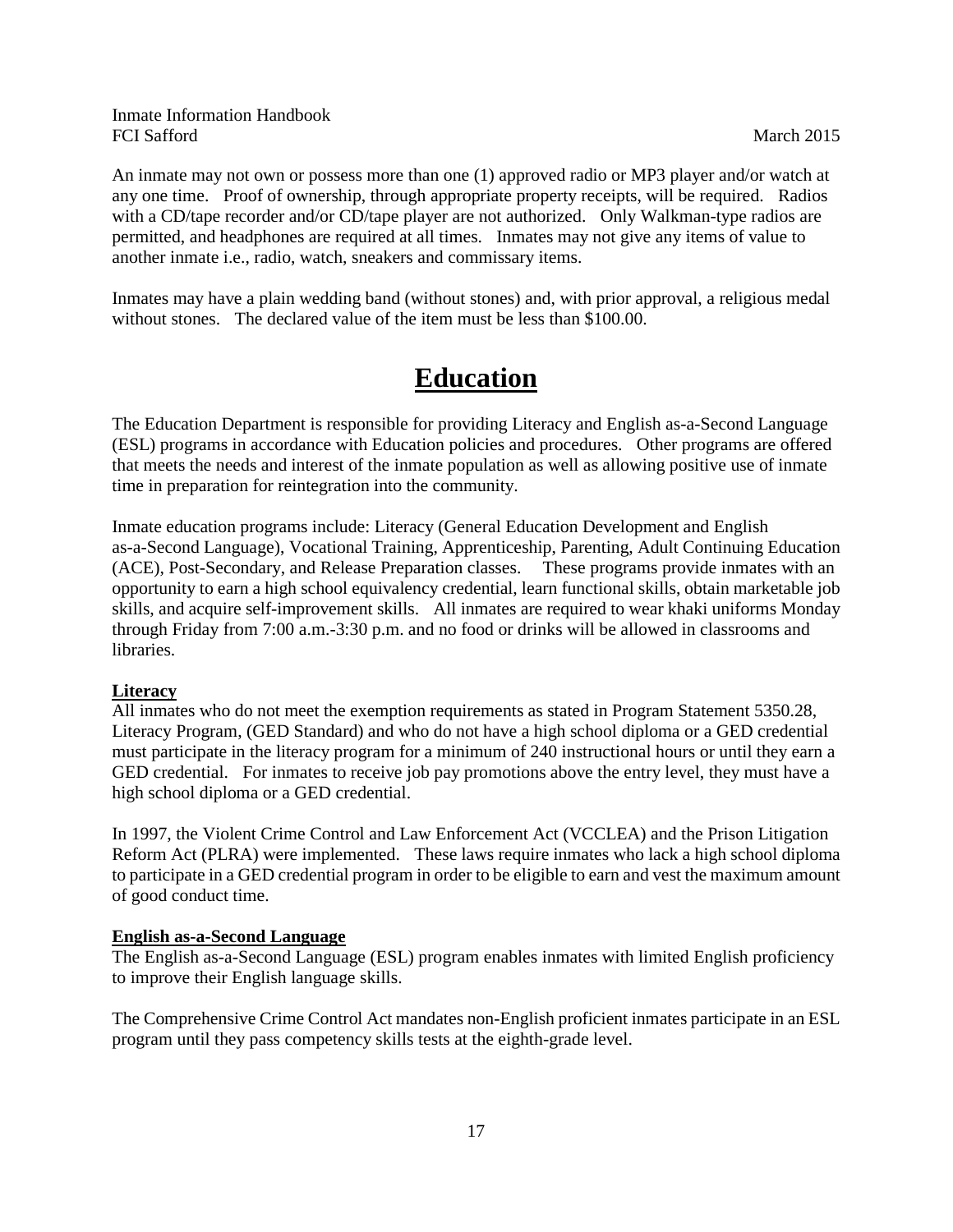An inmate may not own or possess more than one (1) approved radio or MP3 player and/or watch at any one time. Proof of ownership, through appropriate property receipts, will be required. Radios with a CD/tape recorder and/or CD/tape player are not authorized. Only Walkman-type radios are permitted, and headphones are required at all times. Inmates may not give any items of value to another inmate i.e., radio, watch, sneakers and commissary items.

Inmates may have a plain wedding band (without stones) and, with prior approval, a religious medal without stones. The declared value of the item must be less than $100.00.

# Education

The Education Department is responsible for providing Literacy and English as-a-Second Language (ESL) programs in accordance with Education policies and procedures. Other programs are offered that meets the needs and interest of the inmate population as well as allowing positive use of inmate time in preparation for reintegration into the community.

Inmate education programs include: Literacy (General Education Development and English as-a-Second Language), Vocational Training, Apprenticeship, Parenting, Adult Continuing Education (ACE), Post-Secondary, and Release Preparation classes. These programs provide inmates with an opportunity to earn a high school equivalency credential, learn functional skills, obtain marketable job skills, and acquire self-improvement skills. All inmates are required to wear khaki uniforms Monday through Friday from 7:00 a.m.-3:30 p.m. and no food or drinks will be allowed in classrooms and libraries.

**Literacy**

All inmates who do not meet the exemption requirements as stated in Program Statement 5350.28, Literacy Program, (GED Standard) and who do not have a high school diploma or a GED credential must participate in the literacy program for a minimum of 240 instructional hours or until they earn a GED credential. For inmates to receive job pay promotions above the entry level, they must have a high school diploma or a GED credential.

In 1997, the Violent Crime Control and Law Enforcement Act (VCCLEA) and the Prison Litigation Reform Act (PLRA) were implemented. These laws require inmates who lack a high school diploma to participate in a GED credential program in order to be eligible to earn and vest the maximum amount of good conduct time.

**English as-a-Second Language**

The English as-a-Second Language (ESL) program enables inmates with limited English proficiency to improve their English language skills.

The Comprehensive Crime Control Act mandates non-English proficient inmates participate in an ESL program until they pass competency skills tests at the eighth-grade level.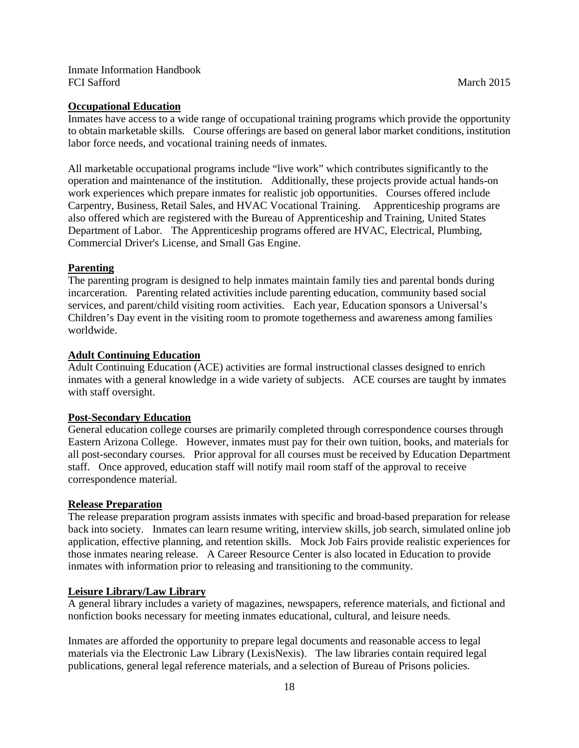## Occupational Education

Inmates have access to a wide range of occupational training programs which provide the opportunity to obtain marketable skills. Course offerings are based on general labor market conditions, institution labor force needs, and vocational training needs of inmates.

All marketable occupational programs include "live work" which contributes significantly to the operation and maintenance of the institution. Additionally, these projects provide actual hands-on work experiences which prepare inmates for realistic job opportunities. Courses offered include Carpentry, Business, Retail Sales, and HVAC Vocational Training. Apprenticeship programs are also offered which are registered with the Bureau of Apprenticeship and Training, United States Department of Labor. The Apprenticeship programs offered are HVAC, Electrical, Plumbing, Commercial Driver's License, and Small Gas Engine.

## Parenting

The parenting program is designed to help inmates maintain family ties and parental bonds during incarceration. Parenting related activities include parenting education, community based social services, and parent/child visiting room activities. Each year, Education sponsors a Universal's Children's Day event in the visiting room to promote togetherness and awareness among families worldwide.

## Adult Continuing Education

Adult Continuing Education (ACE) activities are formal instructional classes designed to enrich inmates with a general knowledge in a wide variety of subjects. ACE courses are taught by inmates with staff oversight.

## Post-Secondary Education

General education college courses are primarily completed through correspondence courses through Eastern Arizona College. However, inmates must pay for their own tuition, books, and materials for all post-secondary courses. Prior approval for all courses must be received by Education Department staff. Once approved, education staff will notify mail room staff of the approval to receive correspondence material.

## Release Preparation

The release preparation program assists inmates with specific and broad-based preparation for release back into society. Inmates can learn resume writing, interview skills, job search, simulated online job application, effective planning, and retention skills. Mock Job Fairs provide realistic experiences for those inmates nearing release. A Career Resource Center is also located in Education to provide inmates with information prior to releasing and transitioning to the community.

## Leisure Library/Law Library

A general library includes a variety of magazines, newspapers, reference materials, and fictional and nonfiction books necessary for meeting inmates educational, cultural, and leisure needs.

Inmates are afforded the opportunity to prepare legal documents and reasonable access to legal materials via the Electronic Law Library (LexisNexis). The law libraries contain required legal publications, general legal reference materials, and a selection of Bureau of Prisons policies.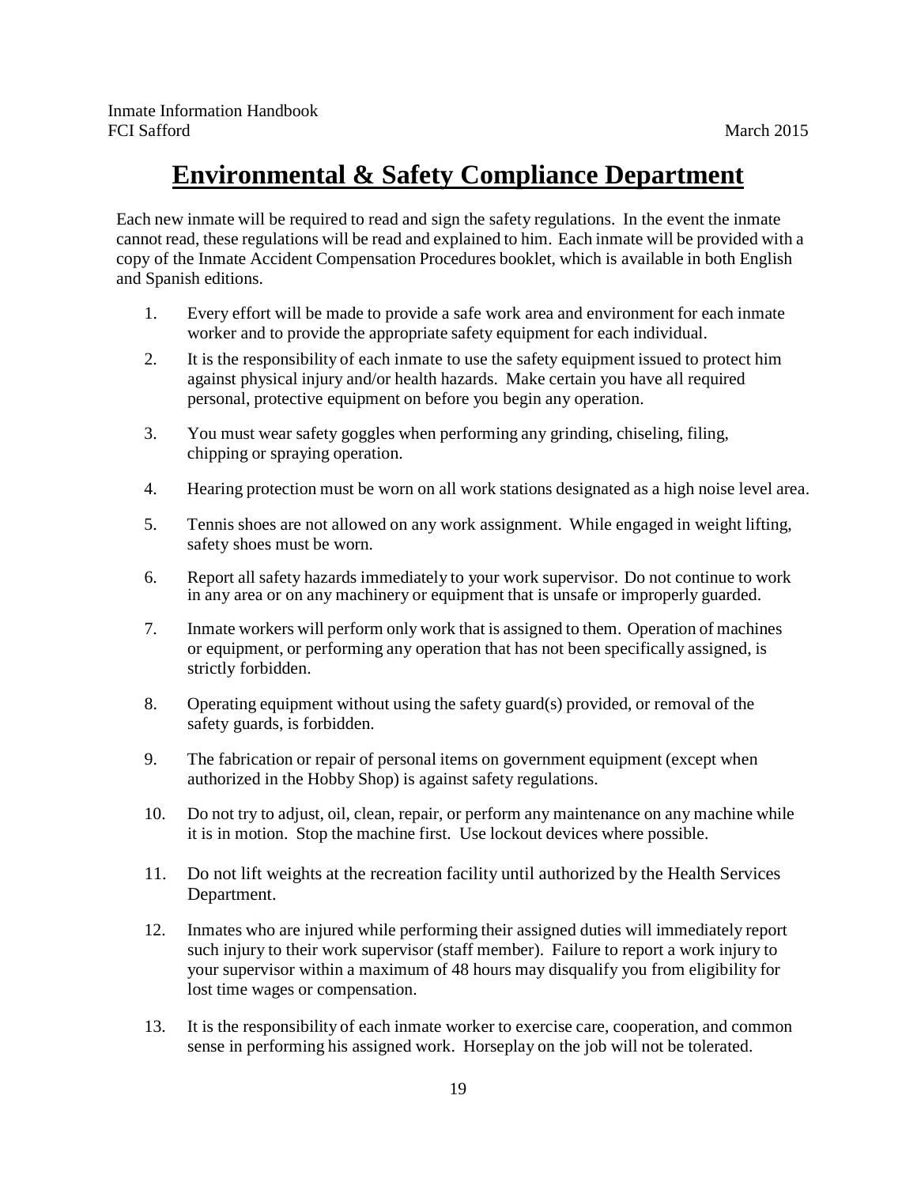# Environmental & Safety Compliance Department

Each new inmate will be required to read and sign the safety regulations. In the event the inmate cannot read, these regulations will be read and explained to him. Each inmate will be provided with a copy of the Inmate Accident Compensation Procedures booklet, which is available in both English and Spanish editions.

1. Every effort will be made to provide a safe work area and environment for each inmate worker and to provide the appropriate safety equipment for each individual.
2. It is the responsibility of each inmate to use the safety equipment issued to protect him against physical injury and/or health hazards. Make certain you have all required personal, protective equipment on before you begin any operation.
3. You must wear safety goggles when performing any grinding, chiseling, filing, chipping or spraying operation.
4. Hearing protection must be worn on all work stations designated as a high noise level area.
5. Tennis shoes are not allowed on any work assignment. While engaged in weight lifting, safety shoes must be worn.
6. Report all safety hazards immediately to your work supervisor. Do not continue to work in any area or on any machinery or equipment that is unsafe or improperly guarded.
7. Inmate workers will perform only work that is assigned to them. Operation of machines or equipment, or performing any operation that has not been specifically assigned, is strictly forbidden.
8. Operating equipment without using the safety guard(s) provided, or removal of the safety guards, is forbidden.
9. The fabrication or repair of personal items on government equipment (except when authorized in the Hobby Shop) is against safety regulations.
10. Do not try to adjust, oil, clean, repair, or perform any maintenance on any machine while it is in motion. Stop the machine first. Use lockout devices where possible.
11. Do not lift weights at the recreation facility until authorized by the Health Services Department.
12. Inmates who are injured while performing their assigned duties will immediately report such injury to their work supervisor (staff member). Failure to report a work injury to your supervisor within a maximum of 48 hours may disqualify you from eligibility for lost time wages or compensation.
13. It is the responsibility of each inmate worker to exercise care, cooperation, and common sense in performing his assigned work. Horseplay on the job will not be tolerated.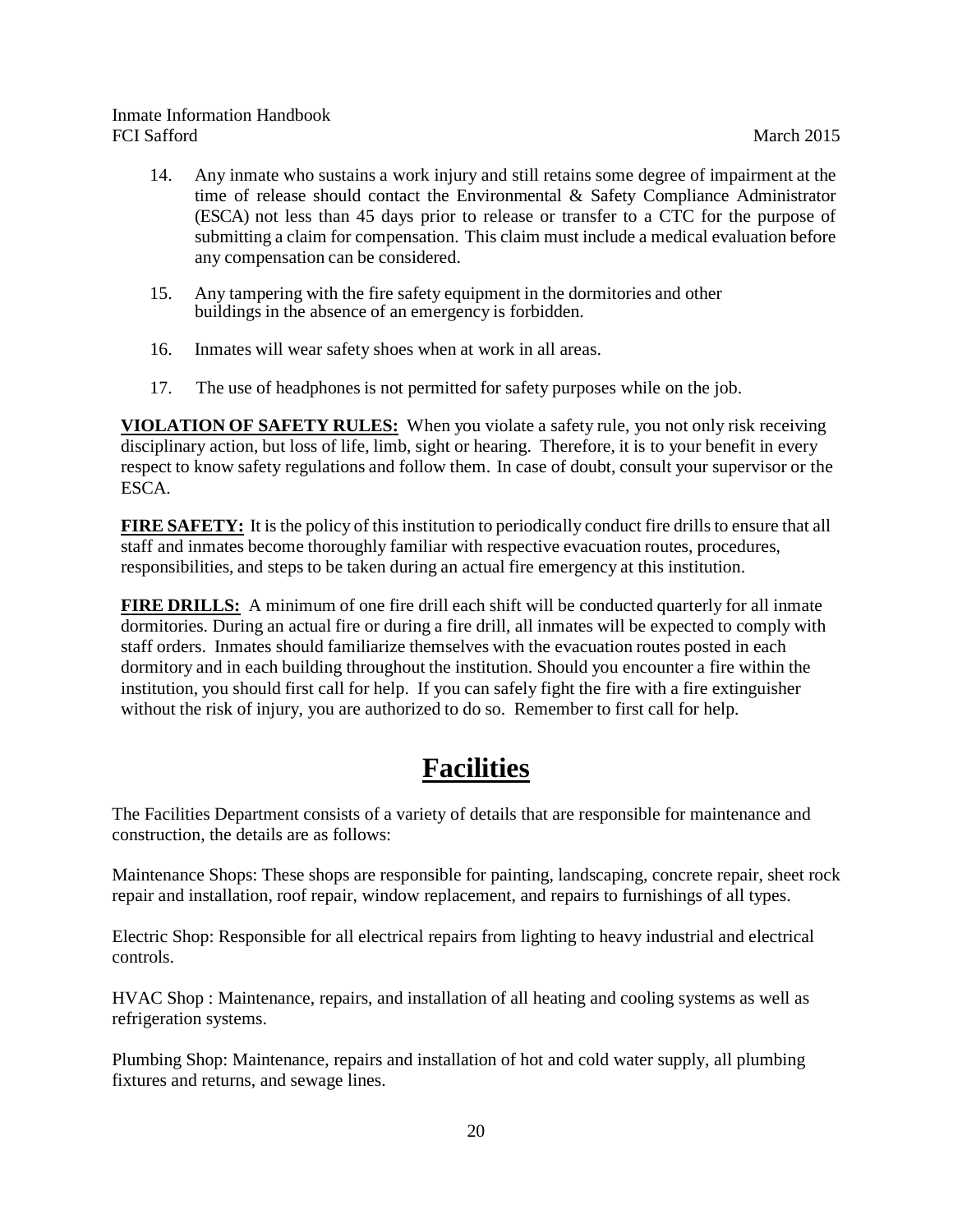14. Any inmate who sustains a work injury and still retains some degree of impairment at the time of release should contact the Environmental & Safety Compliance Administrator (ESCA) not less than 45 days prior to release or transfer to a CTC for the purpose of submitting a claim for compensation. This claim must include a medical evaluation before any compensation can be considered.

15. Any tampering with the fire safety equipment in the dormitories and other buildings in the absence of an emergency is forbidden.

16. Inmates will wear safety shoes when at work in all areas.

17. The use of headphones is not permitted for safety purposes while on the job.

**VIOLATION OF SAFETY RULES:** When you violate a safety rule, you not only risk receiving disciplinary action, but loss of life, limb, sight or hearing. Therefore, it is to your benefit in every respect to know safety regulations and follow them. In case of doubt, consult your supervisor or the ESCA.

**FIRE SAFETY:** It is the policy of this institution to periodically conduct fire drills to ensure that all staff and inmates become thoroughly familiar with respective evacuation routes, procedures, responsibilities, and steps to be taken during an actual fire emergency at this institution.

**FIRE DRILLS:** A minimum of one fire drill each shift will be conducted quarterly for all inmate dormitories. During an actual fire or during a fire drill, all inmates will be expected to comply with staff orders. Inmates should familiarize themselves with the evacuation routes posted in each dormitory and in each building throughout the institution. Should you encounter a fire within the institution, you should first call for help. If you can safely fight the fire with a fire extinguisher without the risk of injury, you are authorized to do so. Remember to first call for help.

# Facilities

The Facilities Department consists of a variety of details that are responsible for maintenance and construction, the details are as follows:

Maintenance Shops: These shops are responsible for painting, landscaping, concrete repair, sheet rock repair and installation, roof repair, window replacement, and repairs to furnishings of all types.

Electric Shop: Responsible for all electrical repairs from lighting to heavy industrial and electrical controls.

HVAC Shop : Maintenance, repairs, and installation of all heating and cooling systems as well as refrigeration systems.

Plumbing Shop: Maintenance, repairs and installation of hot and cold water supply, all plumbing fixtures and returns, and sewage lines.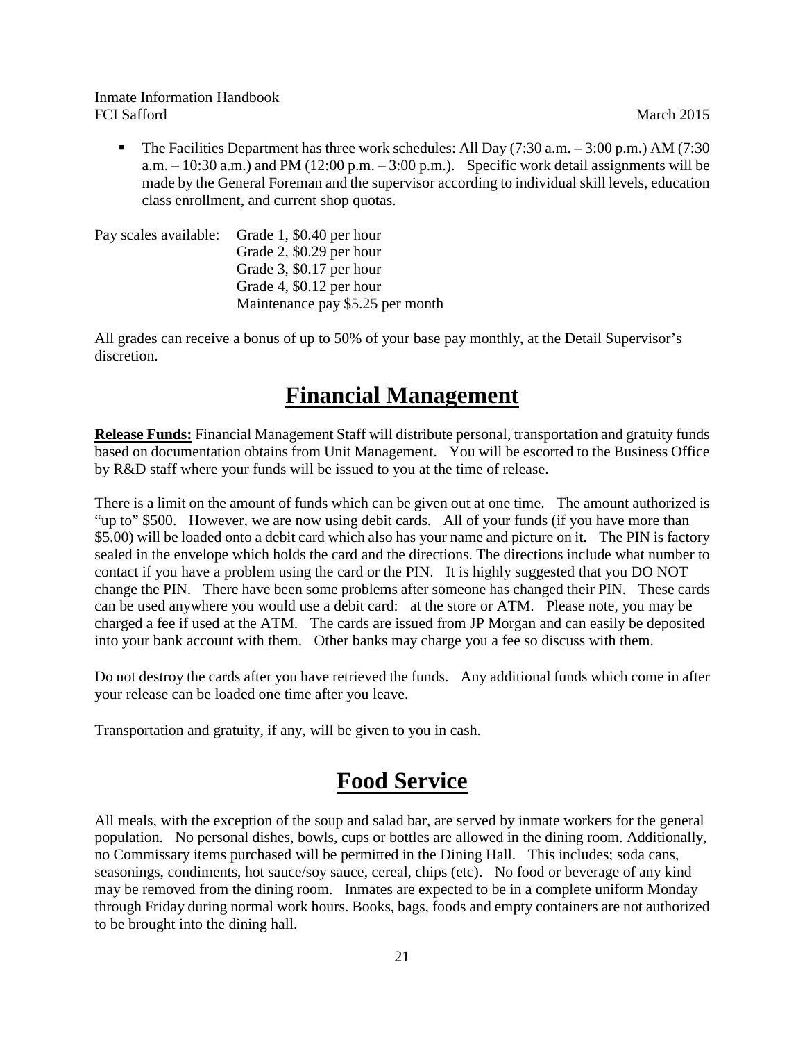- The Facilities Department has three work schedules: All Day (7:30 a.m. – 3:00 p.m.) AM (7:30 a.m. – 10:30 a.m.) and PM (12:00 p.m. – 3:00 p.m.). Specific work detail assignments will be made by the General Foreman and the supervisor according to individual skill levels, education class enrollment, and current shop quotas.

Pay scales available: Grade 1, $0.40 per hour
Grade 2, $0.29 per hour
Grade 3, $0.17 per hour
Grade 4, $0.12 per hour
Maintenance pay $5.25 per month

All grades can receive a bonus of up to 50% of your base pay monthly, at the Detail Supervisor's discretion.

# Financial Management

**Release Funds:** Financial Management Staff will distribute personal, transportation and gratuity funds based on documentation obtains from Unit Management. You will be escorted to the Business Office by R&D staff where your funds will be issued to you at the time of release.

There is a limit on the amount of funds which can be given out at one time. The amount authorized is "up to" $500. However, we are now using debit cards. All of your funds (if you have more than $5.00) will be loaded onto a debit card which also has your name and picture on it. The PIN is factory sealed in the envelope which holds the card and the directions. The directions include what number to contact if you have a problem using the card or the PIN. It is highly suggested that you DO NOT change the PIN. There have been some problems after someone has changed their PIN. These cards can be used anywhere you would use a debit card: at the store or ATM. Please note, you may be charged a fee if used at the ATM. The cards are issued from JP Morgan and can easily be deposited into your bank account with them. Other banks may charge you a fee so discuss with them.

Do not destroy the cards after you have retrieved the funds. Any additional funds which come in after your release can be loaded one time after you leave.

Transportation and gratuity, if any, will be given to you in cash.

# Food Service

All meals, with the exception of the soup and salad bar, are served by inmate workers for the general population. No personal dishes, bowls, cups or bottles are allowed in the dining room. Additionally, no Commissary items purchased will be permitted in the Dining Hall. This includes; soda cans, seasonings, condiments, hot sauce/soy sauce, cereal, chips (etc). No food or beverage of any kind may be removed from the dining room. Inmates are expected to be in a complete uniform Monday through Friday during normal work hours. Books, bags, foods and empty containers are not authorized to be brought into the dining hall.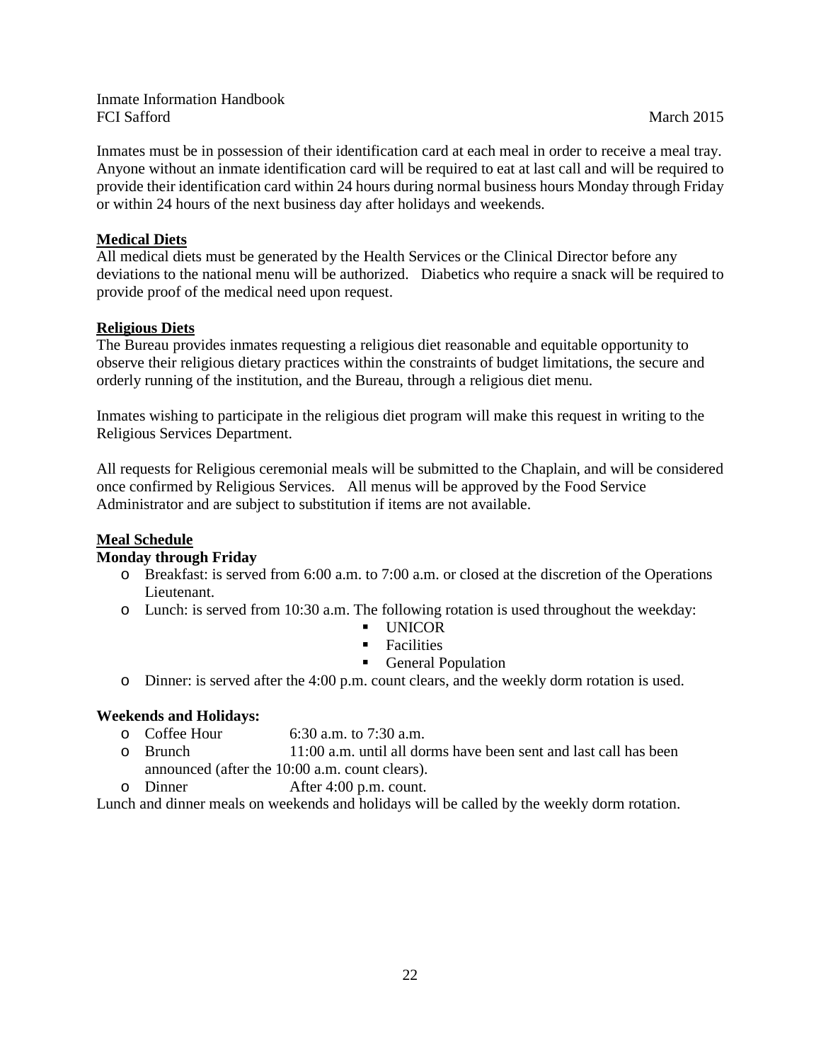Inmates must be in possession of their identification card at each meal in order to receive a meal tray. Anyone without an inmate identification card will be required to eat at last call and will be required to provide their identification card within 24 hours during normal business hours Monday through Friday or within 24 hours of the next business day after holidays and weekends.

**Medical Diets**

All medical diets must be generated by the Health Services or the Clinical Director before any deviations to the national menu will be authorized. Diabetics who require a snack will be required to provide proof of the medical need upon request.

**Religious Diets**

The Bureau provides inmates requesting a religious diet reasonable and equitable opportunity to observe their religious dietary practices within the constraints of budget limitations, the secure and orderly running of the institution, and the Bureau, through a religious diet menu.

Inmates wishing to participate in the religious diet program will make this request in writing to the Religious Services Department.

All requests for Religious ceremonial meals will be submitted to the Chaplain, and will be considered once confirmed by Religious Services. All menus will be approved by the Food Service Administrator and are subject to substitution if items are not available.

**Meal Schedule**

**Monday through Friday**

- Breakfast: is served from 6:00 a.m. to 7:00 a.m. or closed at the discretion of the Operations Lieutenant.
- Lunch: is served from 10:30 a.m. The following rotation is used throughout the weekday:
  - UNICOR
  - Facilities
  - General Population
- Dinner: is served after the 4:00 p.m. count clears, and the weekly dorm rotation is used.

**Weekends and Holidays:**

- Coffee Hour 6:30 a.m. to 7:30 a.m.
- Brunch 11:00 a.m. until all dorms have been sent and last call has been announced (after the 10:00 a.m. count clears).
- Dinner After 4:00 p.m. count.

Lunch and dinner meals on weekends and holidays will be called by the weekly dorm rotation.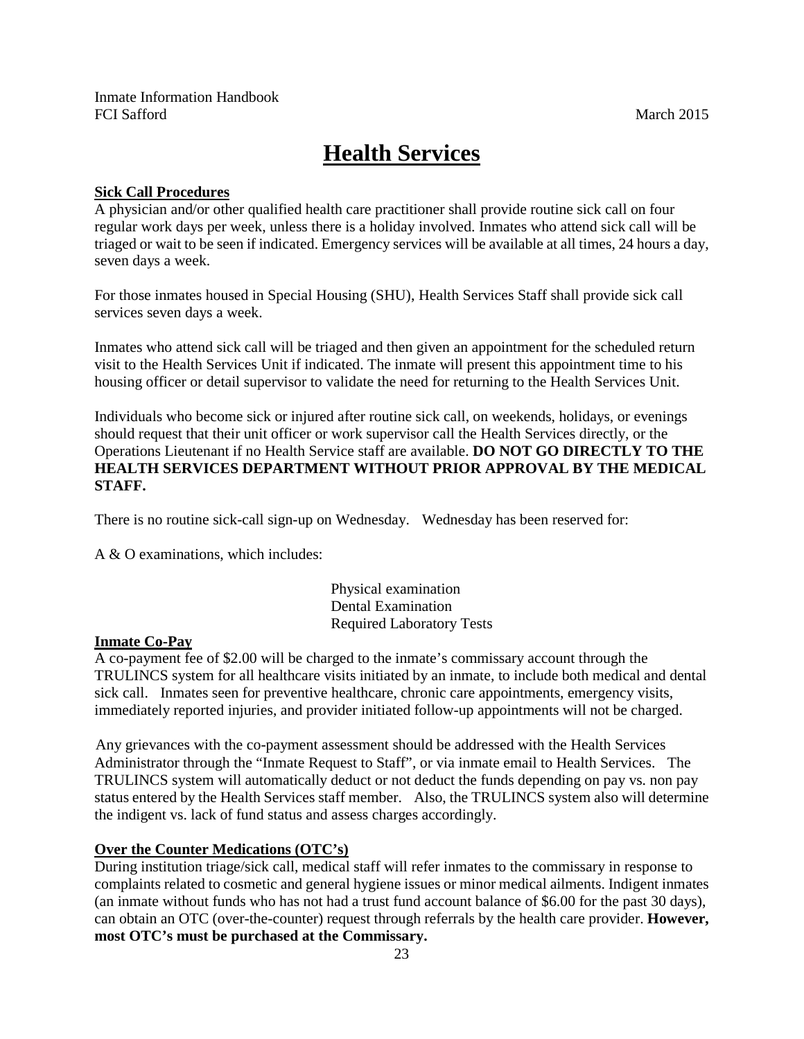# Health Services

**Sick Call Procedures**

A physician and/or other qualified health care practitioner shall provide routine sick call on four regular work days per week, unless there is a holiday involved. Inmates who attend sick call will be triaged or wait to be seen if indicated. Emergency services will be available at all times, 24 hours a day, seven days a week.

For those inmates housed in Special Housing (SHU), Health Services Staff shall provide sick call services seven days a week.

Inmates who attend sick call will be triaged and then given an appointment for the scheduled return visit to the Health Services Unit if indicated. The inmate will present this appointment time to his housing officer or detail supervisor to validate the need for returning to the Health Services Unit.

Individuals who become sick or injured after routine sick call, on weekends, holidays, or evenings should request that their unit officer or work supervisor call the Health Services directly, or the Operations Lieutenant if no Health Service staff are available. **DO NOT GO DIRECTLY TO THE HEALTH SERVICES DEPARTMENT WITHOUT PRIOR APPROVAL BY THE MEDICAL STAFF.**

There is no routine sick-call sign-up on Wednesday. Wednesday has been reserved for:

A & O examinations, which includes:

Physical examination
Dental Examination
Required Laboratory Tests

**Inmate Co-Pay**

A co-payment fee of $2.00 will be charged to the inmate's commissary account through the TRULINCS system for all healthcare visits initiated by an inmate, to include both medical and dental sick call. Inmates seen for preventive healthcare, chronic care appointments, emergency visits, immediately reported injuries, and provider initiated follow-up appointments will not be charged.

Any grievances with the co-payment assessment should be addressed with the Health Services Administrator through the "Inmate Request to Staff", or via inmate email to Health Services. The TRULINCS system will automatically deduct or not deduct the funds depending on pay vs. non pay status entered by the Health Services staff member. Also, the TRULINCS system also will determine the indigent vs. lack of fund status and assess charges accordingly.

**Over the Counter Medications (OTC's)**

During institution triage/sick call, medical staff will refer inmates to the commissary in response to complaints related to cosmetic and general hygiene issues or minor medical ailments. Indigent inmates (an inmate without funds who has not had a trust fund account balance of $6.00 for the past 30 days), can obtain an OTC (over-the-counter) request through referrals by the health care provider. **However, most OTC's must be purchased at the Commissary.**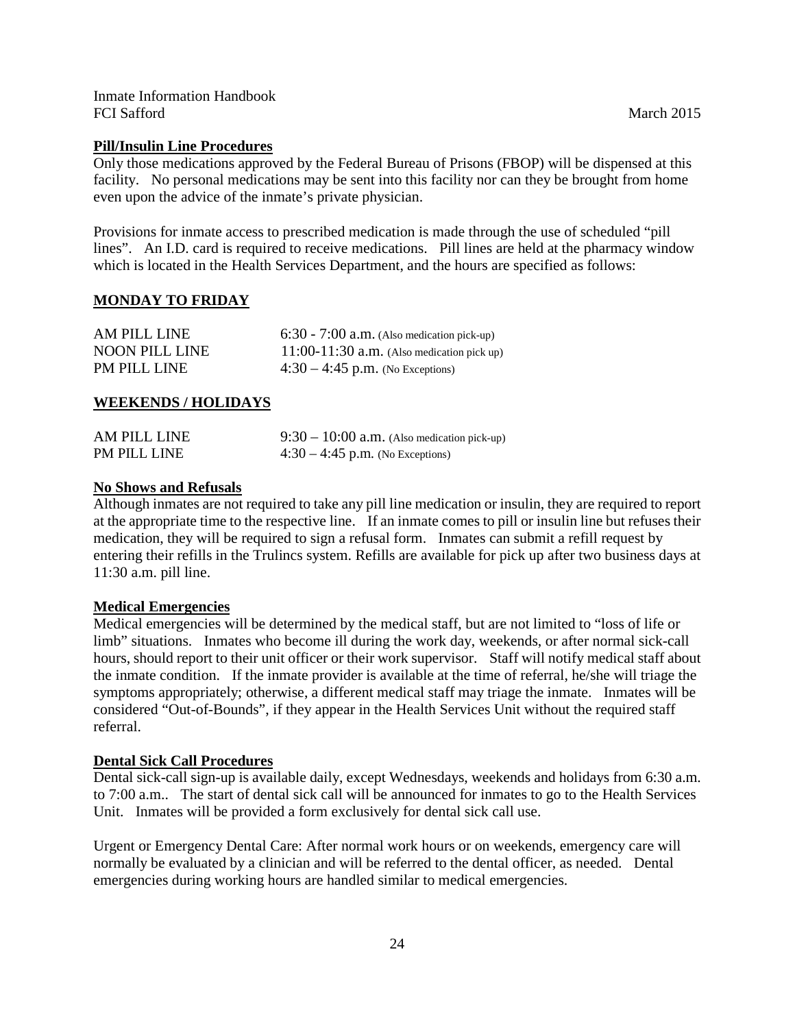**Pill/Insulin Line Procedures**

Only those medications approved by the Federal Bureau of Prisons (FBOP) will be dispensed at this facility. No personal medications may be sent into this facility nor can they be brought from home even upon the advice of the inmate's private physician.

Provisions for inmate access to prescribed medication is made through the use of scheduled "pill lines". An I.D. card is required to receive medications. Pill lines are held at the pharmacy window which is located in the Health Services Department, and the hours are specified as follows:

**MONDAY TO FRIDAY**

| | |
|---|---|
| AM PILL LINE | 6:30 - 7:00 a.m. (Also medication pick-up) |
| NOON PILL LINE | 11:00-11:30 a.m. (Also medication pick up) |
| PM PILL LINE | 4:30 – 4:45 p.m. (No Exceptions) |

**WEEKENDS / HOLIDAYS**

| | |
|---|---|
| AM PILL LINE | 9:30 – 10:00 a.m. (Also medication pick-up) |
| PM PILL LINE | 4:30 – 4:45 p.m. (No Exceptions) |

**No Shows and Refusals**

Although inmates are not required to take any pill line medication or insulin, they are required to report at the appropriate time to the respective line. If an inmate comes to pill or insulin line but refuses their medication, they will be required to sign a refusal form. Inmates can submit a refill request by entering their refills in the Trulincs system. Refills are available for pick up after two business days at 11:30 a.m. pill line.

**Medical Emergencies**

Medical emergencies will be determined by the medical staff, but are not limited to "loss of life or limb" situations. Inmates who become ill during the work day, weekends, or after normal sick-call hours, should report to their unit officer or their work supervisor. Staff will notify medical staff about the inmate condition. If the inmate provider is available at the time of referral, he/she will triage the symptoms appropriately; otherwise, a different medical staff may triage the inmate. Inmates will be considered "Out-of-Bounds", if they appear in the Health Services Unit without the required staff referral.

**Dental Sick Call Procedures**

Dental sick-call sign-up is available daily, except Wednesdays, weekends and holidays from 6:30 a.m. to 7:00 a.m.. The start of dental sick call will be announced for inmates to go to the Health Services Unit. Inmates will be provided a form exclusively for dental sick call use.

Urgent or Emergency Dental Care: After normal work hours or on weekends, emergency care will normally be evaluated by a clinician and will be referred to the dental officer, as needed. Dental emergencies during working hours are handled similar to medical emergencies.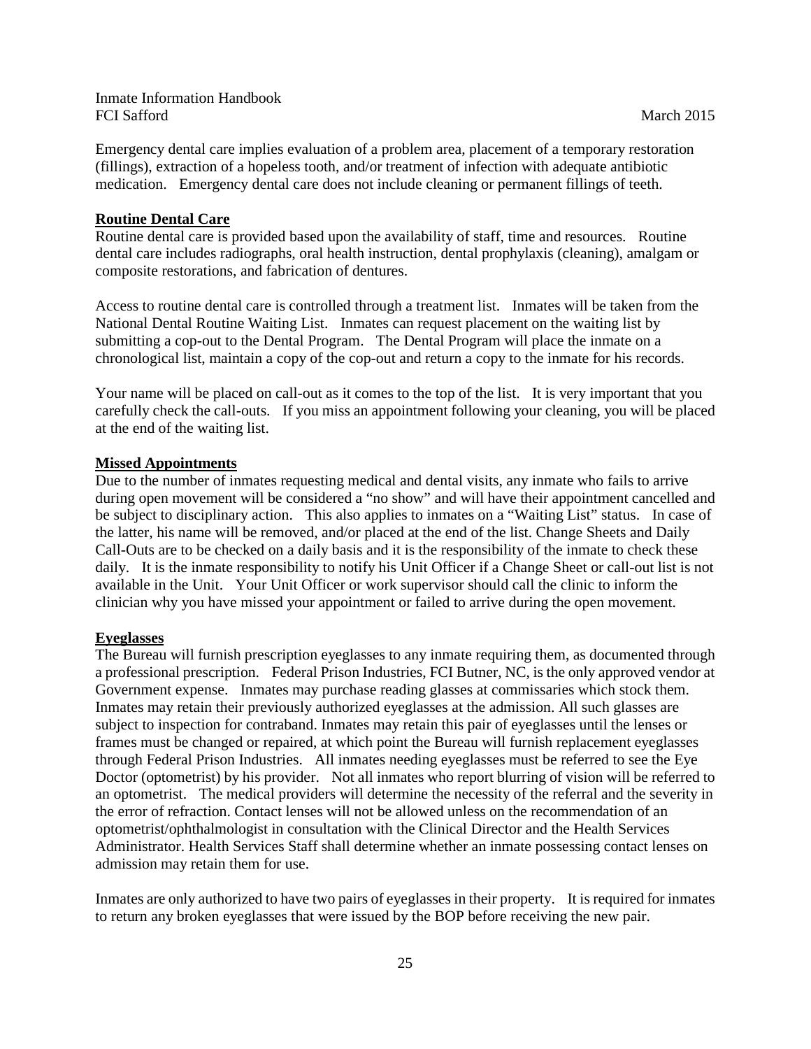Emergency dental care implies evaluation of a problem area, placement of a temporary restoration (fillings), extraction of a hopeless tooth, and/or treatment of infection with adequate antibiotic medication. Emergency dental care does not include cleaning or permanent fillings of teeth.

**Routine Dental Care**

Routine dental care is provided based upon the availability of staff, time and resources. Routine dental care includes radiographs, oral health instruction, dental prophylaxis (cleaning), amalgam or composite restorations, and fabrication of dentures.

Access to routine dental care is controlled through a treatment list. Inmates will be taken from the National Dental Routine Waiting List. Inmates can request placement on the waiting list by submitting a cop-out to the Dental Program. The Dental Program will place the inmate on a chronological list, maintain a copy of the cop-out and return a copy to the inmate for his records.

Your name will be placed on call-out as it comes to the top of the list. It is very important that you carefully check the call-outs. If you miss an appointment following your cleaning, you will be placed at the end of the waiting list.

**Missed Appointments**

Due to the number of inmates requesting medical and dental visits, any inmate who fails to arrive during open movement will be considered a "no show" and will have their appointment cancelled and be subject to disciplinary action. This also applies to inmates on a "Waiting List" status. In case of the latter, his name will be removed, and/or placed at the end of the list. Change Sheets and Daily Call-Outs are to be checked on a daily basis and it is the responsibility of the inmate to check these daily. It is the inmate responsibility to notify his Unit Officer if a Change Sheet or call-out list is not available in the Unit. Your Unit Officer or work supervisor should call the clinic to inform the clinician why you have missed your appointment or failed to arrive during the open movement.

**Eyeglasses**

The Bureau will furnish prescription eyeglasses to any inmate requiring them, as documented through a professional prescription. Federal Prison Industries, FCI Butner, NC, is the only approved vendor at Government expense. Inmates may purchase reading glasses at commissaries which stock them. Inmates may retain their previously authorized eyeglasses at the admission. All such glasses are subject to inspection for contraband. Inmates may retain this pair of eyeglasses until the lenses or frames must be changed or repaired, at which point the Bureau will furnish replacement eyeglasses through Federal Prison Industries. All inmates needing eyeglasses must be referred to see the Eye Doctor (optometrist) by his provider. Not all inmates who report blurring of vision will be referred to an optometrist. The medical providers will determine the necessity of the referral and the severity in the error of refraction. Contact lenses will not be allowed unless on the recommendation of an optometrist/ophthalmologist in consultation with the Clinical Director and the Health Services Administrator. Health Services Staff shall determine whether an inmate possessing contact lenses on admission may retain them for use.

Inmates are only authorized to have two pairs of eyeglasses in their property. It is required for inmates to return any broken eyeglasses that were issued by the BOP before receiving the new pair.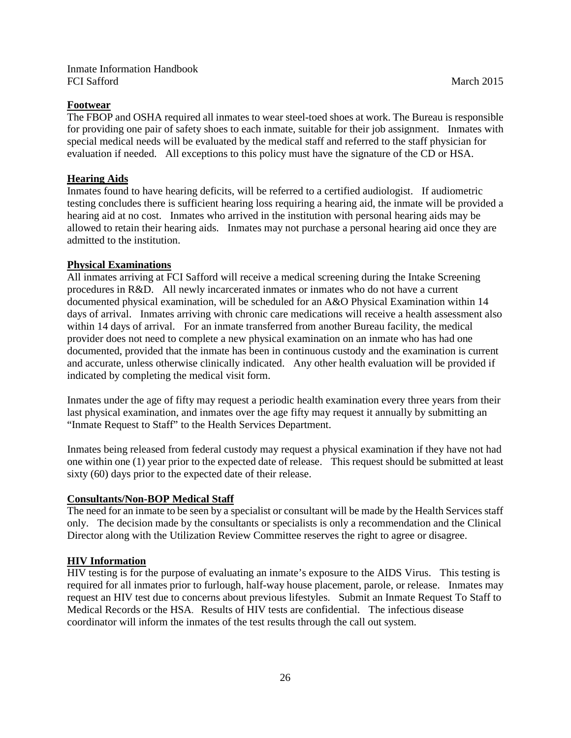**Footwear**

The FBOP and OSHA required all inmates to wear steel-toed shoes at work. The Bureau is responsible for providing one pair of safety shoes to each inmate, suitable for their job assignment. Inmates with special medical needs will be evaluated by the medical staff and referred to the staff physician for evaluation if needed. All exceptions to this policy must have the signature of the CD or HSA.

**Hearing Aids**

Inmates found to have hearing deficits, will be referred to a certified audiologist. If audiometric testing concludes there is sufficient hearing loss requiring a hearing aid, the inmate will be provided a hearing aid at no cost. Inmates who arrived in the institution with personal hearing aids may be allowed to retain their hearing aids. Inmates may not purchase a personal hearing aid once they are admitted to the institution.

**Physical Examinations**

All inmates arriving at FCI Safford will receive a medical screening during the Intake Screening procedures in R&D. All newly incarcerated inmates or inmates who do not have a current documented physical examination, will be scheduled for an A&O Physical Examination within 14 days of arrival. Inmates arriving with chronic care medications will receive a health assessment also within 14 days of arrival. For an inmate transferred from another Bureau facility, the medical provider does not need to complete a new physical examination on an inmate who has had one documented, provided that the inmate has been in continuous custody and the examination is current and accurate, unless otherwise clinically indicated. Any other health evaluation will be provided if indicated by completing the medical visit form.

Inmates under the age of fifty may request a periodic health examination every three years from their last physical examination, and inmates over the age fifty may request it annually by submitting an "Inmate Request to Staff" to the Health Services Department.

Inmates being released from federal custody may request a physical examination if they have not had one within one (1) year prior to the expected date of release. This request should be submitted at least sixty (60) days prior to the expected date of their release.

**Consultants/Non-BOP Medical Staff**

The need for an inmate to be seen by a specialist or consultant will be made by the Health Services staff only. The decision made by the consultants or specialists is only a recommendation and the Clinical Director along with the Utilization Review Committee reserves the right to agree or disagree.

**HIV Information**

HIV testing is for the purpose of evaluating an inmate's exposure to the AIDS Virus. This testing is required for all inmates prior to furlough, half-way house placement, parole, or release. Inmates may request an HIV test due to concerns about previous lifestyles. Submit an Inmate Request To Staff to Medical Records or the HSA. Results of HIV tests are confidential. The infectious disease coordinator will inform the inmates of the test results through the call out system.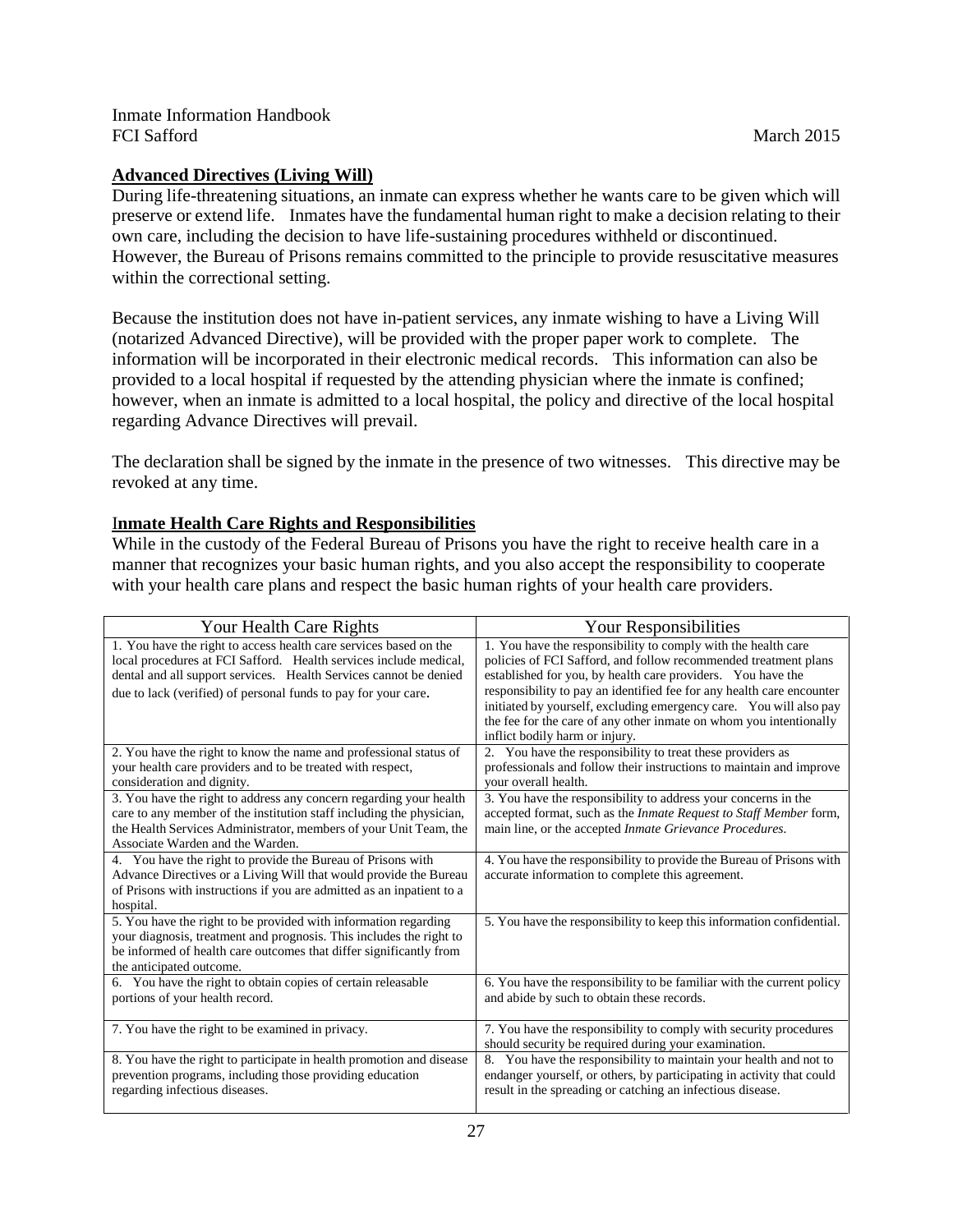## Advanced Directives (Living Will)

During life-threatening situations, an inmate can express whether he wants care to be given which will preserve or extend life. Inmates have the fundamental human right to make a decision relating to their own care, including the decision to have life-sustaining procedures withheld or discontinued. However, the Bureau of Prisons remains committed to the principle to provide resuscitative measures within the correctional setting.

Because the institution does not have in-patient services, any inmate wishing to have a Living Will (notarized Advanced Directive), will be provided with the proper paper work to complete. The information will be incorporated in their electronic medical records. This information can also be provided to a local hospital if requested by the attending physician where the inmate is confined; however, when an inmate is admitted to a local hospital, the policy and directive of the local hospital regarding Advance Directives will prevail.

The declaration shall be signed by the inmate in the presence of two witnesses. This directive may be revoked at any time.

## Inmate Health Care Rights and Responsibilities

While in the custody of the Federal Bureau of Prisons you have the right to receive health care in a manner that recognizes your basic human rights, and you also accept the responsibility to cooperate with your health care plans and respect the basic human rights of your health care providers.

| Your Health Care Rights | Your Responsibilities |
|---|---|
| 1. You have the right to access health care services based on the local procedures at FCI Safford. Health services include medical, dental and all support services. Health Services cannot be denied due to lack (verified) of personal funds to pay for your care. | 1. You have the responsibility to comply with the health care policies of FCI Safford, and follow recommended treatment plans established for you, by health care providers. You have the responsibility to pay an identified fee for any health care encounter initiated by yourself, excluding emergency care. You will also pay the fee for the care of any other inmate on whom you intentionally inflict bodily harm or injury. |
| 2. You have the right to know the name and professional status of your health care providers and to be treated with respect, consideration and dignity. | 2. You have the responsibility to treat these providers as professionals and follow their instructions to maintain and improve your overall health. |
| 3. You have the right to address any concern regarding your health care to any member of the institution staff including the physician, the Health Services Administrator, members of your Unit Team, the Associate Warden and the Warden. | 3. You have the responsibility to address your concerns in the accepted format, such as the *Inmate Request to Staff Member* form, main line, or the accepted *Inmate Grievance Procedures*. |
| 4. You have the right to provide the Bureau of Prisons with Advance Directives or a Living Will that would provide the Bureau of Prisons with instructions if you are admitted as an inpatient to a hospital. | 4. You have the responsibility to provide the Bureau of Prisons with accurate information to complete this agreement. |
| 5. You have the right to be provided with information regarding your diagnosis, treatment and prognosis. This includes the right to be informed of health care outcomes that differ significantly from the anticipated outcome. | 5. You have the responsibility to keep this information confidential. |
| 6. You have the right to obtain copies of certain releasable portions of your health record. | 6. You have the responsibility to be familiar with the current policy and abide by such to obtain these records. |
| 7. You have the right to be examined in privacy. | 7. You have the responsibility to comply with security procedures should security be required during your examination. |
| 8. You have the right to participate in health promotion and disease prevention programs, including those providing education regarding infectious diseases. | 8. You have the responsibility to maintain your health and not to endanger yourself, or others, by participating in activity that could result in the spreading or catching an infectious disease. |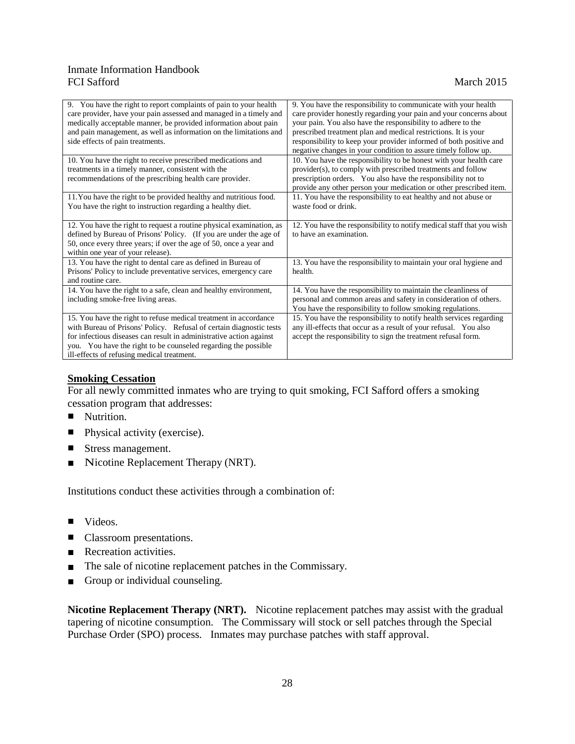| 9. You have the right to report complaints of pain to your health care provider, have your pain assessed and managed in a timely and medically acceptable manner, be provided information about pain and pain management, as well as information on the limitations and side effects of pain treatments. | 9. You have the responsibility to communicate with your health care provider honestly regarding your pain and your concerns about your pain. You also have the responsibility to adhere to the prescribed treatment plan and medical restrictions. It is your responsibility to keep your provider informed of both positive and negative changes in your condition to assure timely follow up. |
|---|---|
| 10. You have the right to receive prescribed medications and treatments in a timely manner, consistent with the recommendations of the prescribing health care provider. | 10. You have the responsibility to be honest with your health care provider(s), to comply with prescribed treatments and follow prescription orders. You also have the responsibility not to provide any other person your medication or other prescribed item. |
| 11. You have the right to be provided healthy and nutritious food. You have the right to instruction regarding a healthy diet. | 11. You have the responsibility to eat healthy and not abuse or waste food or drink. |
| 12. You have the right to request a routine physical examination, as defined by Bureau of Prisons' Policy. (If you are under the age of 50, once every three years; if over the age of 50, once a year and within one year of your release). | 12. You have the responsibility to notify medical staff that you wish to have an examination. |
| 13. You have the right to dental care as defined in Bureau of Prisons' Policy to include preventative services, emergency care and routine care. | 13. You have the responsibility to maintain your oral hygiene and health. |
| 14. You have the right to a safe, clean and healthy environment, including smoke-free living areas. | 14. You have the responsibility to maintain the cleanliness of personal and common areas and safety in consideration of others. You have the responsibility to follow smoking regulations. |
| 15. You have the right to refuse medical treatment in accordance with Bureau of Prisons' Policy. Refusal of certain diagnostic tests for infectious diseases can result in administrative action against you. You have the right to be counseled regarding the possible ill-effects of refusing medical treatment. | 15. You have the responsibility to notify health services regarding any ill-effects that occur as a result of your refusal. You also accept the responsibility to sign the treatment refusal form. |

## Smoking Cessation

For all newly committed inmates who are trying to quit smoking, FCI Safford offers a smoking cessation program that addresses:

- Nutrition.
- Physical activity (exercise).
- Stress management.
- Nicotine Replacement Therapy (NRT).

Institutions conduct these activities through a combination of:

- Videos.
- Classroom presentations.
- Recreation activities.
- The sale of nicotine replacement patches in the Commissary.
- Group or individual counseling.

**Nicotine Replacement Therapy (NRT).** Nicotine replacement patches may assist with the gradual tapering of nicotine consumption. The Commissary will stock or sell patches through the Special Purchase Order (SPO) process. Inmates may purchase patches with staff approval.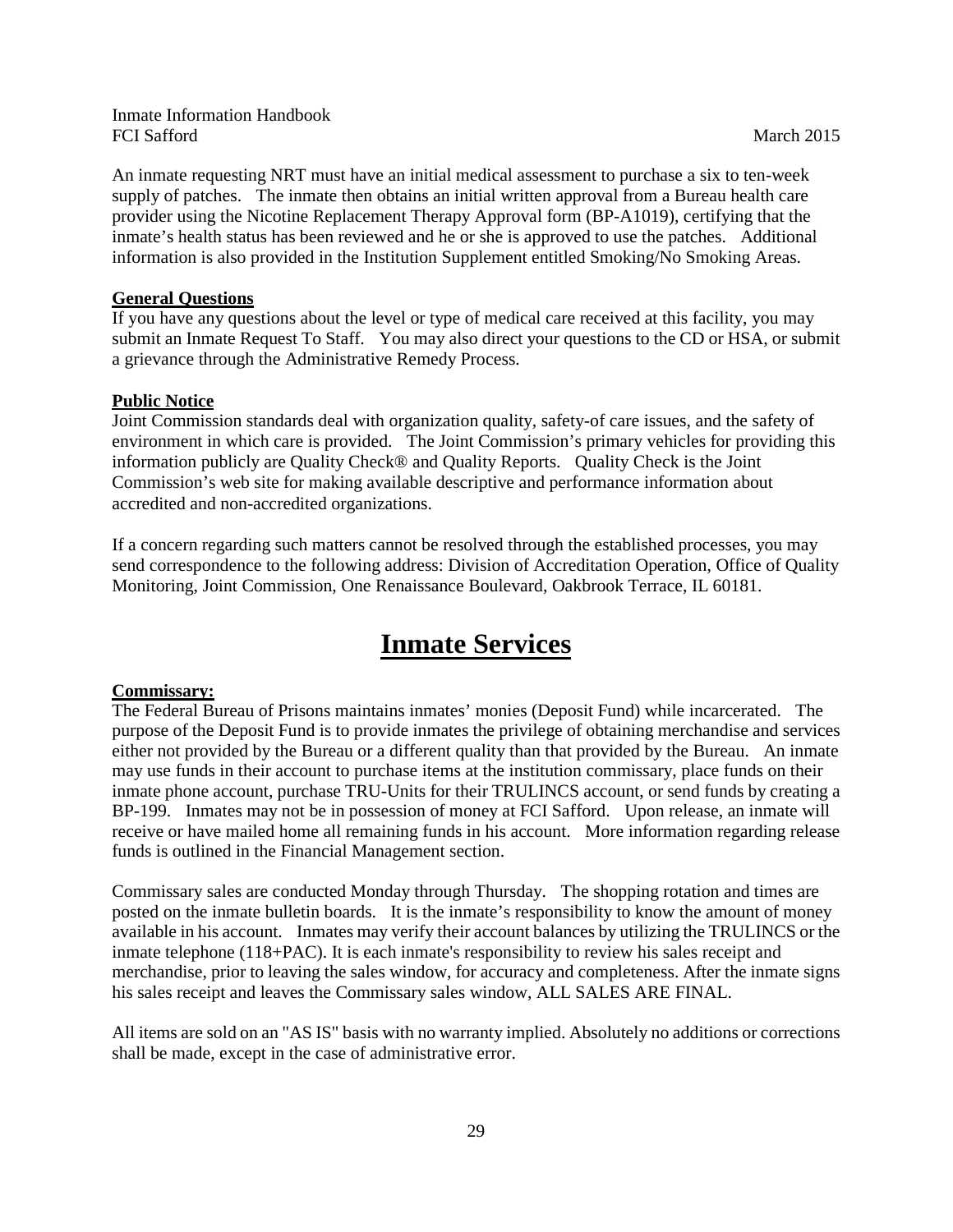An inmate requesting NRT must have an initial medical assessment to purchase a six to ten-week supply of patches. The inmate then obtains an initial written approval from a Bureau health care provider using the Nicotine Replacement Therapy Approval form (BP-A1019), certifying that the inmate's health status has been reviewed and he or she is approved to use the patches. Additional information is also provided in the Institution Supplement entitled Smoking/No Smoking Areas.

**General Questions**

If you have any questions about the level or type of medical care received at this facility, you may submit an Inmate Request To Staff. You may also direct your questions to the CD or HSA, or submit a grievance through the Administrative Remedy Process.

**Public Notice**

Joint Commission standards deal with organization quality, safety-of care issues, and the safety of environment in which care is provided. The Joint Commission's primary vehicles for providing this information publicly are Quality Check® and Quality Reports. Quality Check is the Joint Commission's web site for making available descriptive and performance information about accredited and non-accredited organizations.

If a concern regarding such matters cannot be resolved through the established processes, you may send correspondence to the following address: Division of Accreditation Operation, Office of Quality Monitoring, Joint Commission, One Renaissance Boulevard, Oakbrook Terrace, IL 60181.

# Inmate Services

**Commissary:**

The Federal Bureau of Prisons maintains inmates' monies (Deposit Fund) while incarcerated. The purpose of the Deposit Fund is to provide inmates the privilege of obtaining merchandise and services either not provided by the Bureau or a different quality than that provided by the Bureau. An inmate may use funds in their account to purchase items at the institution commissary, place funds on their inmate phone account, purchase TRU-Units for their TRULINCS account, or send funds by creating a BP-199. Inmates may not be in possession of money at FCI Safford. Upon release, an inmate will receive or have mailed home all remaining funds in his account. More information regarding release funds is outlined in the Financial Management section.

Commissary sales are conducted Monday through Thursday. The shopping rotation and times are posted on the inmate bulletin boards. It is the inmate's responsibility to know the amount of money available in his account. Inmates may verify their account balances by utilizing the TRULINCS or the inmate telephone (118+PAC). It is each inmate's responsibility to review his sales receipt and merchandise, prior to leaving the sales window, for accuracy and completeness. After the inmate signs his sales receipt and leaves the Commissary sales window, ALL SALES ARE FINAL.

All items are sold on an "AS IS" basis with no warranty implied. Absolutely no additions or corrections shall be made, except in the case of administrative error.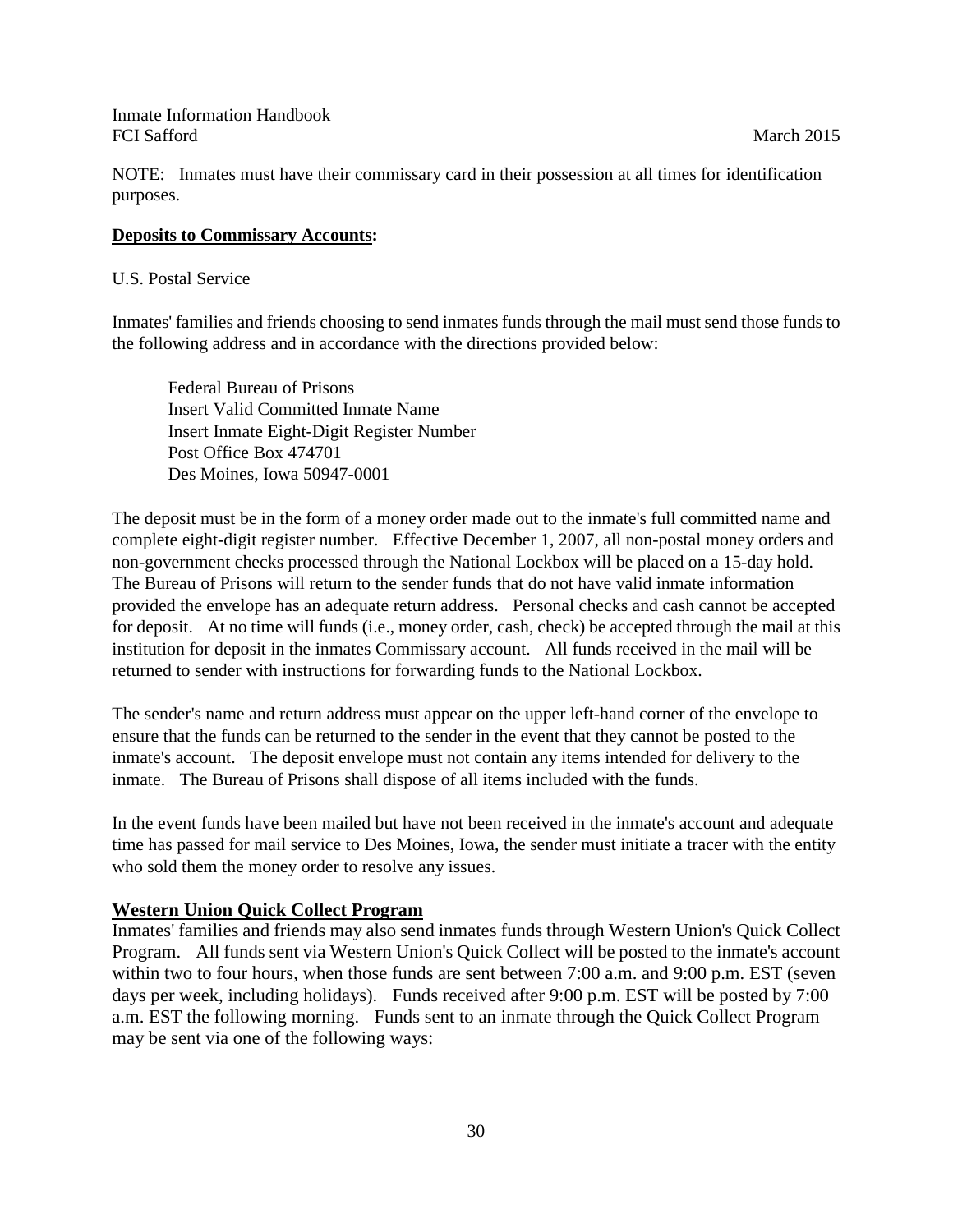NOTE: Inmates must have their commissary card in their possession at all times for identification purposes.

**Deposits to Commissary Accounts:**

U.S. Postal Service

Inmates' families and friends choosing to send inmates funds through the mail must send those funds to the following address and in accordance with the directions provided below:

> Federal Bureau of Prisons
> Insert Valid Committed Inmate Name
> Insert Inmate Eight-Digit Register Number
> Post Office Box 474701
> Des Moines, Iowa 50947-0001

The deposit must be in the form of a money order made out to the inmate's full committed name and complete eight-digit register number. Effective December 1, 2007, all non-postal money orders and non-government checks processed through the National Lockbox will be placed on a 15-day hold. The Bureau of Prisons will return to the sender funds that do not have valid inmate information provided the envelope has an adequate return address. Personal checks and cash cannot be accepted for deposit. At no time will funds (i.e., money order, cash, check) be accepted through the mail at this institution for deposit in the inmates Commissary account. All funds received in the mail will be returned to sender with instructions for forwarding funds to the National Lockbox.

The sender's name and return address must appear on the upper left-hand corner of the envelope to ensure that the funds can be returned to the sender in the event that they cannot be posted to the inmate's account. The deposit envelope must not contain any items intended for delivery to the inmate. The Bureau of Prisons shall dispose of all items included with the funds.

In the event funds have been mailed but have not been received in the inmate's account and adequate time has passed for mail service to Des Moines, Iowa, the sender must initiate a tracer with the entity who sold them the money order to resolve any issues.

**Western Union Quick Collect Program**

Inmates' families and friends may also send inmates funds through Western Union's Quick Collect Program. All funds sent via Western Union's Quick Collect will be posted to the inmate's account within two to four hours, when those funds are sent between 7:00 a.m. and 9:00 p.m. EST (seven days per week, including holidays). Funds received after 9:00 p.m. EST will be posted by 7:00 a.m. EST the following morning. Funds sent to an inmate through the Quick Collect Program may be sent via one of the following ways: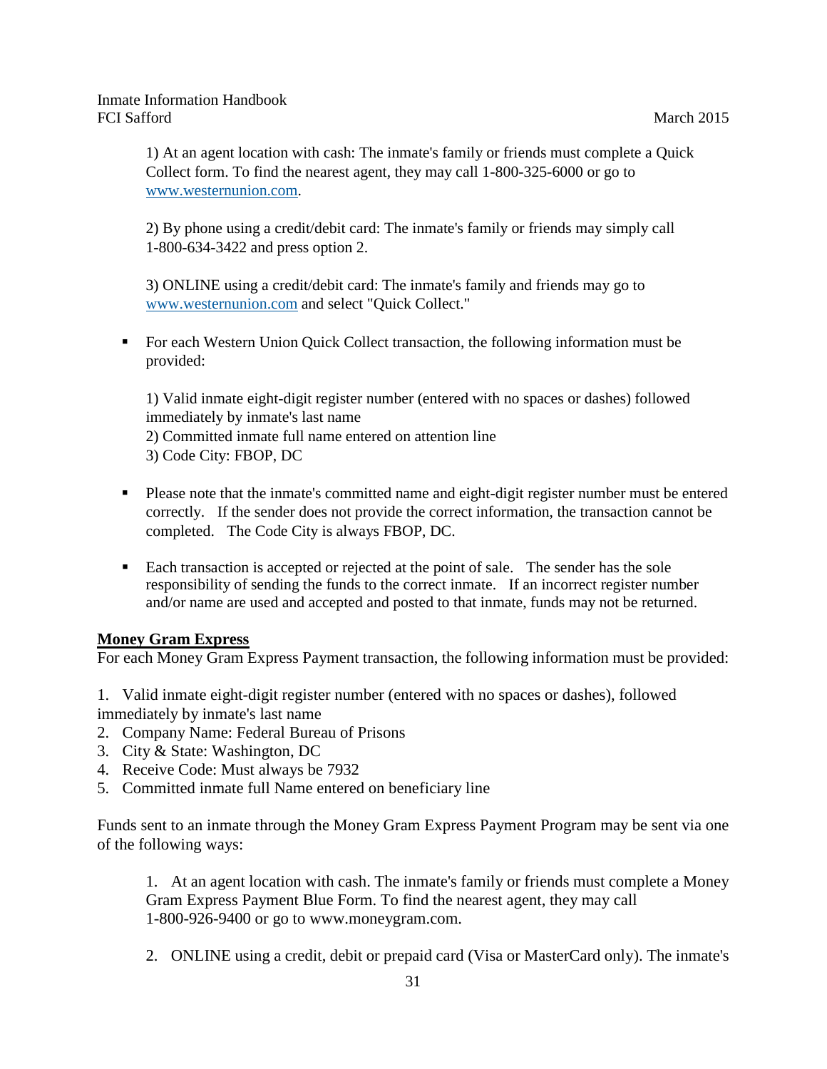1) At an agent location with cash: The inmate's family or friends must complete a Quick Collect form. To find the nearest agent, they may call 1-800-325-6000 or go to www.westernunion.com.

2) By phone using a credit/debit card: The inmate's family or friends may simply call 1-800-634-3422 and press option 2.

3) ONLINE using a credit/debit card: The inmate's family and friends may go to www.westernunion.com and select "Quick Collect."

- For each Western Union Quick Collect transaction, the following information must be provided:

  1) Valid inmate eight-digit register number (entered with no spaces or dashes) followed immediately by inmate's last name
  2) Committed inmate full name entered on attention line
  3) Code City: FBOP, DC

- Please note that the inmate's committed name and eight-digit register number must be entered correctly. If the sender does not provide the correct information, the transaction cannot be completed. The Code City is always FBOP, DC.

- Each transaction is accepted or rejected at the point of sale. The sender has the sole responsibility of sending the funds to the correct inmate. If an incorrect register number and/or name are used and accepted and posted to that inmate, funds may not be returned.

**Money Gram Express**

For each Money Gram Express Payment transaction, the following information must be provided:

1. Valid inmate eight-digit register number (entered with no spaces or dashes), followed immediately by inmate's last name
2. Company Name: Federal Bureau of Prisons
3. City & State: Washington, DC
4. Receive Code: Must always be 7932
5. Committed inmate full Name entered on beneficiary line

Funds sent to an inmate through the Money Gram Express Payment Program may be sent via one of the following ways:

1. At an agent location with cash. The inmate's family or friends must complete a Money Gram Express Payment Blue Form. To find the nearest agent, they may call 1-800-926-9400 or go to www.moneygram.com.

2. ONLINE using a credit, debit or prepaid card (Visa or MasterCard only). The inmate's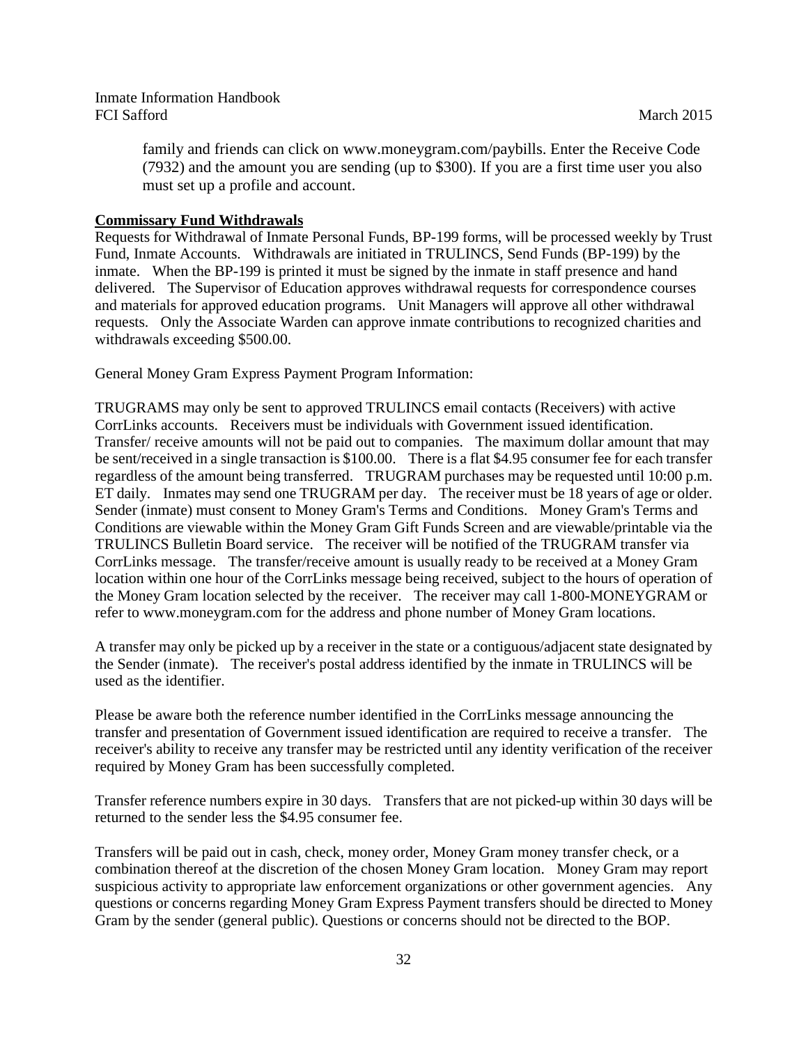family and friends can click on www.moneygram.com/paybills. Enter the Receive Code (7932) and the amount you are sending (up to $300). If you are a first time user you also must set up a profile and account.

**Commissary Fund Withdrawals**

Requests for Withdrawal of Inmate Personal Funds, BP-199 forms, will be processed weekly by Trust Fund, Inmate Accounts. Withdrawals are initiated in TRULINCS, Send Funds (BP-199) by the inmate. When the BP-199 is printed it must be signed by the inmate in staff presence and hand delivered. The Supervisor of Education approves withdrawal requests for correspondence courses and materials for approved education programs. Unit Managers will approve all other withdrawal requests. Only the Associate Warden can approve inmate contributions to recognized charities and withdrawals exceeding $500.00.

General Money Gram Express Payment Program Information:

TRUGRAMS may only be sent to approved TRULINCS email contacts (Receivers) with active CorrLinks accounts. Receivers must be individuals with Government issued identification. Transfer/ receive amounts will not be paid out to companies. The maximum dollar amount that may be sent/received in a single transaction is $100.00. There is a flat $4.95 consumer fee for each transfer regardless of the amount being transferred. TRUGRAM purchases may be requested until 10:00 p.m. ET daily. Inmates may send one TRUGRAM per day. The receiver must be 18 years of age or older. Sender (inmate) must consent to Money Gram's Terms and Conditions. Money Gram's Terms and Conditions are viewable within the Money Gram Gift Funds Screen and are viewable/printable via the TRULINCS Bulletin Board service. The receiver will be notified of the TRUGRAM transfer via CorrLinks message. The transfer/receive amount is usually ready to be received at a Money Gram location within one hour of the CorrLinks message being received, subject to the hours of operation of the Money Gram location selected by the receiver. The receiver may call 1-800-MONEYGRAM or refer to www.moneygram.com for the address and phone number of Money Gram locations.

A transfer may only be picked up by a receiver in the state or a contiguous/adjacent state designated by the Sender (inmate). The receiver's postal address identified by the inmate in TRULINCS will be used as the identifier.

Please be aware both the reference number identified in the CorrLinks message announcing the transfer and presentation of Government issued identification are required to receive a transfer. The receiver's ability to receive any transfer may be restricted until any identity verification of the receiver required by Money Gram has been successfully completed.

Transfer reference numbers expire in 30 days. Transfers that are not picked-up within 30 days will be returned to the sender less the $4.95 consumer fee.

Transfers will be paid out in cash, check, money order, Money Gram money transfer check, or a combination thereof at the discretion of the chosen Money Gram location. Money Gram may report suspicious activity to appropriate law enforcement organizations or other government agencies. Any questions or concerns regarding Money Gram Express Payment transfers should be directed to Money Gram by the sender (general public). Questions or concerns should not be directed to the BOP.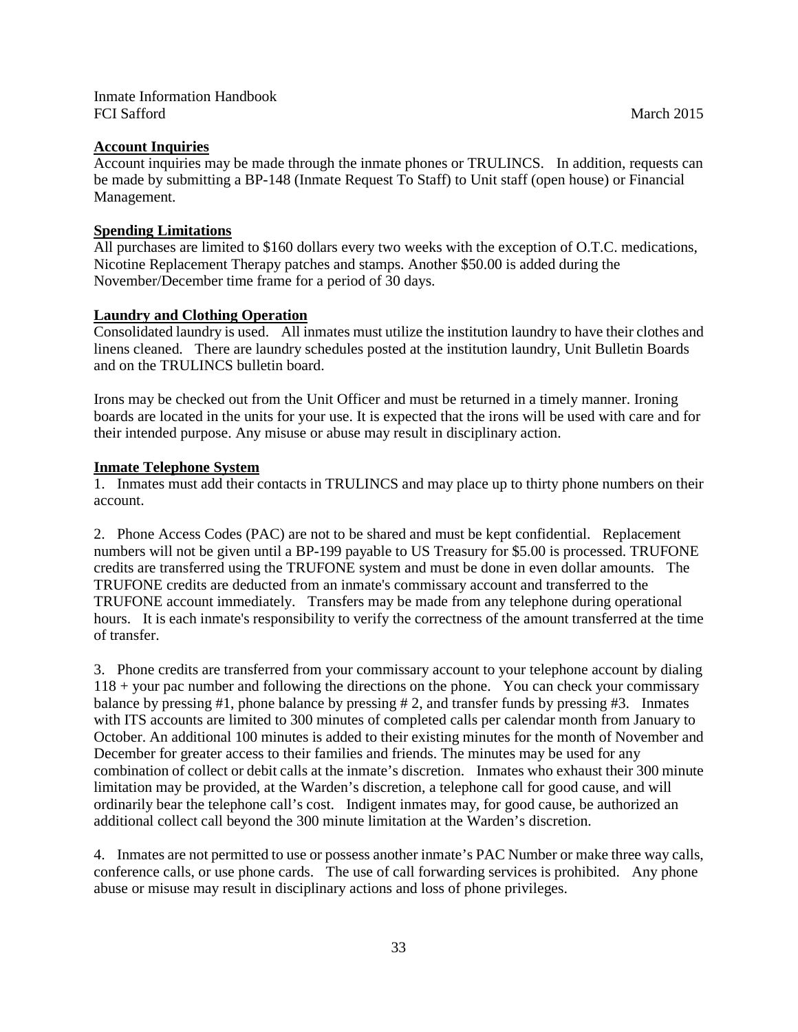**Account Inquiries**

Account inquiries may be made through the inmate phones or TRULINCS. In addition, requests can be made by submitting a BP-148 (Inmate Request To Staff) to Unit staff (open house) or Financial Management.

**Spending Limitations**

All purchases are limited to $160 dollars every two weeks with the exception of O.T.C. medications, Nicotine Replacement Therapy patches and stamps. Another $50.00 is added during the November/December time frame for a period of 30 days.

**Laundry and Clothing Operation**

Consolidated laundry is used. All inmates must utilize the institution laundry to have their clothes and linens cleaned. There are laundry schedules posted at the institution laundry, Unit Bulletin Boards and on the TRULINCS bulletin board.

Irons may be checked out from the Unit Officer and must be returned in a timely manner. Ironing boards are located in the units for your use. It is expected that the irons will be used with care and for their intended purpose. Any misuse or abuse may result in disciplinary action.

**Inmate Telephone System**

1. Inmates must add their contacts in TRULINCS and may place up to thirty phone numbers on their account.

2. Phone Access Codes (PAC) are not to be shared and must be kept confidential. Replacement numbers will not be given until a BP-199 payable to US Treasury for $5.00 is processed. TRUFONE credits are transferred using the TRUFONE system and must be done in even dollar amounts. The TRUFONE credits are deducted from an inmate's commissary account and transferred to the TRUFONE account immediately. Transfers may be made from any telephone during operational hours. It is each inmate's responsibility to verify the correctness of the amount transferred at the time of transfer.

3. Phone credits are transferred from your commissary account to your telephone account by dialing 118 + your pac number and following the directions on the phone. You can check your commissary balance by pressing #1, phone balance by pressing # 2, and transfer funds by pressing #3. Inmates with ITS accounts are limited to 300 minutes of completed calls per calendar month from January to October. An additional 100 minutes is added to their existing minutes for the month of November and December for greater access to their families and friends. The minutes may be used for any combination of collect or debit calls at the inmate's discretion. Inmates who exhaust their 300 minute limitation may be provided, at the Warden's discretion, a telephone call for good cause, and will ordinarily bear the telephone call's cost. Indigent inmates may, for good cause, be authorized an additional collect call beyond the 300 minute limitation at the Warden's discretion.

4. Inmates are not permitted to use or possess another inmate's PAC Number or make three way calls, conference calls, or use phone cards. The use of call forwarding services is prohibited. Any phone abuse or misuse may result in disciplinary actions and loss of phone privileges.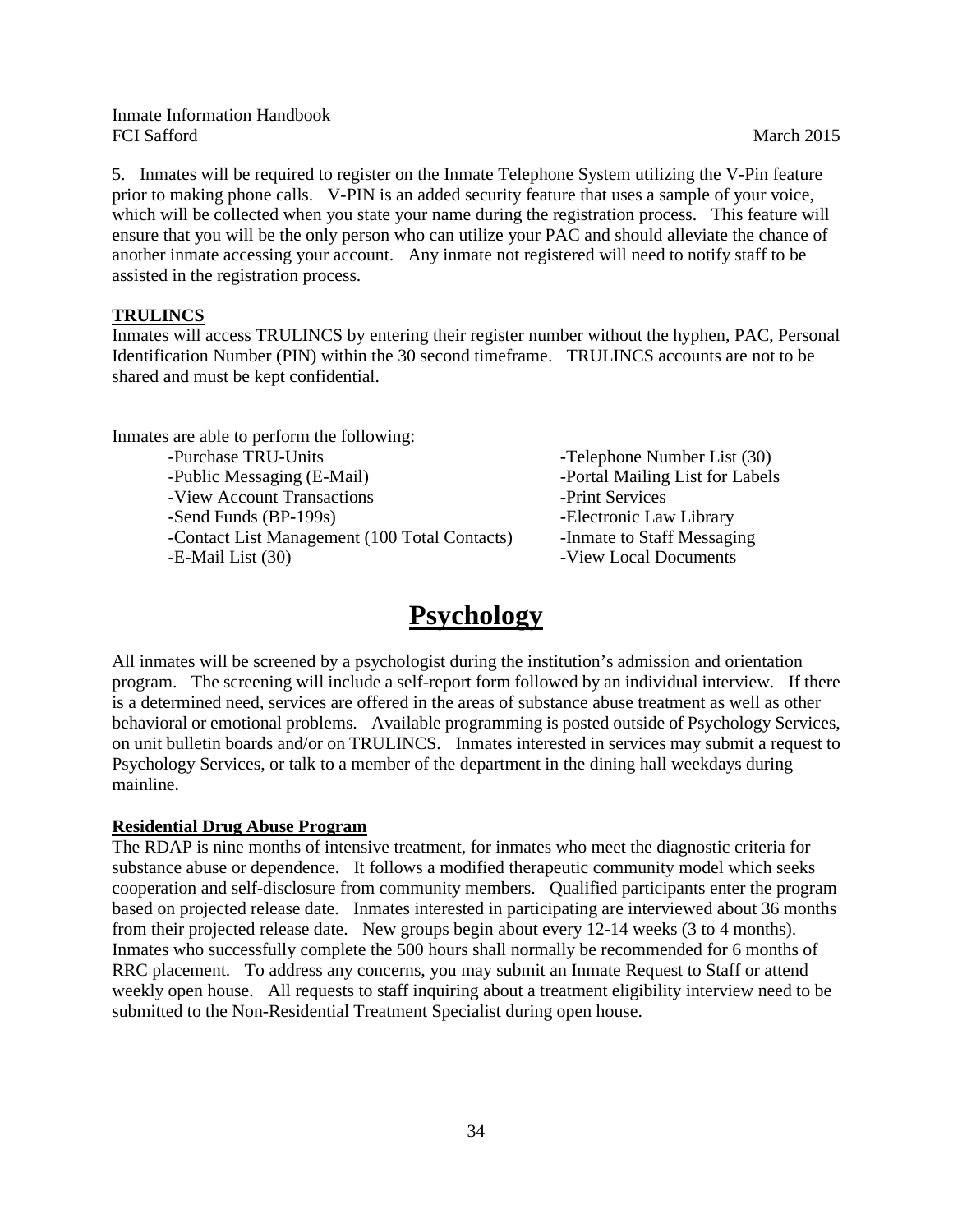5. Inmates will be required to register on the Inmate Telephone System utilizing the V-Pin feature prior to making phone calls. V-PIN is an added security feature that uses a sample of your voice, which will be collected when you state your name during the registration process. This feature will ensure that you will be the only person who can utilize your PAC and should alleviate the chance of another inmate accessing your account. Any inmate not registered will need to notify staff to be assisted in the registration process.

**TRULINCS**

Inmates will access TRULINCS by entering their register number without the hyphen, PAC, Personal Identification Number (PIN) within the 30 second timeframe. TRULINCS accounts are not to be shared and must be kept confidential.

Inmates are able to perform the following:

- -Purchase TRU-Units
- -Public Messaging (E-Mail)
- -View Account Transactions
- -Send Funds (BP-199s)
- -Contact List Management (100 Total Contacts)
- -E-Mail List (30)
- -Telephone Number List (30)
- -Portal Mailing List for Labels
- -Print Services
- -Electronic Law Library
- -Inmate to Staff Messaging
- -View Local Documents

# Psychology

All inmates will be screened by a psychologist during the institution's admission and orientation program. The screening will include a self-report form followed by an individual interview. If there is a determined need, services are offered in the areas of substance abuse treatment as well as other behavioral or emotional problems. Available programming is posted outside of Psychology Services, on unit bulletin boards and/or on TRULINCS. Inmates interested in services may submit a request to Psychology Services, or talk to a member of the department in the dining hall weekdays during mainline.

**Residential Drug Abuse Program**

The RDAP is nine months of intensive treatment, for inmates who meet the diagnostic criteria for substance abuse or dependence. It follows a modified therapeutic community model which seeks cooperation and self-disclosure from community members. Qualified participants enter the program based on projected release date. Inmates interested in participating are interviewed about 36 months from their projected release date. New groups begin about every 12-14 weeks (3 to 4 months). Inmates who successfully complete the 500 hours shall normally be recommended for 6 months of RRC placement. To address any concerns, you may submit an Inmate Request to Staff or attend weekly open house. All requests to staff inquiring about a treatment eligibility interview need to be submitted to the Non-Residential Treatment Specialist during open house.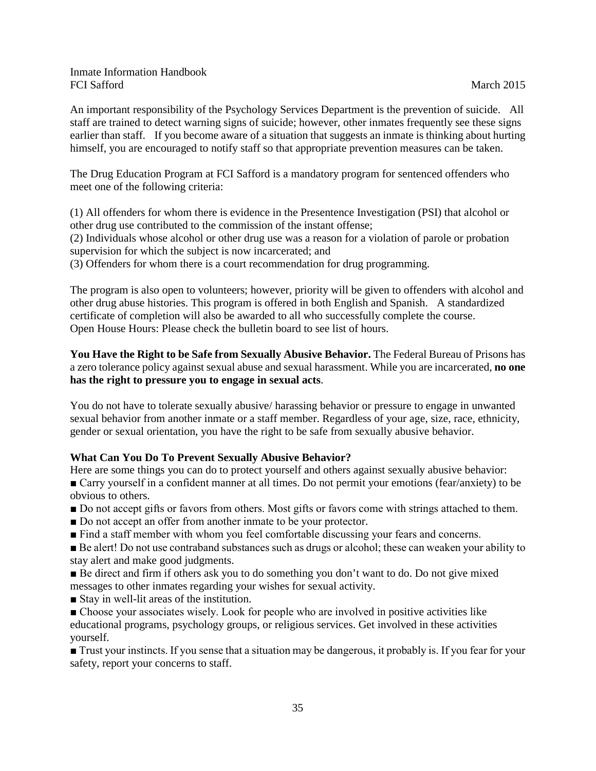An important responsibility of the Psychology Services Department is the prevention of suicide. All staff are trained to detect warning signs of suicide; however, other inmates frequently see these signs earlier than staff. If you become aware of a situation that suggests an inmate is thinking about hurting himself, you are encouraged to notify staff so that appropriate prevention measures can be taken.

The Drug Education Program at FCI Safford is a mandatory program for sentenced offenders who meet one of the following criteria:

(1) All offenders for whom there is evidence in the Presentence Investigation (PSI) that alcohol or other drug use contributed to the commission of the instant offense;
(2) Individuals whose alcohol or other drug use was a reason for a violation of parole or probation supervision for which the subject is now incarcerated; and
(3) Offenders for whom there is a court recommendation for drug programming.

The program is also open to volunteers; however, priority will be given to offenders with alcohol and other drug abuse histories. This program is offered in both English and Spanish. A standardized certificate of completion will also be awarded to all who successfully complete the course.
Open House Hours: Please check the bulletin board to see list of hours.

**You Have the Right to be Safe from Sexually Abusive Behavior.** The Federal Bureau of Prisons has a zero tolerance policy against sexual abuse and sexual harassment. While you are incarcerated, **no one has the right to pressure you to engage in sexual acts**.

You do not have to tolerate sexually abusive/ harassing behavior or pressure to engage in unwanted sexual behavior from another inmate or a staff member. Regardless of your age, size, race, ethnicity, gender or sexual orientation, you have the right to be safe from sexually abusive behavior.

**What Can You Do To Prevent Sexually Abusive Behavior?**

Here are some things you can do to protect yourself and others against sexually abusive behavior:

- Carry yourself in a confident manner at all times. Do not permit your emotions (fear/anxiety) to be obvious to others.
- Do not accept gifts or favors from others. Most gifts or favors come with strings attached to them.
- Do not accept an offer from another inmate to be your protector.
- Find a staff member with whom you feel comfortable discussing your fears and concerns.
- Be alert! Do not use contraband substances such as drugs or alcohol; these can weaken your ability to stay alert and make good judgments.
- Be direct and firm if others ask you to do something you don't want to do. Do not give mixed messages to other inmates regarding your wishes for sexual activity.
- Stay in well-lit areas of the institution.
- Choose your associates wisely. Look for people who are involved in positive activities like educational programs, psychology groups, or religious services. Get involved in these activities yourself.
- Trust your instincts. If you sense that a situation may be dangerous, it probably is. If you fear for your safety, report your concerns to staff.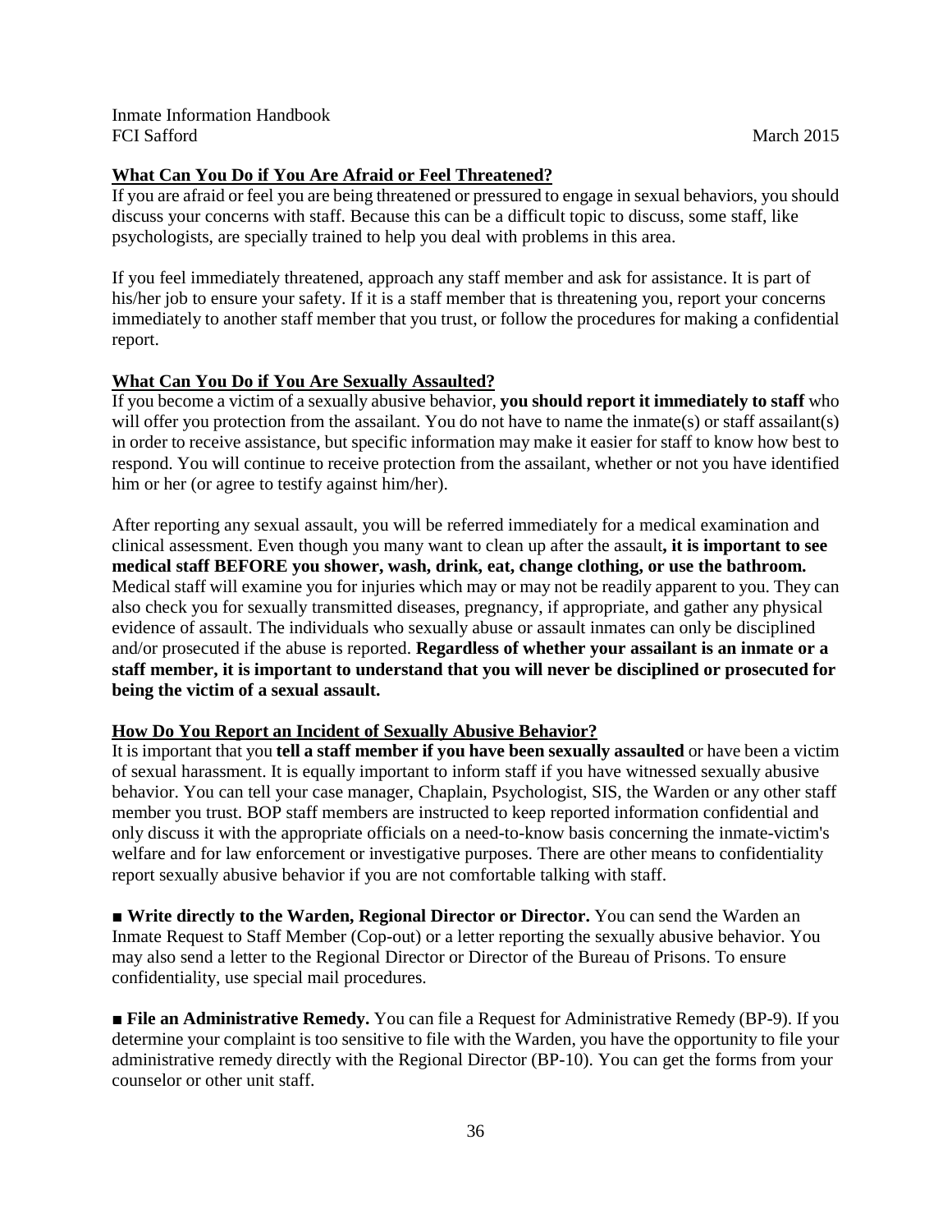### What Can You Do if You Are Afraid or Feel Threatened?

If you are afraid or feel you are being threatened or pressured to engage in sexual behaviors, you should discuss your concerns with staff. Because this can be a difficult topic to discuss, some staff, like psychologists, are specially trained to help you deal with problems in this area.

If you feel immediately threatened, approach any staff member and ask for assistance. It is part of his/her job to ensure your safety. If it is a staff member that is threatening you, report your concerns immediately to another staff member that you trust, or follow the procedures for making a confidential report.

### What Can You Do if You Are Sexually Assaulted?

If you become a victim of a sexually abusive behavior, **you should report it immediately to staff** who will offer you protection from the assailant. You do not have to name the inmate(s) or staff assailant(s) in order to receive assistance, but specific information may make it easier for staff to know how best to respond. You will continue to receive protection from the assailant, whether or not you have identified him or her (or agree to testify against him/her).

After reporting any sexual assault, you will be referred immediately for a medical examination and clinical assessment. Even though you many want to clean up after the assault**, it is important to see medical staff BEFORE you shower, wash, drink, eat, change clothing, or use the bathroom.** Medical staff will examine you for injuries which may or may not be readily apparent to you. They can also check you for sexually transmitted diseases, pregnancy, if appropriate, and gather any physical evidence of assault. The individuals who sexually abuse or assault inmates can only be disciplined and/or prosecuted if the abuse is reported. **Regardless of whether your assailant is an inmate or a staff member, it is important to understand that you will never be disciplined or prosecuted for being the victim of a sexual assault.**

### How Do You Report an Incident of Sexually Abusive Behavior?

It is important that you **tell a staff member if you have been sexually assaulted** or have been a victim of sexual harassment. It is equally important to inform staff if you have witnessed sexually abusive behavior. You can tell your case manager, Chaplain, Psychologist, SIS, the Warden or any other staff member you trust. BOP staff members are instructed to keep reported information confidential and only discuss it with the appropriate officials on a need-to-know basis concerning the inmate-victim's welfare and for law enforcement or investigative purposes. There are other means to confidentiality report sexually abusive behavior if you are not comfortable talking with staff.

■ **Write directly to the Warden, Regional Director or Director.** You can send the Warden an Inmate Request to Staff Member (Cop-out) or a letter reporting the sexually abusive behavior. You may also send a letter to the Regional Director or Director of the Bureau of Prisons. To ensure confidentiality, use special mail procedures.

■ **File an Administrative Remedy.** You can file a Request for Administrative Remedy (BP-9). If you determine your complaint is too sensitive to file with the Warden, you have the opportunity to file your administrative remedy directly with the Regional Director (BP-10). You can get the forms from your counselor or other unit staff.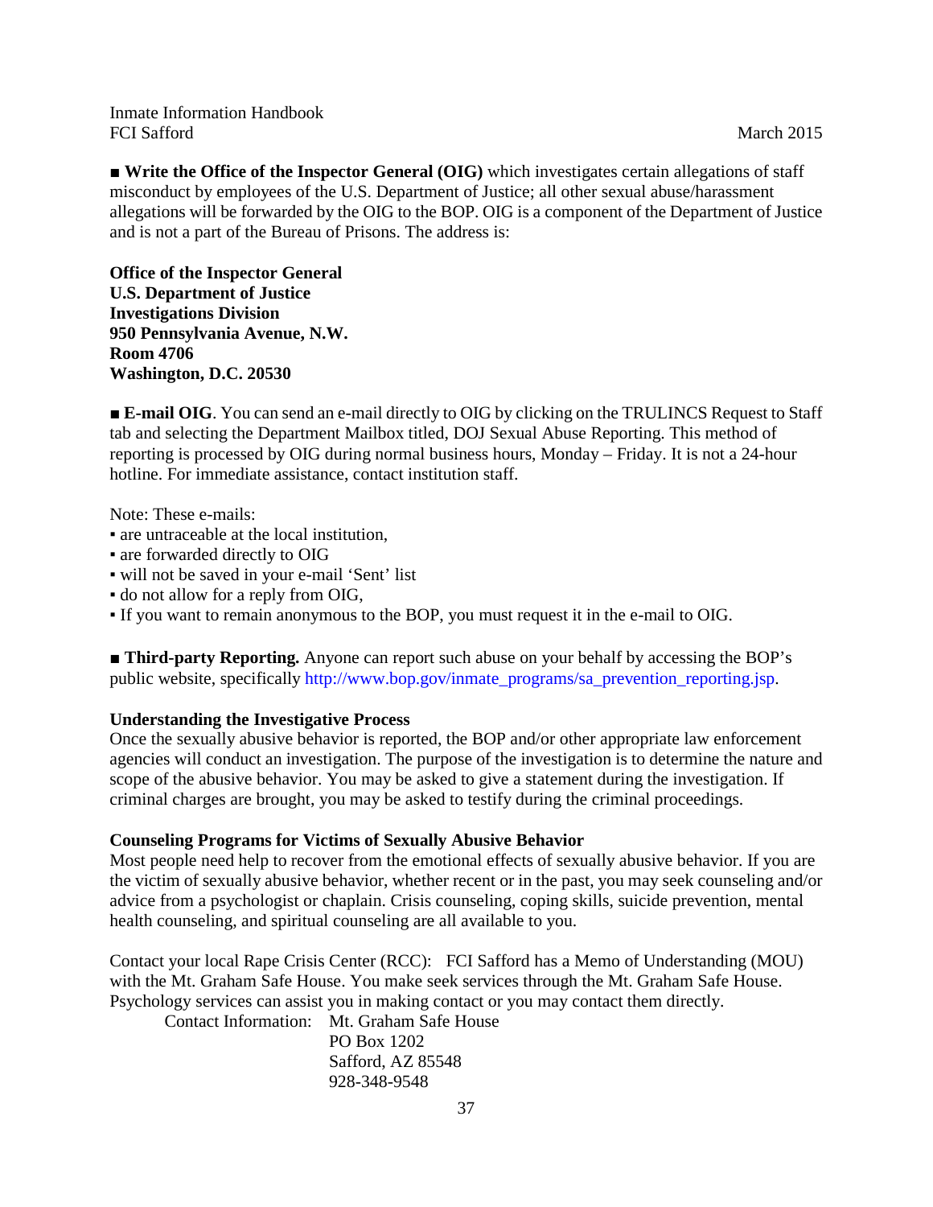■ **Write the Office of the Inspector General (OIG)** which investigates certain allegations of staff misconduct by employees of the U.S. Department of Justice; all other sexual abuse/harassment allegations will be forwarded by the OIG to the BOP. OIG is a component of the Department of Justice and is not a part of the Bureau of Prisons. The address is:

**Office of the Inspector General**
**U.S. Department of Justice**
**Investigations Division**
**950 Pennsylvania Avenue, N.W.**
**Room 4706**
**Washington, D.C. 20530**

■ **E-mail OIG**. You can send an e-mail directly to OIG by clicking on the TRULINCS Request to Staff tab and selecting the Department Mailbox titled, DOJ Sexual Abuse Reporting. This method of reporting is processed by OIG during normal business hours, Monday – Friday. It is not a 24-hour hotline. For immediate assistance, contact institution staff.

Note: These e-mails:

- are untraceable at the local institution,
- are forwarded directly to OIG
- will not be saved in your e-mail 'Sent' list
- do not allow for a reply from OIG,
- If you want to remain anonymous to the BOP, you must request it in the e-mail to OIG.

■ **Third-party Reporting.** Anyone can report such abuse on your behalf by accessing the BOP's public website, specifically http://www.bop.gov/inmate_programs/sa_prevention_reporting.jsp.

**Understanding the Investigative Process**

Once the sexually abusive behavior is reported, the BOP and/or other appropriate law enforcement agencies will conduct an investigation. The purpose of the investigation is to determine the nature and scope of the abusive behavior. You may be asked to give a statement during the investigation. If criminal charges are brought, you may be asked to testify during the criminal proceedings.

**Counseling Programs for Victims of Sexually Abusive Behavior**

Most people need help to recover from the emotional effects of sexually abusive behavior. If you are the victim of sexually abusive behavior, whether recent or in the past, you may seek counseling and/or advice from a psychologist or chaplain. Crisis counseling, coping skills, suicide prevention, mental health counseling, and spiritual counseling are all available to you.

Contact your local Rape Crisis Center (RCC): FCI Safford has a Memo of Understanding (MOU) with the Mt. Graham Safe House. You make seek services through the Mt. Graham Safe House. Psychology services can assist you in making contact or you may contact them directly.

Contact Information: Mt. Graham Safe House
PO Box 1202
Safford, AZ 85548
928-348-9548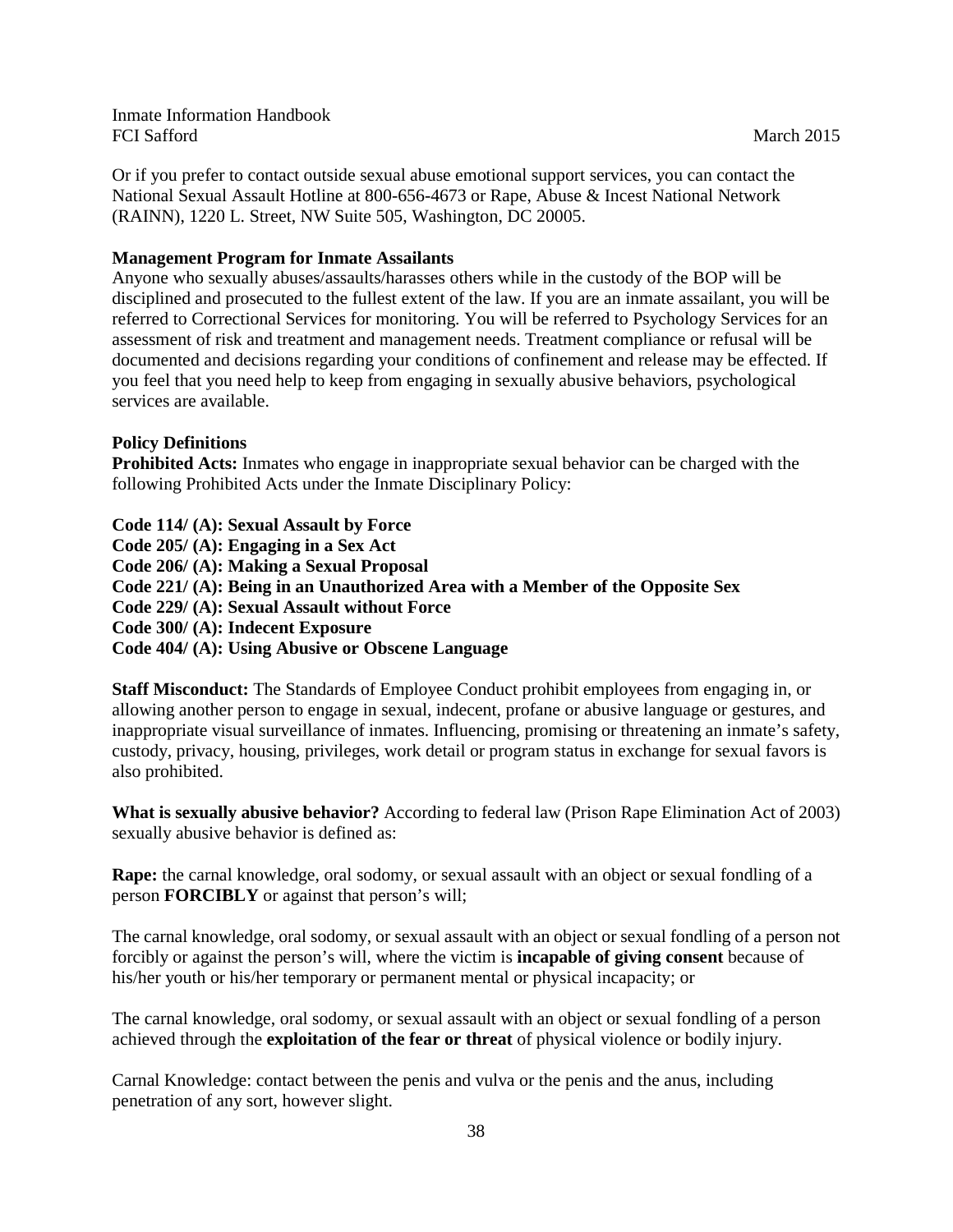Or if you prefer to contact outside sexual abuse emotional support services, you can contact the National Sexual Assault Hotline at 800-656-4673 or Rape, Abuse & Incest National Network (RAINN), 1220 L. Street, NW Suite 505, Washington, DC 20005.

**Management Program for Inmate Assailants**

Anyone who sexually abuses/assaults/harasses others while in the custody of the BOP will be disciplined and prosecuted to the fullest extent of the law. If you are an inmate assailant, you will be referred to Correctional Services for monitoring. You will be referred to Psychology Services for an assessment of risk and treatment and management needs. Treatment compliance or refusal will be documented and decisions regarding your conditions of confinement and release may be effected. If you feel that you need help to keep from engaging in sexually abusive behaviors, psychological services are available.

**Policy Definitions**

**Prohibited Acts:** Inmates who engage in inappropriate sexual behavior can be charged with the following Prohibited Acts under the Inmate Disciplinary Policy:

**Code 114/ (A): Sexual Assault by Force**
**Code 205/ (A): Engaging in a Sex Act**
**Code 206/ (A): Making a Sexual Proposal**
**Code 221/ (A): Being in an Unauthorized Area with a Member of the Opposite Sex**
**Code 229/ (A): Sexual Assault without Force**
**Code 300/ (A): Indecent Exposure**
**Code 404/ (A): Using Abusive or Obscene Language**

**Staff Misconduct:** The Standards of Employee Conduct prohibit employees from engaging in, or allowing another person to engage in sexual, indecent, profane or abusive language or gestures, and inappropriate visual surveillance of inmates. Influencing, promising or threatening an inmate's safety, custody, privacy, housing, privileges, work detail or program status in exchange for sexual favors is also prohibited.

**What is sexually abusive behavior?** According to federal law (Prison Rape Elimination Act of 2003) sexually abusive behavior is defined as:

**Rape:** the carnal knowledge, oral sodomy, or sexual assault with an object or sexual fondling of a person **FORCIBLY** or against that person's will;

The carnal knowledge, oral sodomy, or sexual assault with an object or sexual fondling of a person not forcibly or against the person's will, where the victim is **incapable of giving consent** because of his/her youth or his/her temporary or permanent mental or physical incapacity; or

The carnal knowledge, oral sodomy, or sexual assault with an object or sexual fondling of a person achieved through the **exploitation of the fear or threat** of physical violence or bodily injury.

Carnal Knowledge: contact between the penis and vulva or the penis and the anus, including penetration of any sort, however slight.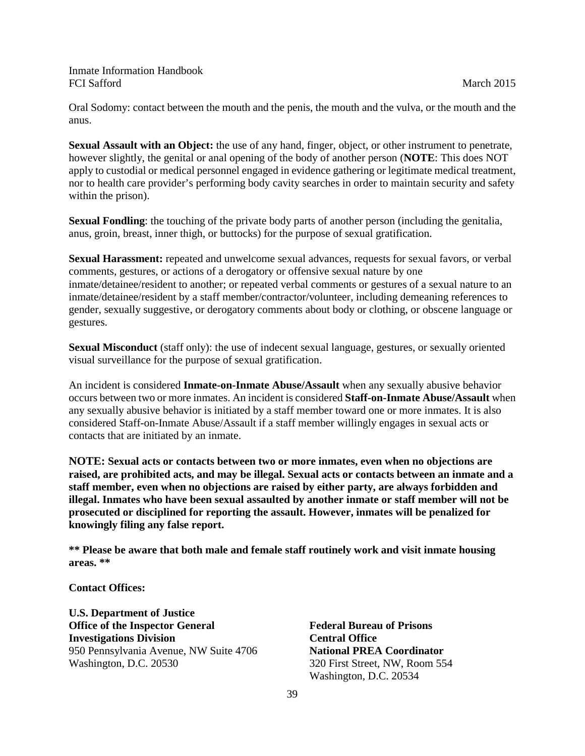Oral Sodomy: contact between the mouth and the penis, the mouth and the vulva, or the mouth and the anus.

**Sexual Assault with an Object:** the use of any hand, finger, object, or other instrument to penetrate, however slightly, the genital or anal opening of the body of another person (**NOTE**: This does NOT apply to custodial or medical personnel engaged in evidence gathering or legitimate medical treatment, nor to health care provider's performing body cavity searches in order to maintain security and safety within the prison).

**Sexual Fondling**: the touching of the private body parts of another person (including the genitalia, anus, groin, breast, inner thigh, or buttocks) for the purpose of sexual gratification.

**Sexual Harassment:** repeated and unwelcome sexual advances, requests for sexual favors, or verbal comments, gestures, or actions of a derogatory or offensive sexual nature by one inmate/detainee/resident to another; or repeated verbal comments or gestures of a sexual nature to an inmate/detainee/resident by a staff member/contractor/volunteer, including demeaning references to gender, sexually suggestive, or derogatory comments about body or clothing, or obscene language or gestures.

**Sexual Misconduct** (staff only): the use of indecent sexual language, gestures, or sexually oriented visual surveillance for the purpose of sexual gratification.

An incident is considered **Inmate-on-Inmate Abuse/Assault** when any sexually abusive behavior occurs between two or more inmates. An incident is considered **Staff-on-Inmate Abuse/Assault** when any sexually abusive behavior is initiated by a staff member toward one or more inmates. It is also considered Staff-on-Inmate Abuse/Assault if a staff member willingly engages in sexual acts or contacts that are initiated by an inmate.

**NOTE: Sexual acts or contacts between two or more inmates, even when no objections are raised, are prohibited acts, and may be illegal. Sexual acts or contacts between an inmate and a staff member, even when no objections are raised by either party, are always forbidden and illegal. Inmates who have been sexual assaulted by another inmate or staff member will not be prosecuted or disciplined for reporting the assault. However, inmates will be penalized for knowingly filing any false report.**

**\*\* Please be aware that both male and female staff routinely work and visit inmate housing areas. \*\***

**Contact Offices:**

**U.S. Department of Justice**
**Office of the Inspector General**
**Investigations Division**
950 Pennsylvania Avenue, NW Suite 4706
Washington, D.C. 20530

**Federal Bureau of Prisons**
**Central Office**
**National PREA Coordinator**
320 First Street, NW, Room 554
Washington, D.C. 20534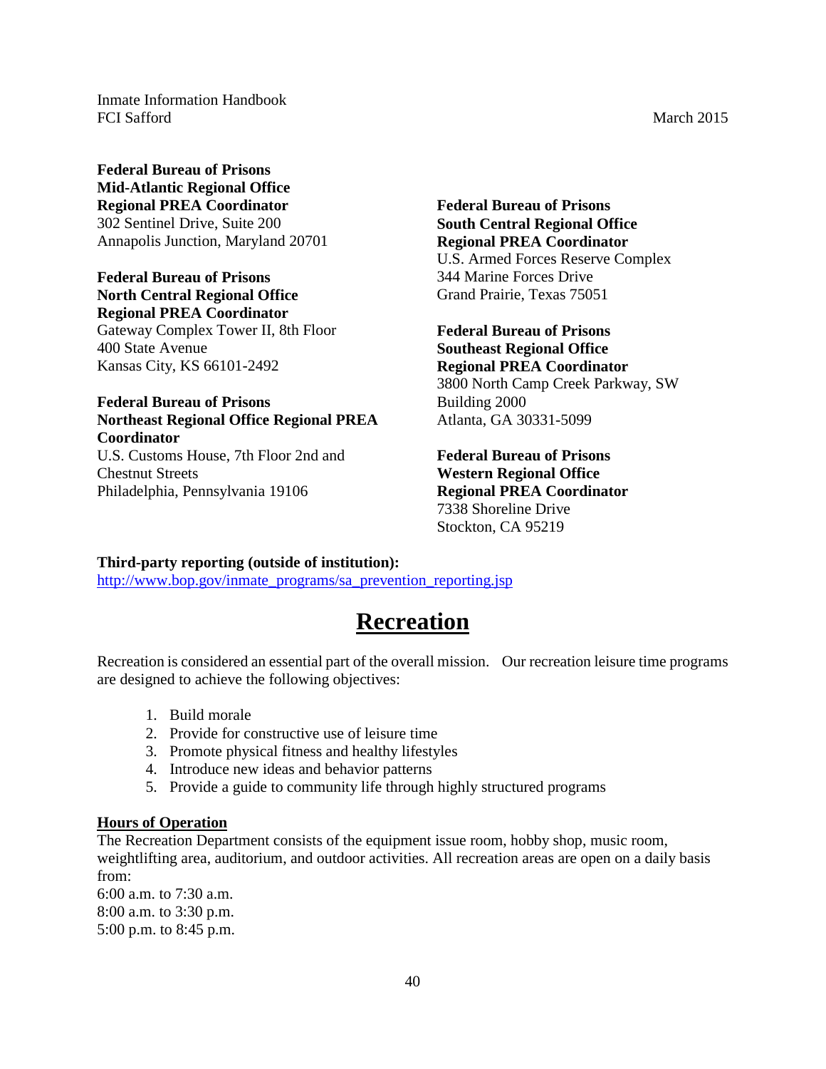**Federal Bureau of Prisons**
**Mid-Atlantic Regional Office**
**Regional PREA Coordinator**
302 Sentinel Drive, Suite 200
Annapolis Junction, Maryland 20701

**Federal Bureau of Prisons**
**North Central Regional Office**
**Regional PREA Coordinator**
Gateway Complex Tower II, 8th Floor
400 State Avenue
Kansas City, KS 66101-2492

**Federal Bureau of Prisons**
**Northeast Regional Office Regional PREA Coordinator**
U.S. Customs House, 7th Floor 2nd and Chestnut Streets
Philadelphia, Pennsylvania 19106

**Federal Bureau of Prisons**
**South Central Regional Office**
**Regional PREA Coordinator**
U.S. Armed Forces Reserve Complex
344 Marine Forces Drive
Grand Prairie, Texas 75051

**Federal Bureau of Prisons**
**Southeast Regional Office**
**Regional PREA Coordinator**
3800 North Camp Creek Parkway, SW
Building 2000
Atlanta, GA 30331-5099

**Federal Bureau of Prisons**
**Western Regional Office**
**Regional PREA Coordinator**
7338 Shoreline Drive
Stockton, CA 95219

**Third-party reporting (outside of institution):**
http://www.bop.gov/inmate_programs/sa_prevention_reporting.jsp

# Recreation

Recreation is considered an essential part of the overall mission. Our recreation leisure time programs are designed to achieve the following objectives:

1. Build morale
2. Provide for constructive use of leisure time
3. Promote physical fitness and healthy lifestyles
4. Introduce new ideas and behavior patterns
5. Provide a guide to community life through highly structured programs

## Hours of Operation

The Recreation Department consists of the equipment issue room, hobby shop, music room, weightlifting area, auditorium, and outdoor activities. All recreation areas are open on a daily basis from:

6:00 a.m. to 7:30 a.m.
8:00 a.m. to 3:30 p.m.
5:00 p.m. to 8:45 p.m.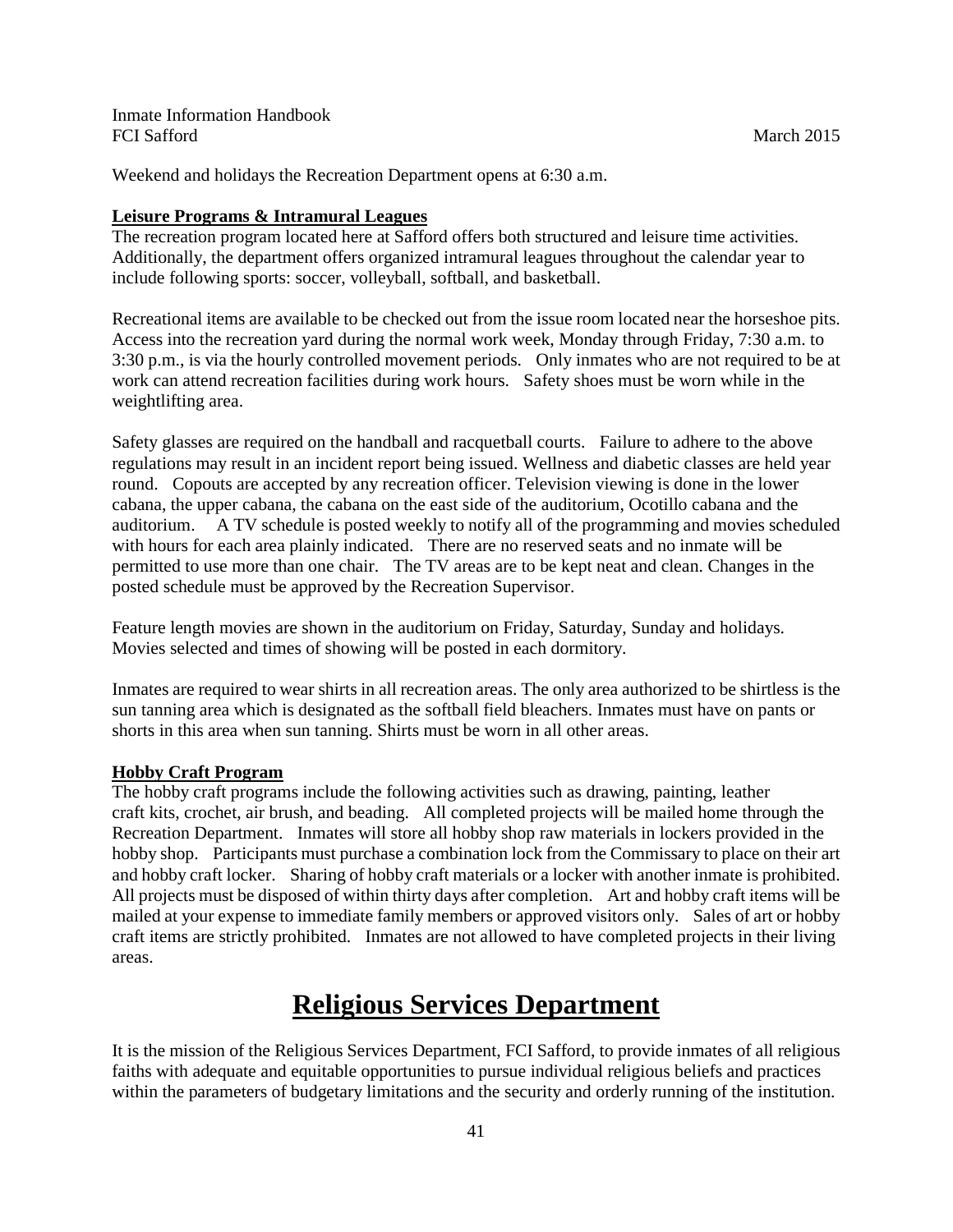Weekend and holidays the Recreation Department opens at 6:30 a.m.

**Leisure Programs & Intramural Leagues**

The recreation program located here at Safford offers both structured and leisure time activities. Additionally, the department offers organized intramural leagues throughout the calendar year to include following sports: soccer, volleyball, softball, and basketball.

Recreational items are available to be checked out from the issue room located near the horseshoe pits. Access into the recreation yard during the normal work week, Monday through Friday, 7:30 a.m. to 3:30 p.m., is via the hourly controlled movement periods. Only inmates who are not required to be at work can attend recreation facilities during work hours. Safety shoes must be worn while in the weightlifting area.

Safety glasses are required on the handball and racquetball courts. Failure to adhere to the above regulations may result in an incident report being issued. Wellness and diabetic classes are held year round. Copouts are accepted by any recreation officer. Television viewing is done in the lower cabana, the upper cabana, the cabana on the east side of the auditorium, Ocotillo cabana and the auditorium. A TV schedule is posted weekly to notify all of the programming and movies scheduled with hours for each area plainly indicated. There are no reserved seats and no inmate will be permitted to use more than one chair. The TV areas are to be kept neat and clean. Changes in the posted schedule must be approved by the Recreation Supervisor.

Feature length movies are shown in the auditorium on Friday, Saturday, Sunday and holidays. Movies selected and times of showing will be posted in each dormitory.

Inmates are required to wear shirts in all recreation areas. The only area authorized to be shirtless is the sun tanning area which is designated as the softball field bleachers. Inmates must have on pants or shorts in this area when sun tanning. Shirts must be worn in all other areas.

**Hobby Craft Program**

The hobby craft programs include the following activities such as drawing, painting, leather craft kits, crochet, air brush, and beading. All completed projects will be mailed home through the Recreation Department. Inmates will store all hobby shop raw materials in lockers provided in the hobby shop. Participants must purchase a combination lock from the Commissary to place on their art and hobby craft locker. Sharing of hobby craft materials or a locker with another inmate is prohibited. All projects must be disposed of within thirty days after completion. Art and hobby craft items will be mailed at your expense to immediate family members or approved visitors only. Sales of art or hobby craft items are strictly prohibited. Inmates are not allowed to have completed projects in their living areas.

# Religious Services Department

It is the mission of the Religious Services Department, FCI Safford, to provide inmates of all religious faiths with adequate and equitable opportunities to pursue individual religious beliefs and practices within the parameters of budgetary limitations and the security and orderly running of the institution.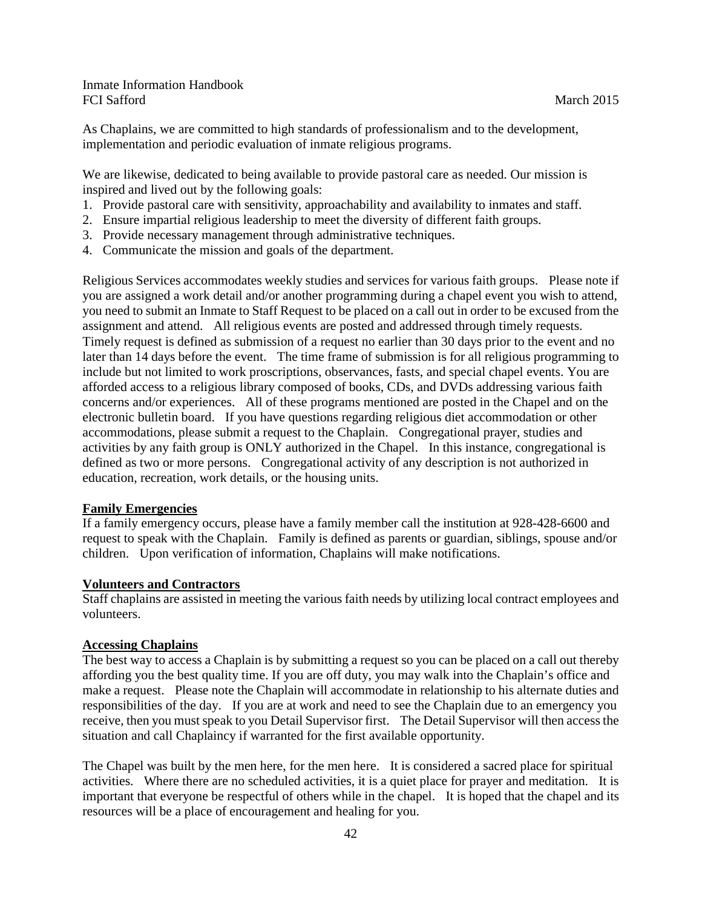As Chaplains, we are committed to high standards of professionalism and to the development, implementation and periodic evaluation of inmate religious programs.

We are likewise, dedicated to being available to provide pastoral care as needed. Our mission is inspired and lived out by the following goals:

1. Provide pastoral care with sensitivity, approachability and availability to inmates and staff.
2. Ensure impartial religious leadership to meet the diversity of different faith groups.
3. Provide necessary management through administrative techniques.
4. Communicate the mission and goals of the department.

Religious Services accommodates weekly studies and services for various faith groups. Please note if you are assigned a work detail and/or another programming during a chapel event you wish to attend, you need to submit an Inmate to Staff Request to be placed on a call out in order to be excused from the assignment and attend. All religious events are posted and addressed through timely requests. Timely request is defined as submission of a request no earlier than 30 days prior to the event and no later than 14 days before the event. The time frame of submission is for all religious programming to include but not limited to work proscriptions, observances, fasts, and special chapel events. You are afforded access to a religious library composed of books, CDs, and DVDs addressing various faith concerns and/or experiences. All of these programs mentioned are posted in the Chapel and on the electronic bulletin board. If you have questions regarding religious diet accommodation or other accommodations, please submit a request to the Chaplain. Congregational prayer, studies and activities by any faith group is ONLY authorized in the Chapel. In this instance, congregational is defined as two or more persons. Congregational activity of any description is not authorized in education, recreation, work details, or the housing units.

**Family Emergencies**

If a family emergency occurs, please have a family member call the institution at 928-428-6600 and request to speak with the Chaplain. Family is defined as parents or guardian, siblings, spouse and/or children. Upon verification of information, Chaplains will make notifications.

**Volunteers and Contractors**

Staff chaplains are assisted in meeting the various faith needs by utilizing local contract employees and volunteers.

**Accessing Chaplains**

The best way to access a Chaplain is by submitting a request so you can be placed on a call out thereby affording you the best quality time. If you are off duty, you may walk into the Chaplain's office and make a request. Please note the Chaplain will accommodate in relationship to his alternate duties and responsibilities of the day. If you are at work and need to see the Chaplain due to an emergency you receive, then you must speak to you Detail Supervisor first. The Detail Supervisor will then access the situation and call Chaplaincy if warranted for the first available opportunity.

The Chapel was built by the men here, for the men here. It is considered a sacred place for spiritual activities. Where there are no scheduled activities, it is a quiet place for prayer and meditation. It is important that everyone be respectful of others while in the chapel. It is hoped that the chapel and its resources will be a place of encouragement and healing for you.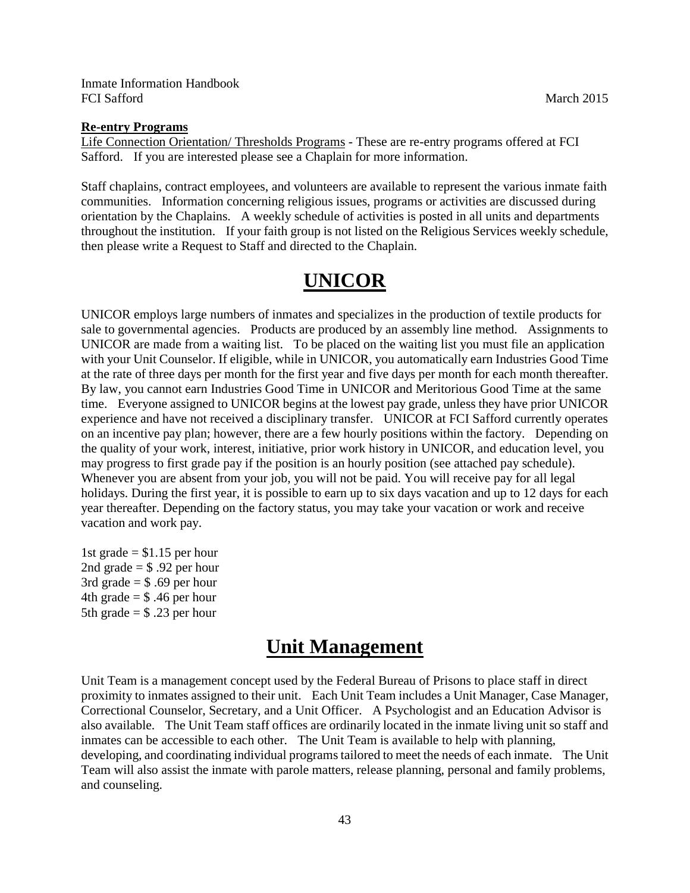**Re-entry Programs**

Life Connection Orientation/ Thresholds Programs - These are re-entry programs offered at FCI Safford. If you are interested please see a Chaplain for more information.

Staff chaplains, contract employees, and volunteers are available to represent the various inmate faith communities. Information concerning religious issues, programs or activities are discussed during orientation by the Chaplains. A weekly schedule of activities is posted in all units and departments throughout the institution. If your faith group is not listed on the Religious Services weekly schedule, then please write a Request to Staff and directed to the Chaplain.

# UNICOR

UNICOR employs large numbers of inmates and specializes in the production of textile products for sale to governmental agencies. Products are produced by an assembly line method. Assignments to UNICOR are made from a waiting list. To be placed on the waiting list you must file an application with your Unit Counselor. If eligible, while in UNICOR, you automatically earn Industries Good Time at the rate of three days per month for the first year and five days per month for each month thereafter. By law, you cannot earn Industries Good Time in UNICOR and Meritorious Good Time at the same time. Everyone assigned to UNICOR begins at the lowest pay grade, unless they have prior UNICOR experience and have not received a disciplinary transfer. UNICOR at FCI Safford currently operates on an incentive pay plan; however, there are a few hourly positions within the factory. Depending on the quality of your work, interest, initiative, prior work history in UNICOR, and education level, you may progress to first grade pay if the position is an hourly position (see attached pay schedule). Whenever you are absent from your job, you will not be paid. You will receive pay for all legal holidays. During the first year, it is possible to earn up to six days vacation and up to 12 days for each year thereafter. Depending on the factory status, you may take your vacation or work and receive vacation and work pay.

1st grade = $1.15 per hour  
2nd grade = $ .92 per hour  
3rd grade = $ .69 per hour  
4th grade = $ .46 per hour  
5th grade = $ .23 per hour

# Unit Management

Unit Team is a management concept used by the Federal Bureau of Prisons to place staff in direct proximity to inmates assigned to their unit. Each Unit Team includes a Unit Manager, Case Manager, Correctional Counselor, Secretary, and a Unit Officer. A Psychologist and an Education Advisor is also available. The Unit Team staff offices are ordinarily located in the inmate living unit so staff and inmates can be accessible to each other. The Unit Team is available to help with planning, developing, and coordinating individual programs tailored to meet the needs of each inmate. The Unit Team will also assist the inmate with parole matters, release planning, personal and family problems, and counseling.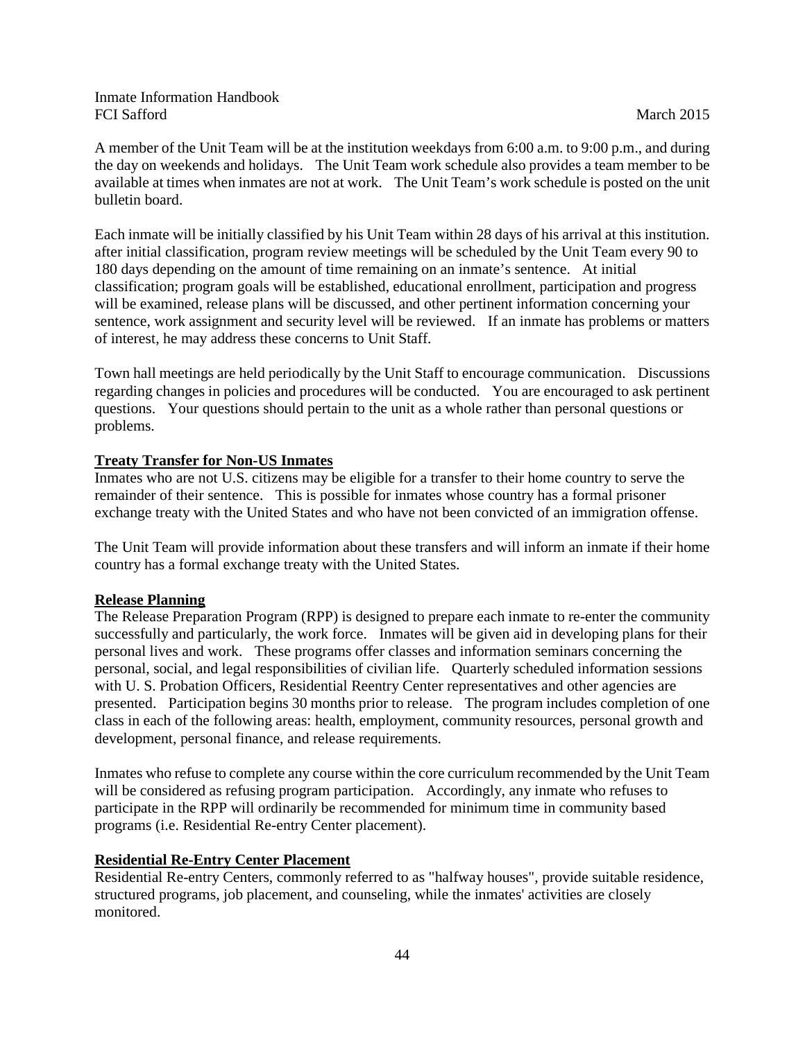A member of the Unit Team will be at the institution weekdays from 6:00 a.m. to 9:00 p.m., and during the day on weekends and holidays. The Unit Team work schedule also provides a team member to be available at times when inmates are not at work. The Unit Team's work schedule is posted on the unit bulletin board.

Each inmate will be initially classified by his Unit Team within 28 days of his arrival at this institution. after initial classification, program review meetings will be scheduled by the Unit Team every 90 to 180 days depending on the amount of time remaining on an inmate's sentence. At initial classification; program goals will be established, educational enrollment, participation and progress will be examined, release plans will be discussed, and other pertinent information concerning your sentence, work assignment and security level will be reviewed. If an inmate has problems or matters of interest, he may address these concerns to Unit Staff.

Town hall meetings are held periodically by the Unit Staff to encourage communication. Discussions regarding changes in policies and procedures will be conducted. You are encouraged to ask pertinent questions. Your questions should pertain to the unit as a whole rather than personal questions or problems.

**Treaty Transfer for Non-US Inmates**

Inmates who are not U.S. citizens may be eligible for a transfer to their home country to serve the remainder of their sentence. This is possible for inmates whose country has a formal prisoner exchange treaty with the United States and who have not been convicted of an immigration offense.

The Unit Team will provide information about these transfers and will inform an inmate if their home country has a formal exchange treaty with the United States.

**Release Planning**

The Release Preparation Program (RPP) is designed to prepare each inmate to re-enter the community successfully and particularly, the work force. Inmates will be given aid in developing plans for their personal lives and work. These programs offer classes and information seminars concerning the personal, social, and legal responsibilities of civilian life. Quarterly scheduled information sessions with U. S. Probation Officers, Residential Reentry Center representatives and other agencies are presented. Participation begins 30 months prior to release. The program includes completion of one class in each of the following areas: health, employment, community resources, personal growth and development, personal finance, and release requirements.

Inmates who refuse to complete any course within the core curriculum recommended by the Unit Team will be considered as refusing program participation. Accordingly, any inmate who refuses to participate in the RPP will ordinarily be recommended for minimum time in community based programs (i.e. Residential Re-entry Center placement).

**Residential Re-Entry Center Placement**

Residential Re-entry Centers, commonly referred to as "halfway houses", provide suitable residence, structured programs, job placement, and counseling, while the inmates' activities are closely monitored.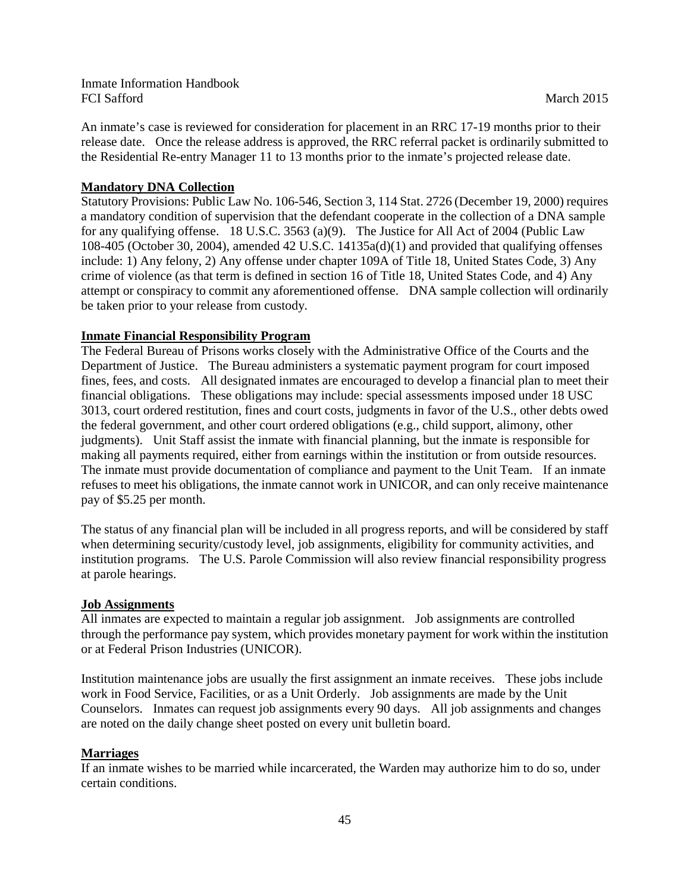An inmate's case is reviewed for consideration for placement in an RRC 17-19 months prior to their release date. Once the release address is approved, the RRC referral packet is ordinarily submitted to the Residential Re-entry Manager 11 to 13 months prior to the inmate's projected release date.

## Mandatory DNA Collection

Statutory Provisions: Public Law No. 106-546, Section 3, 114 Stat. 2726 (December 19, 2000) requires a mandatory condition of supervision that the defendant cooperate in the collection of a DNA sample for any qualifying offense. 18 U.S.C. 3563 (a)(9). The Justice for All Act of 2004 (Public Law 108-405 (October 30, 2004), amended 42 U.S.C. 14135a(d)(1) and provided that qualifying offenses include: 1) Any felony, 2) Any offense under chapter 109A of Title 18, United States Code, 3) Any crime of violence (as that term is defined in section 16 of Title 18, United States Code, and 4) Any attempt or conspiracy to commit any aforementioned offense. DNA sample collection will ordinarily be taken prior to your release from custody.

## Inmate Financial Responsibility Program

The Federal Bureau of Prisons works closely with the Administrative Office of the Courts and the Department of Justice. The Bureau administers a systematic payment program for court imposed fines, fees, and costs. All designated inmates are encouraged to develop a financial plan to meet their financial obligations. These obligations may include: special assessments imposed under 18 USC 3013, court ordered restitution, fines and court costs, judgments in favor of the U.S., other debts owed the federal government, and other court ordered obligations (e.g., child support, alimony, other judgments). Unit Staff assist the inmate with financial planning, but the inmate is responsible for making all payments required, either from earnings within the institution or from outside resources. The inmate must provide documentation of compliance and payment to the Unit Team. If an inmate refuses to meet his obligations, the inmate cannot work in UNICOR, and can only receive maintenance pay of $5.25 per month.

The status of any financial plan will be included in all progress reports, and will be considered by staff when determining security/custody level, job assignments, eligibility for community activities, and institution programs. The U.S. Parole Commission will also review financial responsibility progress at parole hearings.

## Job Assignments

All inmates are expected to maintain a regular job assignment. Job assignments are controlled through the performance pay system, which provides monetary payment for work within the institution or at Federal Prison Industries (UNICOR).

Institution maintenance jobs are usually the first assignment an inmate receives. These jobs include work in Food Service, Facilities, or as a Unit Orderly. Job assignments are made by the Unit Counselors. Inmates can request job assignments every 90 days. All job assignments and changes are noted on the daily change sheet posted on every unit bulletin board.

## Marriages

If an inmate wishes to be married while incarcerated, the Warden may authorize him to do so, under certain conditions.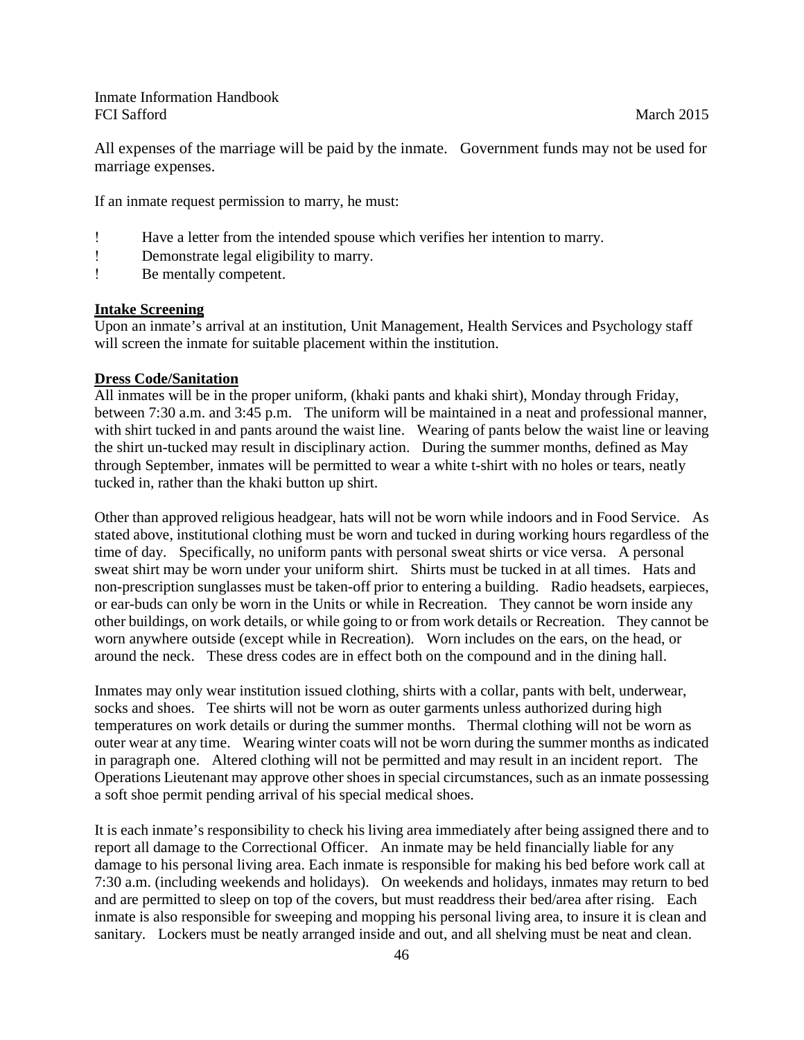All expenses of the marriage will be paid by the inmate. Government funds may not be used for marriage expenses.

If an inmate request permission to marry, he must:

- Have a letter from the intended spouse which verifies her intention to marry.
- Demonstrate legal eligibility to marry.
- Be mentally competent.

**Intake Screening**

Upon an inmate's arrival at an institution, Unit Management, Health Services and Psychology staff will screen the inmate for suitable placement within the institution.

**Dress Code/Sanitation**

All inmates will be in the proper uniform, (khaki pants and khaki shirt), Monday through Friday, between 7:30 a.m. and 3:45 p.m. The uniform will be maintained in a neat and professional manner, with shirt tucked in and pants around the waist line. Wearing of pants below the waist line or leaving the shirt un-tucked may result in disciplinary action. During the summer months, defined as May through September, inmates will be permitted to wear a white t-shirt with no holes or tears, neatly tucked in, rather than the khaki button up shirt.

Other than approved religious headgear, hats will not be worn while indoors and in Food Service. As stated above, institutional clothing must be worn and tucked in during working hours regardless of the time of day. Specifically, no uniform pants with personal sweat shirts or vice versa. A personal sweat shirt may be worn under your uniform shirt. Shirts must be tucked in at all times. Hats and non-prescription sunglasses must be taken-off prior to entering a building. Radio headsets, earpieces, or ear-buds can only be worn in the Units or while in Recreation. They cannot be worn inside any other buildings, on work details, or while going to or from work details or Recreation. They cannot be worn anywhere outside (except while in Recreation). Worn includes on the ears, on the head, or around the neck. These dress codes are in effect both on the compound and in the dining hall.

Inmates may only wear institution issued clothing, shirts with a collar, pants with belt, underwear, socks and shoes. Tee shirts will not be worn as outer garments unless authorized during high temperatures on work details or during the summer months. Thermal clothing will not be worn as outer wear at any time. Wearing winter coats will not be worn during the summer months as indicated in paragraph one. Altered clothing will not be permitted and may result in an incident report. The Operations Lieutenant may approve other shoes in special circumstances, such as an inmate possessing a soft shoe permit pending arrival of his special medical shoes.

It is each inmate's responsibility to check his living area immediately after being assigned there and to report all damage to the Correctional Officer. An inmate may be held financially liable for any damage to his personal living area. Each inmate is responsible for making his bed before work call at 7:30 a.m. (including weekends and holidays). On weekends and holidays, inmates may return to bed and are permitted to sleep on top of the covers, but must readdress their bed/area after rising. Each inmate is also responsible for sweeping and mopping his personal living area, to insure it is clean and sanitary. Lockers must be neatly arranged inside and out, and all shelving must be neat and clean.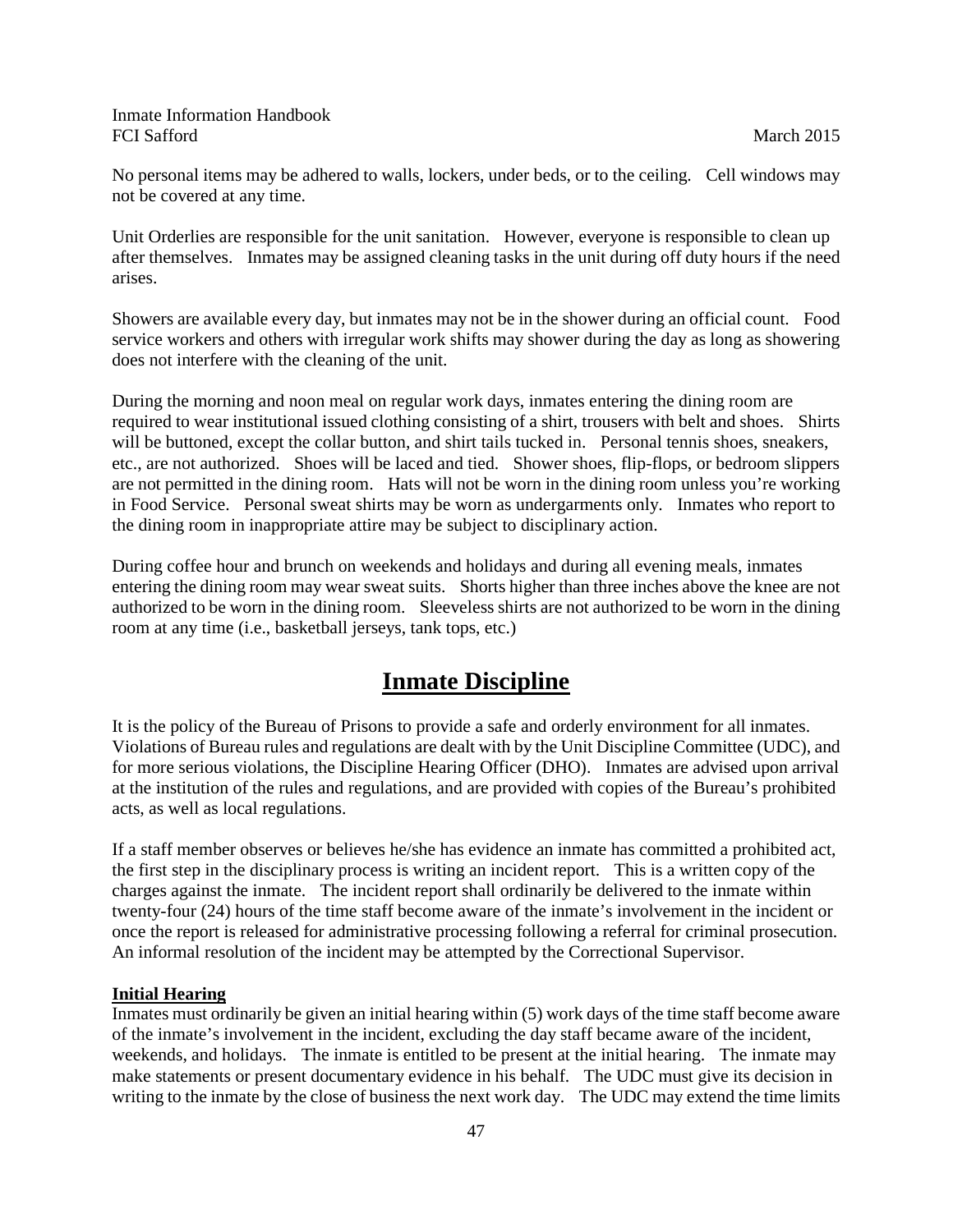No personal items may be adhered to walls, lockers, under beds, or to the ceiling. Cell windows may not be covered at any time.

Unit Orderlies are responsible for the unit sanitation. However, everyone is responsible to clean up after themselves. Inmates may be assigned cleaning tasks in the unit during off duty hours if the need arises.

Showers are available every day, but inmates may not be in the shower during an official count. Food service workers and others with irregular work shifts may shower during the day as long as showering does not interfere with the cleaning of the unit.

During the morning and noon meal on regular work days, inmates entering the dining room are required to wear institutional issued clothing consisting of a shirt, trousers with belt and shoes. Shirts will be buttoned, except the collar button, and shirt tails tucked in. Personal tennis shoes, sneakers, etc., are not authorized. Shoes will be laced and tied. Shower shoes, flip-flops, or bedroom slippers are not permitted in the dining room. Hats will not be worn in the dining room unless you're working in Food Service. Personal sweat shirts may be worn as undergarments only. Inmates who report to the dining room in inappropriate attire may be subject to disciplinary action.

During coffee hour and brunch on weekends and holidays and during all evening meals, inmates entering the dining room may wear sweat suits. Shorts higher than three inches above the knee are not authorized to be worn in the dining room. Sleeveless shirts are not authorized to be worn in the dining room at any time (i.e., basketball jerseys, tank tops, etc.)

# Inmate Discipline

It is the policy of the Bureau of Prisons to provide a safe and orderly environment for all inmates. Violations of Bureau rules and regulations are dealt with by the Unit Discipline Committee (UDC), and for more serious violations, the Discipline Hearing Officer (DHO). Inmates are advised upon arrival at the institution of the rules and regulations, and are provided with copies of the Bureau's prohibited acts, as well as local regulations.

If a staff member observes or believes he/she has evidence an inmate has committed a prohibited act, the first step in the disciplinary process is writing an incident report. This is a written copy of the charges against the inmate. The incident report shall ordinarily be delivered to the inmate within twenty-four (24) hours of the time staff become aware of the inmate's involvement in the incident or once the report is released for administrative processing following a referral for criminal prosecution. An informal resolution of the incident may be attempted by the Correctional Supervisor.

**Initial Hearing**

Inmates must ordinarily be given an initial hearing within (5) work days of the time staff become aware of the inmate's involvement in the incident, excluding the day staff became aware of the incident, weekends, and holidays. The inmate is entitled to be present at the initial hearing. The inmate may make statements or present documentary evidence in his behalf. The UDC must give its decision in writing to the inmate by the close of business the next work day. The UDC may extend the time limits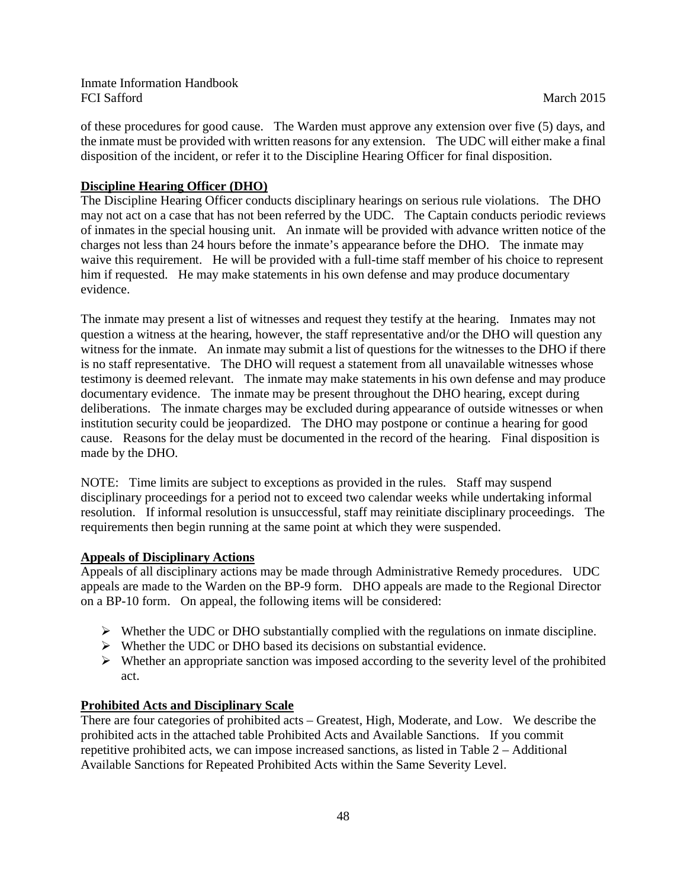of these procedures for good cause. The Warden must approve any extension over five (5) days, and the inmate must be provided with written reasons for any extension. The UDC will either make a final disposition of the incident, or refer it to the Discipline Hearing Officer for final disposition.

**Discipline Hearing Officer (DHO)**

The Discipline Hearing Officer conducts disciplinary hearings on serious rule violations. The DHO may not act on a case that has not been referred by the UDC. The Captain conducts periodic reviews of inmates in the special housing unit. An inmate will be provided with advance written notice of the charges not less than 24 hours before the inmate's appearance before the DHO. The inmate may waive this requirement. He will be provided with a full-time staff member of his choice to represent him if requested. He may make statements in his own defense and may produce documentary evidence.

The inmate may present a list of witnesses and request they testify at the hearing. Inmates may not question a witness at the hearing, however, the staff representative and/or the DHO will question any witness for the inmate. An inmate may submit a list of questions for the witnesses to the DHO if there is no staff representative. The DHO will request a statement from all unavailable witnesses whose testimony is deemed relevant. The inmate may make statements in his own defense and may produce documentary evidence. The inmate may be present throughout the DHO hearing, except during deliberations. The inmate charges may be excluded during appearance of outside witnesses or when institution security could be jeopardized. The DHO may postpone or continue a hearing for good cause. Reasons for the delay must be documented in the record of the hearing. Final disposition is made by the DHO.

NOTE: Time limits are subject to exceptions as provided in the rules. Staff may suspend disciplinary proceedings for a period not to exceed two calendar weeks while undertaking informal resolution. If informal resolution is unsuccessful, staff may reinitiate disciplinary proceedings. The requirements then begin running at the same point at which they were suspended.

**Appeals of Disciplinary Actions**

Appeals of all disciplinary actions may be made through Administrative Remedy procedures. UDC appeals are made to the Warden on the BP-9 form. DHO appeals are made to the Regional Director on a BP-10 form. On appeal, the following items will be considered:

- Whether the UDC or DHO substantially complied with the regulations on inmate discipline.
- Whether the UDC or DHO based its decisions on substantial evidence.
- Whether an appropriate sanction was imposed according to the severity level of the prohibited act.

**Prohibited Acts and Disciplinary Scale**

There are four categories of prohibited acts – Greatest, High, Moderate, and Low. We describe the prohibited acts in the attached table Prohibited Acts and Available Sanctions. If you commit repetitive prohibited acts, we can impose increased sanctions, as listed in Table 2 – Additional Available Sanctions for Repeated Prohibited Acts within the Same Severity Level.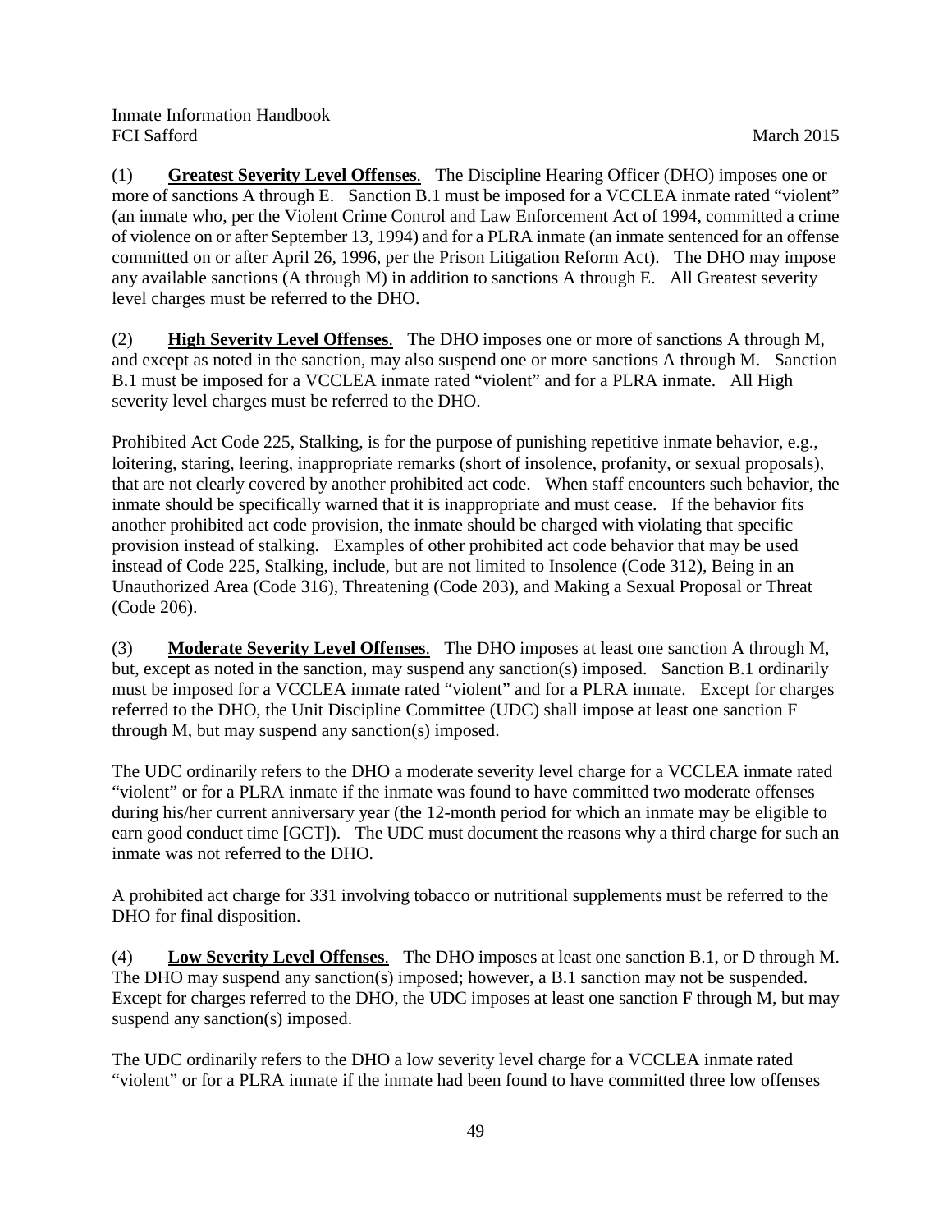(1) **Greatest Severity Level Offenses**. The Discipline Hearing Officer (DHO) imposes one or more of sanctions A through E. Sanction B.1 must be imposed for a VCCLEA inmate rated "violent" (an inmate who, per the Violent Crime Control and Law Enforcement Act of 1994, committed a crime of violence on or after September 13, 1994) and for a PLRA inmate (an inmate sentenced for an offense committed on or after April 26, 1996, per the Prison Litigation Reform Act). The DHO may impose any available sanctions (A through M) in addition to sanctions A through E. All Greatest severity level charges must be referred to the DHO.

(2) **High Severity Level Offenses**. The DHO imposes one or more of sanctions A through M, and except as noted in the sanction, may also suspend one or more sanctions A through M. Sanction B.1 must be imposed for a VCCLEA inmate rated "violent" and for a PLRA inmate. All High severity level charges must be referred to the DHO.

Prohibited Act Code 225, Stalking, is for the purpose of punishing repetitive inmate behavior, e.g., loitering, staring, leering, inappropriate remarks (short of insolence, profanity, or sexual proposals), that are not clearly covered by another prohibited act code. When staff encounters such behavior, the inmate should be specifically warned that it is inappropriate and must cease. If the behavior fits another prohibited act code provision, the inmate should be charged with violating that specific provision instead of stalking. Examples of other prohibited act code behavior that may be used instead of Code 225, Stalking, include, but are not limited to Insolence (Code 312), Being in an Unauthorized Area (Code 316), Threatening (Code 203), and Making a Sexual Proposal or Threat (Code 206).

(3) **Moderate Severity Level Offenses**. The DHO imposes at least one sanction A through M, but, except as noted in the sanction, may suspend any sanction(s) imposed. Sanction B.1 ordinarily must be imposed for a VCCLEA inmate rated "violent" and for a PLRA inmate. Except for charges referred to the DHO, the Unit Discipline Committee (UDC) shall impose at least one sanction F through M, but may suspend any sanction(s) imposed.

The UDC ordinarily refers to the DHO a moderate severity level charge for a VCCLEA inmate rated "violent" or for a PLRA inmate if the inmate was found to have committed two moderate offenses during his/her current anniversary year (the 12-month period for which an inmate may be eligible to earn good conduct time [GCT]). The UDC must document the reasons why a third charge for such an inmate was not referred to the DHO.

A prohibited act charge for 331 involving tobacco or nutritional supplements must be referred to the DHO for final disposition.

(4) **Low Severity Level Offenses**. The DHO imposes at least one sanction B.1, or D through M. The DHO may suspend any sanction(s) imposed; however, a B.1 sanction may not be suspended. Except for charges referred to the DHO, the UDC imposes at least one sanction F through M, but may suspend any sanction(s) imposed.

The UDC ordinarily refers to the DHO a low severity level charge for a VCCLEA inmate rated "violent" or for a PLRA inmate if the inmate had been found to have committed three low offenses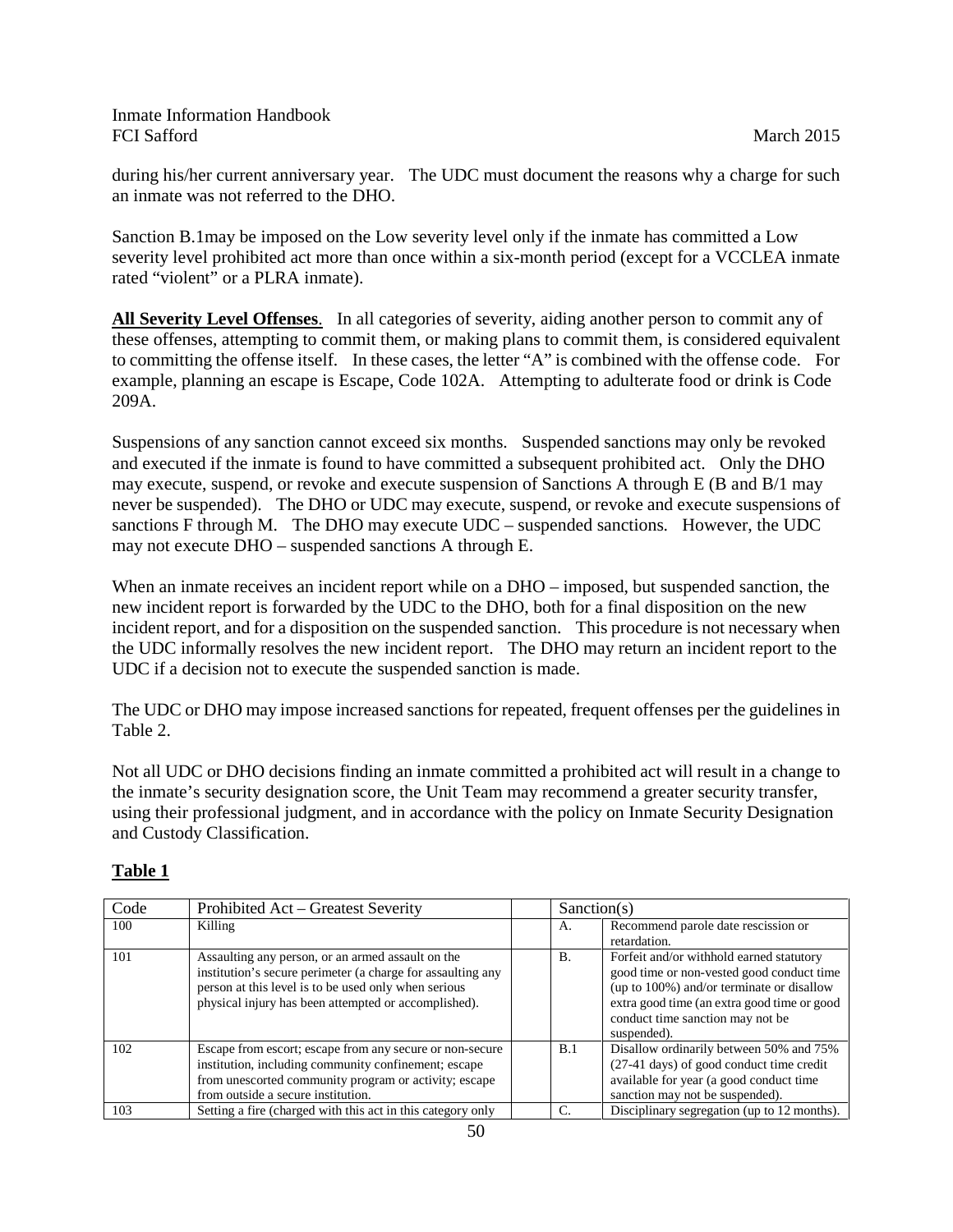during his/her current anniversary year. The UDC must document the reasons why a charge for such an inmate was not referred to the DHO.

Sanction B.1may be imposed on the Low severity level only if the inmate has committed a Low severity level prohibited act more than once within a six-month period (except for a VCCLEA inmate rated "violent" or a PLRA inmate).

**All Severity Level Offenses**. In all categories of severity, aiding another person to commit any of these offenses, attempting to commit them, or making plans to commit them, is considered equivalent to committing the offense itself. In these cases, the letter "A" is combined with the offense code. For example, planning an escape is Escape, Code 102A. Attempting to adulterate food or drink is Code 209A.

Suspensions of any sanction cannot exceed six months. Suspended sanctions may only be revoked and executed if the inmate is found to have committed a subsequent prohibited act. Only the DHO may execute, suspend, or revoke and execute suspension of Sanctions A through E (B and B/1 may never be suspended). The DHO or UDC may execute, suspend, or revoke and execute suspensions of sanctions F through M. The DHO may execute UDC – suspended sanctions. However, the UDC may not execute DHO – suspended sanctions A through E.

When an inmate receives an incident report while on a DHO – imposed, but suspended sanction, the new incident report is forwarded by the UDC to the DHO, both for a final disposition on the new incident report, and for a disposition on the suspended sanction. This procedure is not necessary when the UDC informally resolves the new incident report. The DHO may return an incident report to the UDC if a decision not to execute the suspended sanction is made.

The UDC or DHO may impose increased sanctions for repeated, frequent offenses per the guidelines in Table 2.

Not all UDC or DHO decisions finding an inmate committed a prohibited act will result in a change to the inmate's security designation score, the Unit Team may recommend a greater security transfer, using their professional judgment, and in accordance with the policy on Inmate Security Designation and Custody Classification.

**Table 1**

| Code | Prohibited Act – Greatest Severity | | Sanction(s) | |
|---|---|---|---|---|
| 100 | Killing | | A. | Recommend parole date rescission or retardation. |
| 101 | Assaulting any person, or an armed assault on the institution's secure perimeter (a charge for assaulting any person at this level is to be used only when serious physical injury has been attempted or accomplished). | | B. | Forfeit and/or withhold earned statutory good time or non-vested good conduct time (up to 100%) and/or terminate or disallow extra good time (an extra good time or good conduct time sanction may not be suspended). |
| 102 | Escape from escort; escape from any secure or non-secure institution, including community confinement; escape from unescorted community program or activity; escape from outside a secure institution. | | B.1 | Disallow ordinarily between 50% and 75% (27-41 days) of good conduct time credit available for year (a good conduct time sanction may not be suspended). |
| 103 | Setting a fire (charged with this act in this category only | | C. | Disciplinary segregation (up to 12 months). |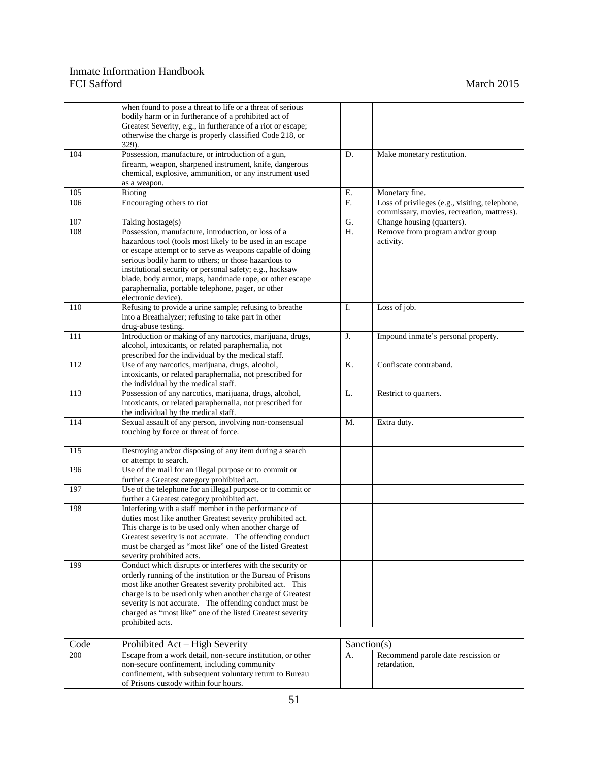| | | | | |
|---|---|---|---|---|
| | when found to pose a threat to life or a threat of serious bodily harm or in furtherance of a prohibited act of Greatest Severity, e.g., in furtherance of a riot or escape; otherwise the charge is properly classified Code 218, or 329). | | | |
| 104 | Possession, manufacture, or introduction of a gun, firearm, weapon, sharpened instrument, knife, dangerous chemical, explosive, ammunition, or any instrument used as a weapon. | | D. | Make monetary restitution. |
| 105 | Rioting | | E. | Monetary fine. |
| 106 | Encouraging others to riot | | F. | Loss of privileges (e.g., visiting, telephone, commissary, movies, recreation, mattress). |
| 107 | Taking hostage(s) | | G. | Change housing (quarters). |
| 108 | Possession, manufacture, introduction, or loss of a hazardous tool (tools most likely to be used in an escape or escape attempt or to serve as weapons capable of doing serious bodily harm to others; or those hazardous to institutional security or personal safety; e.g., hacksaw blade, body armor, maps, handmade rope, or other escape paraphernalia, portable telephone, pager, or other electronic device). | | H. | Remove from program and/or group activity. |
| 110 | Refusing to provide a urine sample; refusing to breathe into a Breathalyzer; refusing to take part in other drug-abuse testing. | | I. | Loss of job. |
| 111 | Introduction or making of any narcotics, marijuana, drugs, alcohol, intoxicants, or related paraphernalia, not prescribed for the individual by the medical staff. | | J. | Impound inmate's personal property. |
| 112 | Use of any narcotics, marijuana, drugs, alcohol, intoxicants, or related paraphernalia, not prescribed for the individual by the medical staff. | | K. | Confiscate contraband. |
| 113 | Possession of any narcotics, marijuana, drugs, alcohol, intoxicants, or related paraphernalia, not prescribed for the individual by the medical staff. | | L. | Restrict to quarters. |
| 114 | Sexual assault of any person, involving non-consensual touching by force or threat of force. | | M. | Extra duty. |
| 115 | Destroying and/or disposing of any item during a search or attempt to search. | | | |
| 196 | Use of the mail for an illegal purpose or to commit or further a Greatest category prohibited act. | | | |
| 197 | Use of the telephone for an illegal purpose or to commit or further a Greatest category prohibited act. | | | |
| 198 | Interfering with a staff member in the performance of duties most like another Greatest severity prohibited act. This charge is to be used only when another charge of Greatest severity is not accurate. The offending conduct must be charged as "most like" one of the listed Greatest severity prohibited acts. | | | |
| 199 | Conduct which disrupts or interferes with the security or orderly running of the institution or the Bureau of Prisons most like another Greatest severity prohibited act. This charge is to be used only when another charge of Greatest severity is not accurate. The offending conduct must be charged as "most like" one of the listed Greatest severity prohibited acts. | | | |

| Code | Prohibited Act – High Severity | | Sanction(s) | |
|---|---|---|---|---|
| 200 | Escape from a work detail, non-secure institution, or other non-secure confinement, including community confinement, with subsequent voluntary return to Bureau of Prisons custody within four hours. | | A. | Recommend parole date rescission or retardation. |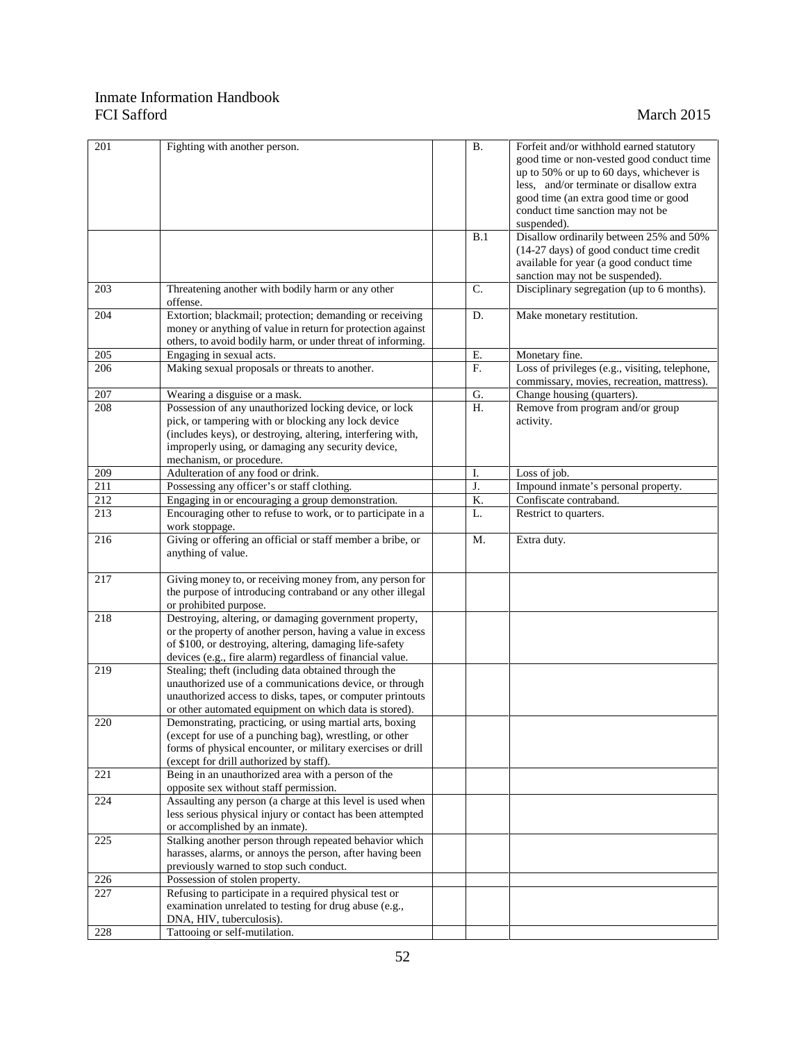| | | | | |
|---|---|---|---|---|
| 201 | Fighting with another person. | | B. | Forfeit and/or withhold earned statutory good time or non-vested good conduct time up to 50% or up to 60 days, whichever is less, and/or terminate or disallow extra good time (an extra good time or good conduct time sanction may not be suspended). |
| | | | B.1 | Disallow ordinarily between 25% and 50% (14-27 days) of good conduct time credit available for year (a good conduct time sanction may not be suspended). |
| 203 | Threatening another with bodily harm or any other offense. | | C. | Disciplinary segregation (up to 6 months). |
| 204 | Extortion; blackmail; protection; demanding or receiving money or anything of value in return for protection against others, to avoid bodily harm, or under threat of informing. | | D. | Make monetary restitution. |
| 205 | Engaging in sexual acts. | | E. | Monetary fine. |
| 206 | Making sexual proposals or threats to another. | | F. | Loss of privileges (e.g., visiting, telephone, commissary, movies, recreation, mattress). |
| 207 | Wearing a disguise or a mask. | | G. | Change housing (quarters). |
| 208 | Possession of any unauthorized locking device, or lock pick, or tampering with or blocking any lock device (includes keys), or destroying, altering, interfering with, improperly using, or damaging any security device, mechanism, or procedure. | | H. | Remove from program and/or group activity. |
| 209 | Adulteration of any food or drink. | | I. | Loss of job. |
| 211 | Possessing any officer's or staff clothing. | | J. | Impound inmate's personal property. |
| 212 | Engaging in or encouraging a group demonstration. | | K. | Confiscate contraband. |
| 213 | Encouraging other to refuse to work, or to participate in a work stoppage. | | L. | Restrict to quarters. |
| 216 | Giving or offering an official or staff member a bribe, or anything of value. | | M. | Extra duty. |
| 217 | Giving money to, or receiving money from, any person for the purpose of introducing contraband or any other illegal or prohibited purpose. | | | |
| 218 | Destroying, altering, or damaging government property, or the property of another person, having a value in excess of $100, or destroying, altering, damaging life-safety devices (e.g., fire alarm) regardless of financial value. | | | |
| 219 | Stealing; theft (including data obtained through the unauthorized use of a communications device, or through unauthorized access to disks, tapes, or computer printouts or other automated equipment on which data is stored). | | | |
| 220 | Demonstrating, practicing, or using martial arts, boxing (except for use of a punching bag), wrestling, or other forms of physical encounter, or military exercises or drill (except for drill authorized by staff). | | | |
| 221 | Being in an unauthorized area with a person of the opposite sex without staff permission. | | | |
| 224 | Assaulting any person (a charge at this level is used when less serious physical injury or contact has been attempted or accomplished by an inmate). | | | |
| 225 | Stalking another person through repeated behavior which harasses, alarms, or annoys the person, after having been previously warned to stop such conduct. | | | |
| 226 | Possession of stolen property. | | | |
| 227 | Refusing to participate in a required physical test or examination unrelated to testing for drug abuse (e.g., DNA, HIV, tuberculosis). | | | |
| 228 | Tattooing or self-mutilation. | | | |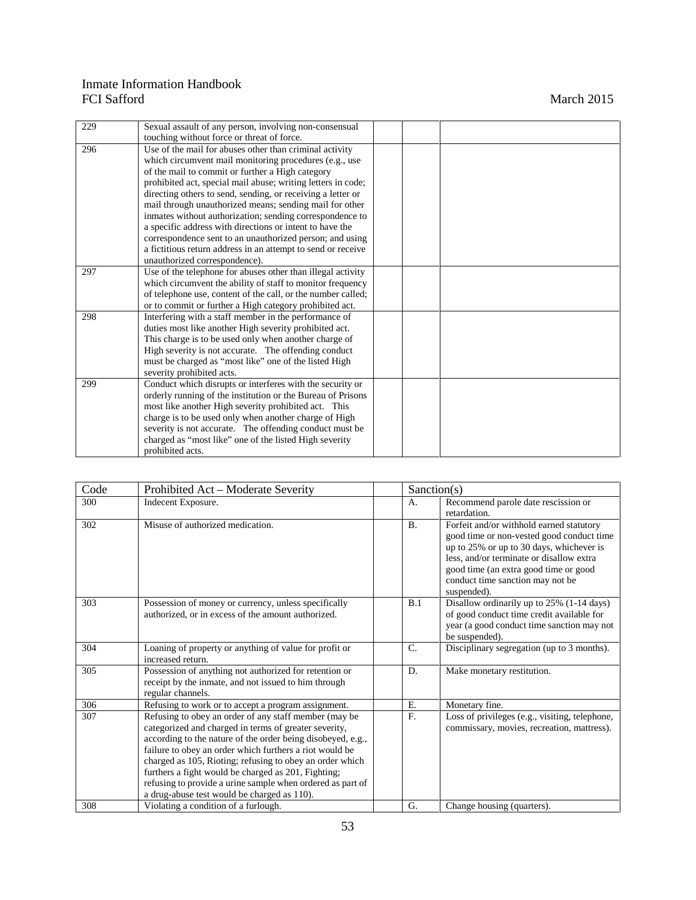| 229 | Sexual assault of any person, involving non-consensual touching without force or threat of force. | | | |
|---|---|---|---|---|
| 296 | Use of the mail for abuses other than criminal activity which circumvent mail monitoring procedures (e.g., use of the mail to commit or further a High category prohibited act, special mail abuse; writing letters in code; directing others to send, sending, or receiving a letter or mail through unauthorized means; sending mail for other inmates without authorization; sending correspondence to a specific address with directions or intent to have the correspondence sent to an unauthorized person; and using a fictitious return address in an attempt to send or receive unauthorized correspondence). | | | |
| 297 | Use of the telephone for abuses other than illegal activity which circumvent the ability of staff to monitor frequency of telephone use, content of the call, or the number called; or to commit or further a High category prohibited act. | | | |
| 298 | Interfering with a staff member in the performance of duties most like another High severity prohibited act. This charge is to be used only when another charge of High severity is not accurate. The offending conduct must be charged as "most like" one of the listed High severity prohibited acts. | | | |
| 299 | Conduct which disrupts or interferes with the security or orderly running of the institution or the Bureau of Prisons most like another High severity prohibited act. This charge is to be used only when another charge of High severity is not accurate. The offending conduct must be charged as "most like" one of the listed High severity prohibited acts. | | | |

| Code | Prohibited Act – Moderate Severity | | Sanction(s) | |
|---|---|---|---|---|
| 300 | Indecent Exposure. | | A. | Recommend parole date rescission or retardation. |
| 302 | Misuse of authorized medication. | | B. | Forfeit and/or withhold earned statutory good time or non-vested good conduct time up to 25% or up to 30 days, whichever is less, and/or terminate or disallow extra good time (an extra good time or good conduct time sanction may not be suspended). |
| 303 | Possession of money or currency, unless specifically authorized, or in excess of the amount authorized. | | B.1 | Disallow ordinarily up to 25% (1-14 days) of good conduct time credit available for year (a good conduct time sanction may not be suspended). |
| 304 | Loaning of property or anything of value for profit or increased return. | | C. | Disciplinary segregation (up to 3 months). |
| 305 | Possession of anything not authorized for retention or receipt by the inmate, and not issued to him through regular channels. | | D. | Make monetary restitution. |
| 306 | Refusing to work or to accept a program assignment. | | E. | Monetary fine. |
| 307 | Refusing to obey an order of any staff member (may be categorized and charged in terms of greater severity, according to the nature of the order being disobeyed, e.g., failure to obey an order which furthers a riot would be charged as 105, Rioting; refusing to obey an order which furthers a fight would be charged as 201, Fighting; refusing to provide a urine sample when ordered as part of a drug-abuse test would be charged as 110). | | F. | Loss of privileges (e.g., visiting, telephone, commissary, movies, recreation, mattress). |
| 308 | Violating a condition of a furlough. | | G. | Change housing (quarters). |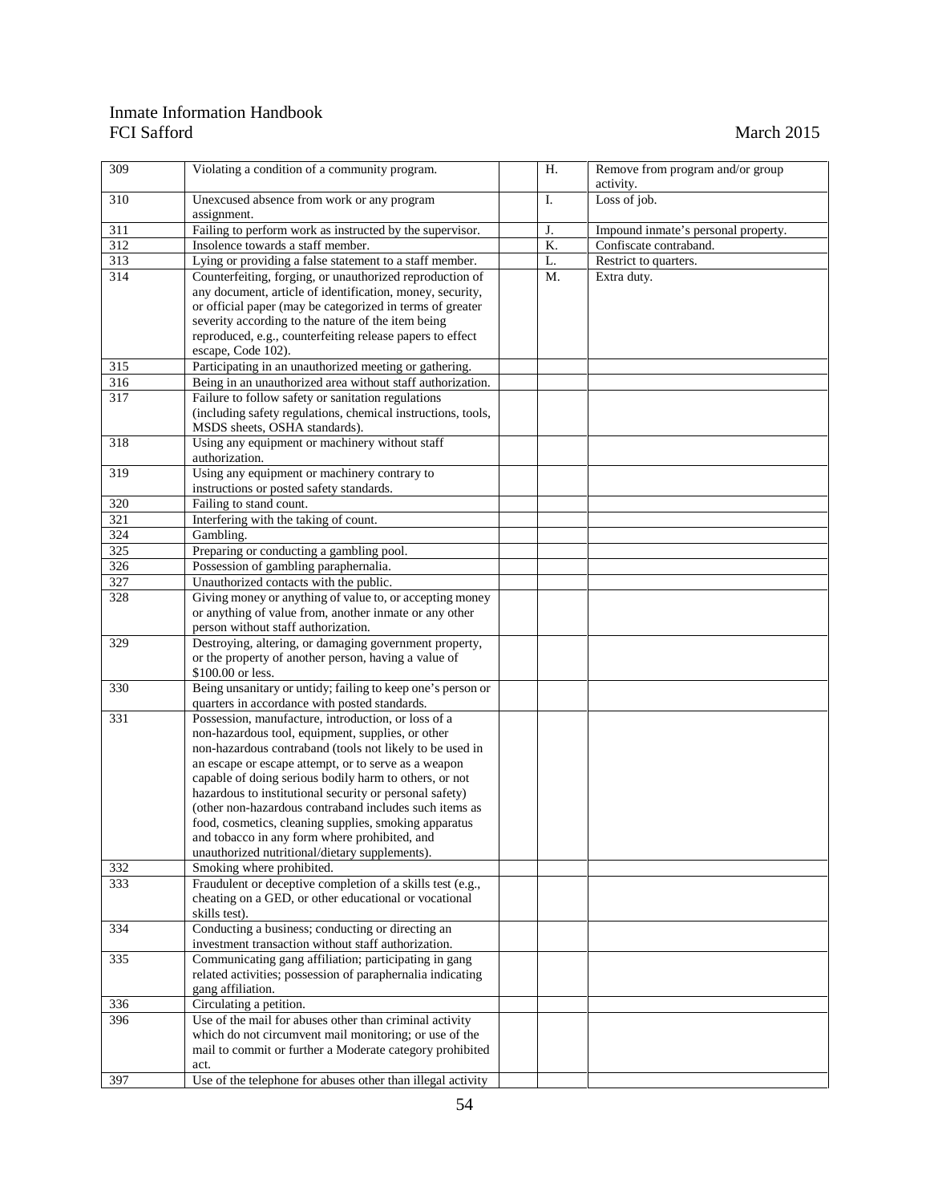| | | | | |
|---|---|---|---|---|
| 309 | Violating a condition of a community program. | | H. | Remove from program and/or group activity. |
| 310 | Unexcused absence from work or any program assignment. | | I. | Loss of job. |
| 311 | Failing to perform work as instructed by the supervisor. | | J. | Impound inmate's personal property. |
| 312 | Insolence towards a staff member. | | K. | Confiscate contraband. |
| 313 | Lying or providing a false statement to a staff member. | | L. | Restrict to quarters. |
| 314 | Counterfeiting, forging, or unauthorized reproduction of any document, article of identification, money, security, or official paper (may be categorized in terms of greater severity according to the nature of the item being reproduced, e.g., counterfeiting release papers to effect escape, Code 102). | | M. | Extra duty. |
| 315 | Participating in an unauthorized meeting or gathering. | | | |
| 316 | Being in an unauthorized area without staff authorization. | | | |
| 317 | Failure to follow safety or sanitation regulations (including safety regulations, chemical instructions, tools, MSDS sheets, OSHA standards). | | | |
| 318 | Using any equipment or machinery without staff authorization. | | | |
| 319 | Using any equipment or machinery contrary to instructions or posted safety standards. | | | |
| 320 | Failing to stand count. | | | |
| 321 | Interfering with the taking of count. | | | |
| 324 | Gambling. | | | |
| 325 | Preparing or conducting a gambling pool. | | | |
| 326 | Possession of gambling paraphernalia. | | | |
| 327 | Unauthorized contacts with the public. | | | |
| 328 | Giving money or anything of value to, or accepting money or anything of value from, another inmate or any other person without staff authorization. | | | |
| 329 | Destroying, altering, or damaging government property, or the property of another person, having a value of $100.00 or less. | | | |
| 330 | Being unsanitary or untidy; failing to keep one's person or quarters in accordance with posted standards. | | | |
| 331 | Possession, manufacture, introduction, or loss of a non-hazardous tool, equipment, supplies, or other non-hazardous contraband (tools not likely to be used in an escape or escape attempt, or to serve as a weapon capable of doing serious bodily harm to others, or not hazardous to institutional security or personal safety) (other non-hazardous contraband includes such items as food, cosmetics, cleaning supplies, smoking apparatus and tobacco in any form where prohibited, and unauthorized nutritional/dietary supplements). | | | |
| 332 | Smoking where prohibited. | | | |
| 333 | Fraudulent or deceptive completion of a skills test (e.g., cheating on a GED, or other educational or vocational skills test). | | | |
| 334 | Conducting a business; conducting or directing an investment transaction without staff authorization. | | | |
| 335 | Communicating gang affiliation; participating in gang related activities; possession of paraphernalia indicating gang affiliation. | | | |
| 336 | Circulating a petition. | | | |
| 396 | Use of the mail for abuses other than criminal activity which do not circumvent mail monitoring; or use of the mail to commit or further a Moderate category prohibited act. | | | |
| 397 | Use of the telephone for abuses other than illegal activity | | | |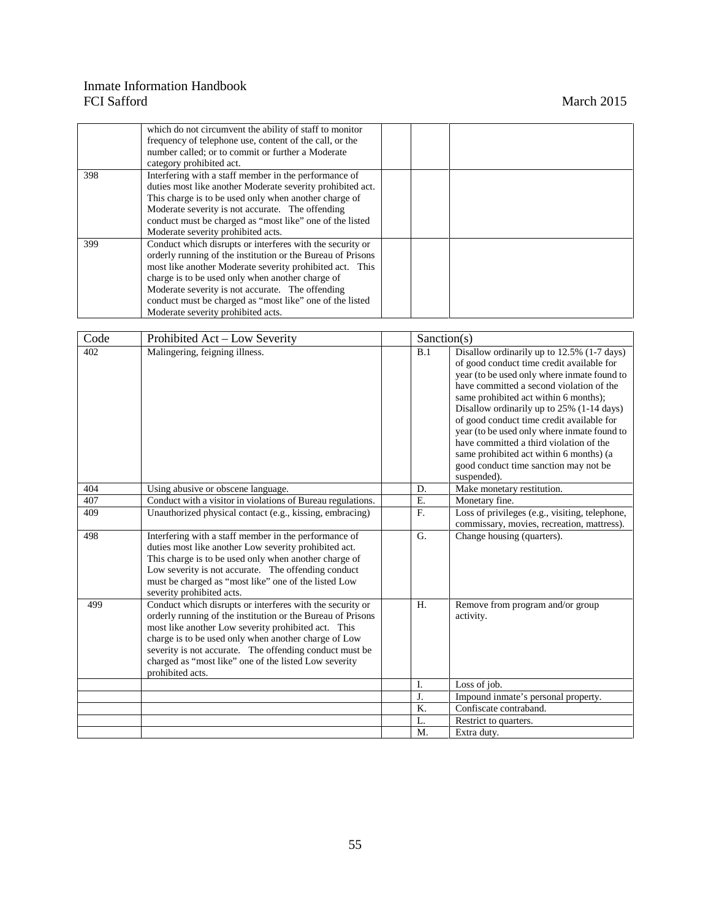| | | | | |
|---|---|---|---|---|
| | which do not circumvent the ability of staff to monitor frequency of telephone use, content of the call, or the number called; or to commit or further a Moderate category prohibited act. | | | |
| 398 | Interfering with a staff member in the performance of duties most like another Moderate severity prohibited act. This charge is to be used only when another charge of Moderate severity is not accurate. The offending conduct must be charged as "most like" one of the listed Moderate severity prohibited acts. | | | |
| 399 | Conduct which disrupts or interferes with the security or orderly running of the institution or the Bureau of Prisons most like another Moderate severity prohibited act. This charge is to be used only when another charge of Moderate severity is not accurate. The offending conduct must be charged as "most like" one of the listed Moderate severity prohibited acts. | | | |

| Code | Prohibited Act – Low Severity | | Sanction(s) | |
|---|---|---|---|---|
| 402 | Malingering, feigning illness. | | B.1 | Disallow ordinarily up to 12.5% (1-7 days) of good conduct time credit available for year (to be used only where inmate found to have committed a second violation of the same prohibited act within 6 months); Disallow ordinarily up to 25% (1-14 days) of good conduct time credit available for year (to be used only where inmate found to have committed a third violation of the same prohibited act within 6 months) (a good conduct time sanction may not be suspended). |
| 404 | Using abusive or obscene language. | | D. | Make monetary restitution. |
| 407 | Conduct with a visitor in violations of Bureau regulations. | | E. | Monetary fine. |
| 409 | Unauthorized physical contact (e.g., kissing, embracing) | | F. | Loss of privileges (e.g., visiting, telephone, commissary, movies, recreation, mattress). |
| 498 | Interfering with a staff member in the performance of duties most like another Low severity prohibited act. This charge is to be used only when another charge of Low severity is not accurate. The offending conduct must be charged as "most like" one of the listed Low severity prohibited acts. | | G. | Change housing (quarters). |
| 499 | Conduct which disrupts or interferes with the security or orderly running of the institution or the Bureau of Prisons most like another Low severity prohibited act. This charge is to be used only when another charge of Low severity is not accurate. The offending conduct must be charged as "most like" one of the listed Low severity prohibited acts. | | H. | Remove from program and/or group activity. |
| | | | I. | Loss of job. |
| | | | J. | Impound inmate's personal property. |
| | | | K. | Confiscate contraband. |
| | | | L. | Restrict to quarters. |
| | | | M. | Extra duty. |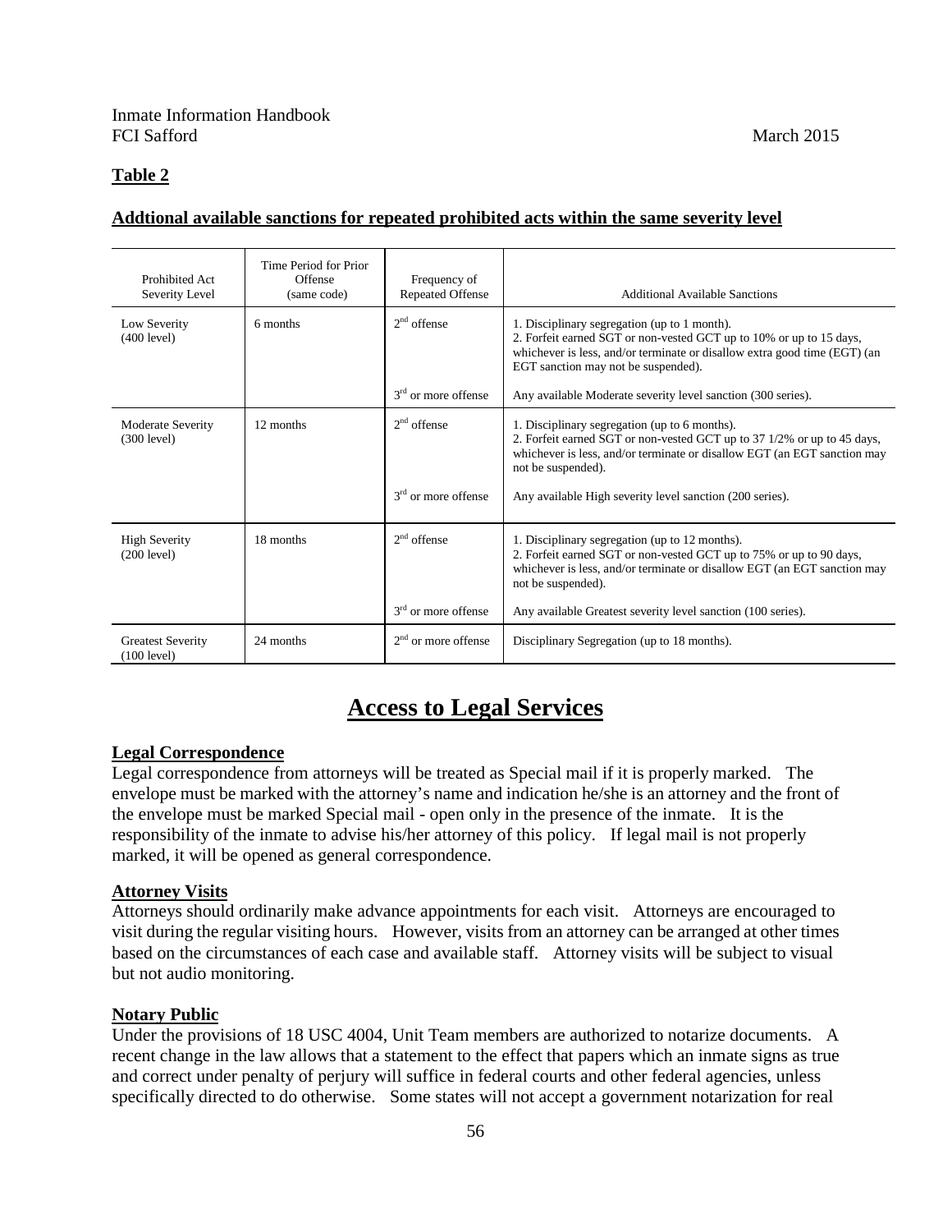**Table 2**

**Addtional available sanctions for repeated prohibited acts within the same severity level**

| Prohibited Act Severity Level | Time Period for Prior Offense (same code) | Frequency of Repeated Offense | Additional Available Sanctions |
|---|---|---|---|
| Low Severity (400 level) | 6 months | 2nd offense | 1. Disciplinary segregation (up to 1 month).<br>2. Forfeit earned SGT or non-vested GCT up to 10% or up to 15 days, whichever is less, and/or terminate or disallow extra good time (EGT) (an EGT sanction may not be suspended). |
| | | 3rd or more offense | Any available Moderate severity level sanction (300 series). |
| Moderate Severity (300 level) | 12 months | 2nd offense | 1. Disciplinary segregation (up to 6 months).<br>2. Forfeit earned SGT or non-vested GCT up to 37 1/2% or up to 45 days, whichever is less, and/or terminate or disallow EGT (an EGT sanction may not be suspended). |
| | | 3rd or more offense | Any available High severity level sanction (200 series). |
| High Severity (200 level) | 18 months | 2nd offense | 1. Disciplinary segregation (up to 12 months).<br>2. Forfeit earned SGT or non-vested GCT up to 75% or up to 90 days, whichever is less, and/or terminate or disallow EGT (an EGT sanction may not be suspended). |
| | | 3rd or more offense | Any available Greatest severity level sanction (100 series). |
| Greatest Severity (100 level) | 24 months | 2nd or more offense | Disciplinary Segregation (up to 18 months). |

# Access to Legal Services

**Legal Correspondence**

Legal correspondence from attorneys will be treated as Special mail if it is properly marked. The envelope must be marked with the attorney's name and indication he/she is an attorney and the front of the envelope must be marked Special mail - open only in the presence of the inmate. It is the responsibility of the inmate to advise his/her attorney of this policy. If legal mail is not properly marked, it will be opened as general correspondence.

**Attorney Visits**

Attorneys should ordinarily make advance appointments for each visit. Attorneys are encouraged to visit during the regular visiting hours. However, visits from an attorney can be arranged at other times based on the circumstances of each case and available staff. Attorney visits will be subject to visual but not audio monitoring.

**Notary Public**

Under the provisions of 18 USC 4004, Unit Team members are authorized to notarize documents. A recent change in the law allows that a statement to the effect that papers which an inmate signs as true and correct under penalty of perjury will suffice in federal courts and other federal agencies, unless specifically directed to do otherwise. Some states will not accept a government notarization for real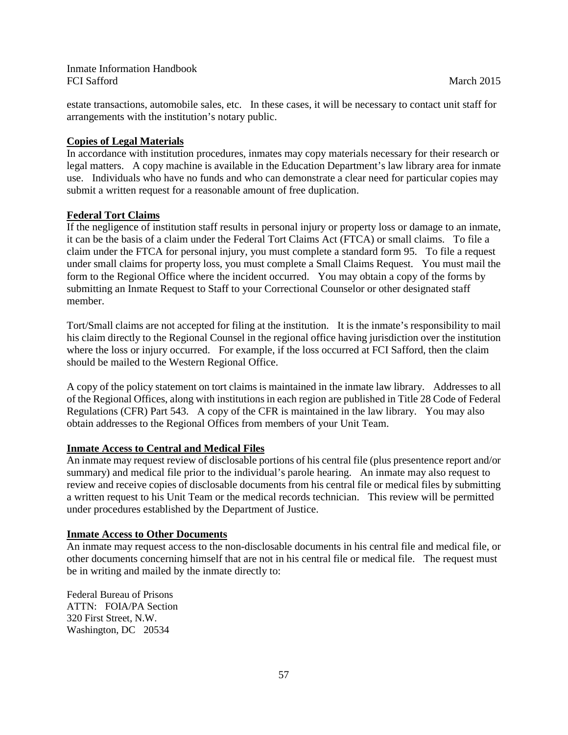estate transactions, automobile sales, etc. In these cases, it will be necessary to contact unit staff for arrangements with the institution's notary public.

**Copies of Legal Materials**

In accordance with institution procedures, inmates may copy materials necessary for their research or legal matters. A copy machine is available in the Education Department's law library area for inmate use. Individuals who have no funds and who can demonstrate a clear need for particular copies may submit a written request for a reasonable amount of free duplication.

**Federal Tort Claims**

If the negligence of institution staff results in personal injury or property loss or damage to an inmate, it can be the basis of a claim under the Federal Tort Claims Act (FTCA) or small claims. To file a claim under the FTCA for personal injury, you must complete a standard form 95. To file a request under small claims for property loss, you must complete a Small Claims Request. You must mail the form to the Regional Office where the incident occurred. You may obtain a copy of the forms by submitting an Inmate Request to Staff to your Correctional Counselor or other designated staff member.

Tort/Small claims are not accepted for filing at the institution. It is the inmate's responsibility to mail his claim directly to the Regional Counsel in the regional office having jurisdiction over the institution where the loss or injury occurred. For example, if the loss occurred at FCI Safford, then the claim should be mailed to the Western Regional Office.

A copy of the policy statement on tort claims is maintained in the inmate law library. Addresses to all of the Regional Offices, along with institutions in each region are published in Title 28 Code of Federal Regulations (CFR) Part 543. A copy of the CFR is maintained in the law library. You may also obtain addresses to the Regional Offices from members of your Unit Team.

**Inmate Access to Central and Medical Files**

An inmate may request review of disclosable portions of his central file (plus presentence report and/or summary) and medical file prior to the individual's parole hearing. An inmate may also request to review and receive copies of disclosable documents from his central file or medical files by submitting a written request to his Unit Team or the medical records technician. This review will be permitted under procedures established by the Department of Justice.

**Inmate Access to Other Documents**

An inmate may request access to the non-disclosable documents in his central file and medical file, or other documents concerning himself that are not in his central file or medical file. The request must be in writing and mailed by the inmate directly to:

Federal Bureau of Prisons
ATTN: FOIA/PA Section
320 First Street, N.W.
Washington, DC 20534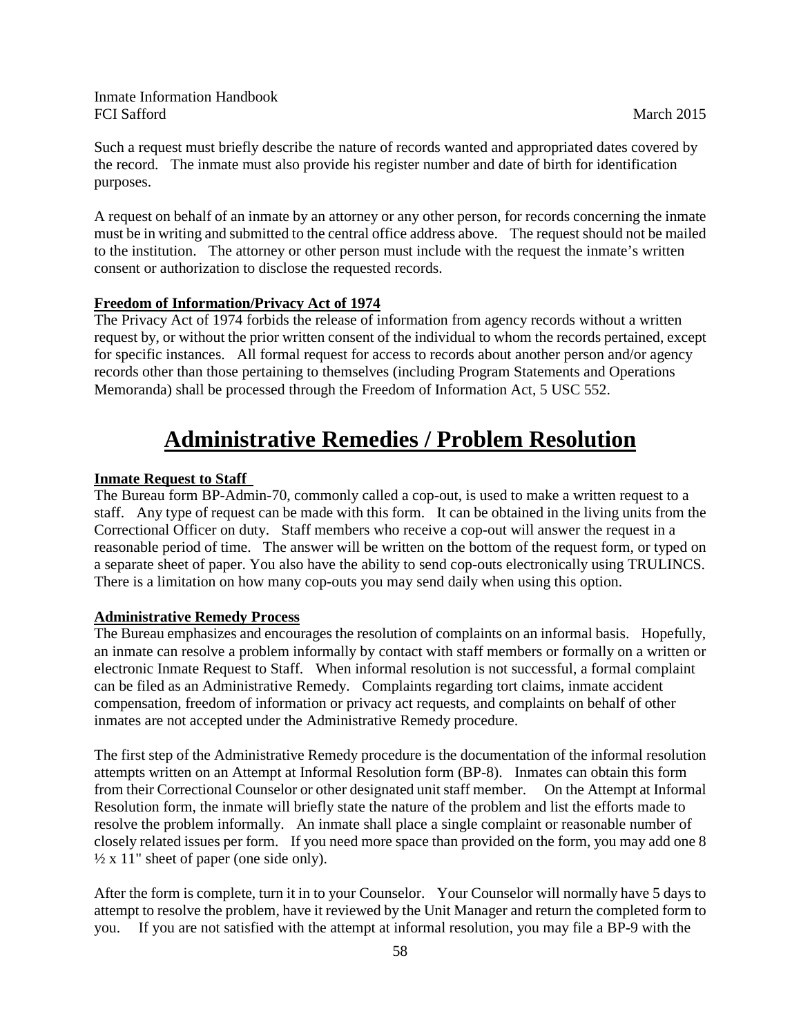Such a request must briefly describe the nature of records wanted and appropriated dates covered by the record. The inmate must also provide his register number and date of birth for identification purposes.

A request on behalf of an inmate by an attorney or any other person, for records concerning the inmate must be in writing and submitted to the central office address above. The request should not be mailed to the institution. The attorney or other person must include with the request the inmate's written consent or authorization to disclose the requested records.

**Freedom of Information/Privacy Act of 1974**

The Privacy Act of 1974 forbids the release of information from agency records without a written request by, or without the prior written consent of the individual to whom the records pertained, except for specific instances. All formal request for access to records about another person and/or agency records other than those pertaining to themselves (including Program Statements and Operations Memoranda) shall be processed through the Freedom of Information Act, 5 USC 552.

# Administrative Remedies / Problem Resolution

**Inmate Request to Staff**

The Bureau form BP-Admin-70, commonly called a cop-out, is used to make a written request to a staff. Any type of request can be made with this form. It can be obtained in the living units from the Correctional Officer on duty. Staff members who receive a cop-out will answer the request in a reasonable period of time. The answer will be written on the bottom of the request form, or typed on a separate sheet of paper. You also have the ability to send cop-outs electronically using TRULINCS. There is a limitation on how many cop-outs you may send daily when using this option.

**Administrative Remedy Process**

The Bureau emphasizes and encourages the resolution of complaints on an informal basis. Hopefully, an inmate can resolve a problem informally by contact with staff members or formally on a written or electronic Inmate Request to Staff. When informal resolution is not successful, a formal complaint can be filed as an Administrative Remedy. Complaints regarding tort claims, inmate accident compensation, freedom of information or privacy act requests, and complaints on behalf of other inmates are not accepted under the Administrative Remedy procedure.

The first step of the Administrative Remedy procedure is the documentation of the informal resolution attempts written on an Attempt at Informal Resolution form (BP-8). Inmates can obtain this form from their Correctional Counselor or other designated unit staff member. On the Attempt at Informal Resolution form, the inmate will briefly state the nature of the problem and list the efforts made to resolve the problem informally. An inmate shall place a single complaint or reasonable number of closely related issues per form. If you need more space than provided on the form, you may add one 8 ½ x 11" sheet of paper (one side only).

After the form is complete, turn it in to your Counselor. Your Counselor will normally have 5 days to attempt to resolve the problem, have it reviewed by the Unit Manager and return the completed form to you. If you are not satisfied with the attempt at informal resolution, you may file a BP-9 with the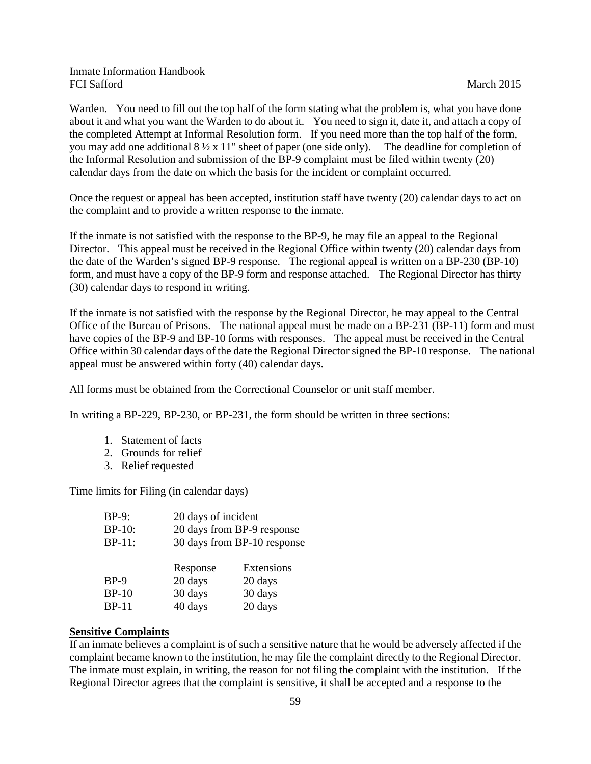Warden. You need to fill out the top half of the form stating what the problem is, what you have done about it and what you want the Warden to do about it. You need to sign it, date it, and attach a copy of the completed Attempt at Informal Resolution form. If you need more than the top half of the form, you may add one additional 8 ½ x 11" sheet of paper (one side only). The deadline for completion of the Informal Resolution and submission of the BP-9 complaint must be filed within twenty (20) calendar days from the date on which the basis for the incident or complaint occurred.

Once the request or appeal has been accepted, institution staff have twenty (20) calendar days to act on the complaint and to provide a written response to the inmate.

If the inmate is not satisfied with the response to the BP-9, he may file an appeal to the Regional Director. This appeal must be received in the Regional Office within twenty (20) calendar days from the date of the Warden's signed BP-9 response. The regional appeal is written on a BP-230 (BP-10) form, and must have a copy of the BP-9 form and response attached. The Regional Director has thirty (30) calendar days to respond in writing.

If the inmate is not satisfied with the response by the Regional Director, he may appeal to the Central Office of the Bureau of Prisons. The national appeal must be made on a BP-231 (BP-11) form and must have copies of the BP-9 and BP-10 forms with responses. The appeal must be received in the Central Office within 30 calendar days of the date the Regional Director signed the BP-10 response. The national appeal must be answered within forty (40) calendar days.

All forms must be obtained from the Correctional Counselor or unit staff member.

In writing a BP-229, BP-230, or BP-231, the form should be written in three sections:

1. Statement of facts
2. Grounds for relief
3. Relief requested

Time limits for Filing (in calendar days)

| | |
|---|---|
| BP-9: | 20 days of incident |
| BP-10: | 20 days from BP-9 response |
| BP-11: | 30 days from BP-10 response |

| | Response | Extensions |
|---|---|---|
| BP-9 | 20 days | 20 days |
| BP-10 | 30 days | 30 days |
| BP-11 | 40 days | 20 days |

**Sensitive Complaints**

If an inmate believes a complaint is of such a sensitive nature that he would be adversely affected if the complaint became known to the institution, he may file the complaint directly to the Regional Director. The inmate must explain, in writing, the reason for not filing the complaint with the institution. If the Regional Director agrees that the complaint is sensitive, it shall be accepted and a response to the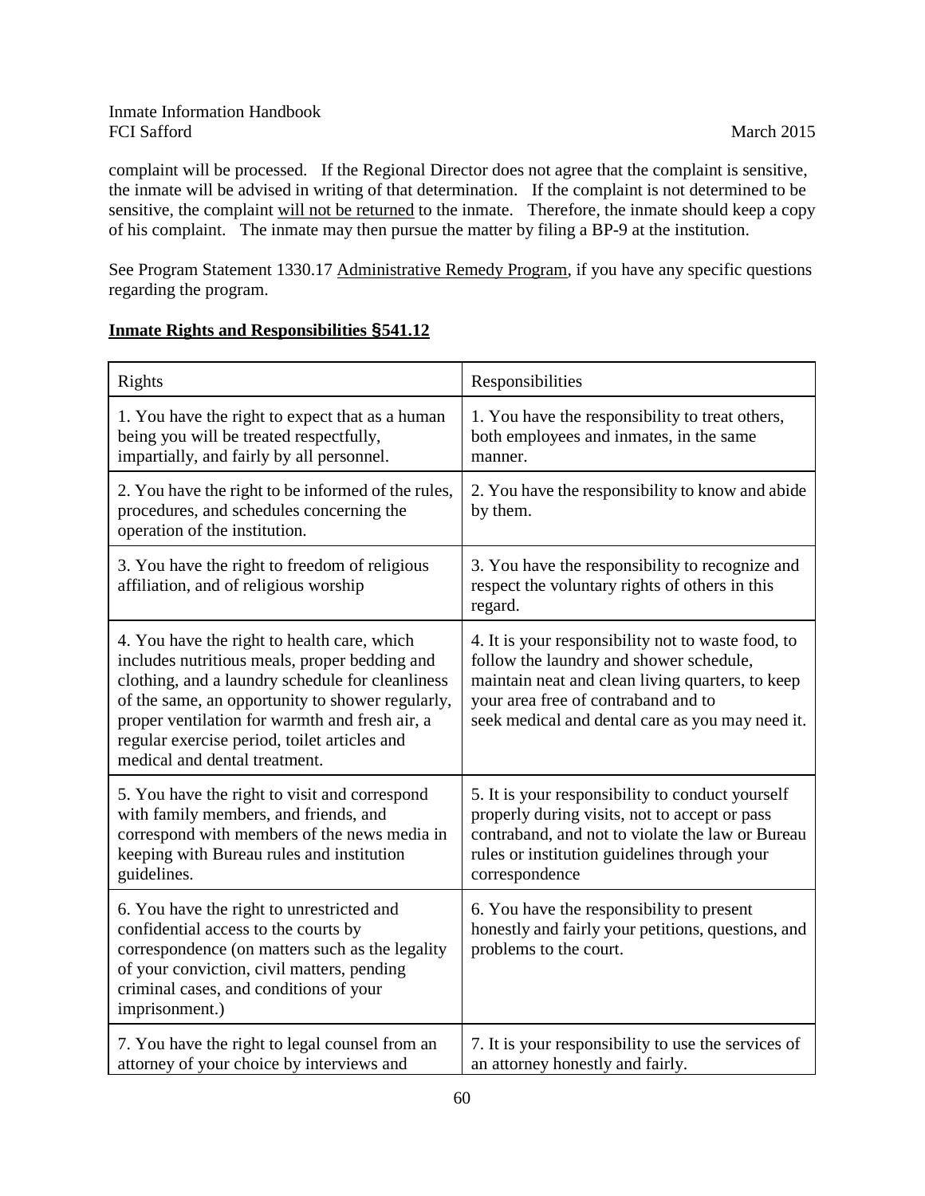complaint will be processed. If the Regional Director does not agree that the complaint is sensitive, the inmate will be advised in writing of that determination. If the complaint is not determined to be sensitive, the complaint will not be returned to the inmate. Therefore, the inmate should keep a copy of his complaint. The inmate may then pursue the matter by filing a BP-9 at the institution.

See Program Statement 1330.17 Administrative Remedy Program, if you have any specific questions regarding the program.

**Inmate Rights and Responsibilities §541.12**

| Rights | Responsibilities |
|---|---|
| 1. You have the right to expect that as a human being you will be treated respectfully, impartially, and fairly by all personnel. | 1. You have the responsibility to treat others, both employees and inmates, in the same manner. |
| 2. You have the right to be informed of the rules, procedures, and schedules concerning the operation of the institution. | 2. You have the responsibility to know and abide by them. |
| 3. You have the right to freedom of religious affiliation, and of religious worship | 3. You have the responsibility to recognize and respect the voluntary rights of others in this regard. |
| 4. You have the right to health care, which includes nutritious meals, proper bedding and clothing, and a laundry schedule for cleanliness of the same, an opportunity to shower regularly, proper ventilation for warmth and fresh air, a regular exercise period, toilet articles and medical and dental treatment. | 4. It is your responsibility not to waste food, to follow the laundry and shower schedule, maintain neat and clean living quarters, to keep your area free of contraband and to seek medical and dental care as you may need it. |
| 5. You have the right to visit and correspond with family members, and friends, and correspond with members of the news media in keeping with Bureau rules and institution guidelines. | 5. It is your responsibility to conduct yourself properly during visits, not to accept or pass contraband, and not to violate the law or Bureau rules or institution guidelines through your correspondence |
| 6. You have the right to unrestricted and confidential access to the courts by correspondence (on matters such as the legality of your conviction, civil matters, pending criminal cases, and conditions of your imprisonment.) | 6. You have the responsibility to present honestly and fairly your petitions, questions, and problems to the court. |
| 7. You have the right to legal counsel from an attorney of your choice by interviews and | 7. It is your responsibility to use the services of an attorney honestly and fairly. |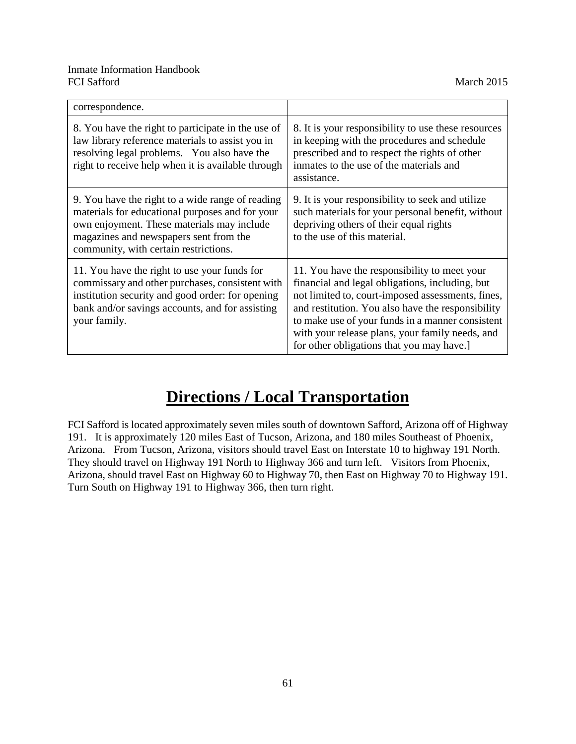| | |
|---|---|
| correspondence. | |
| 8. You have the right to participate in the use of law library reference materials to assist you in resolving legal problems. You also have the right to receive help when it is available through | 8. It is your responsibility to use these resources in keeping with the procedures and schedule prescribed and to respect the rights of other inmates to the use of the materials and assistance. |
| 9. You have the right to a wide range of reading materials for educational purposes and for your own enjoyment. These materials may include magazines and newspapers sent from the community, with certain restrictions. | 9. It is your responsibility to seek and utilize such materials for your personal benefit, without depriving others of their equal rights to the use of this material. |
| 11. You have the right to use your funds for commissary and other purchases, consistent with institution security and good order: for opening bank and/or savings accounts, and for assisting your family. | 11. You have the responsibility to meet your financial and legal obligations, including, but not limited to, court-imposed assessments, fines, and restitution. You also have the responsibility to make use of your funds in a manner consistent with your release plans, your family needs, and for other obligations that you may have.] |

# **Directions / Local Transportation**

FCI Safford is located approximately seven miles south of downtown Safford, Arizona off of Highway 191. It is approximately 120 miles East of Tucson, Arizona, and 180 miles Southeast of Phoenix, Arizona. From Tucson, Arizona, visitors should travel East on Interstate 10 to highway 191 North. They should travel on Highway 191 North to Highway 366 and turn left. Visitors from Phoenix, Arizona, should travel East on Highway 60 to Highway 70, then East on Highway 70 to Highway 191. Turn South on Highway 191 to Highway 366, then turn right.